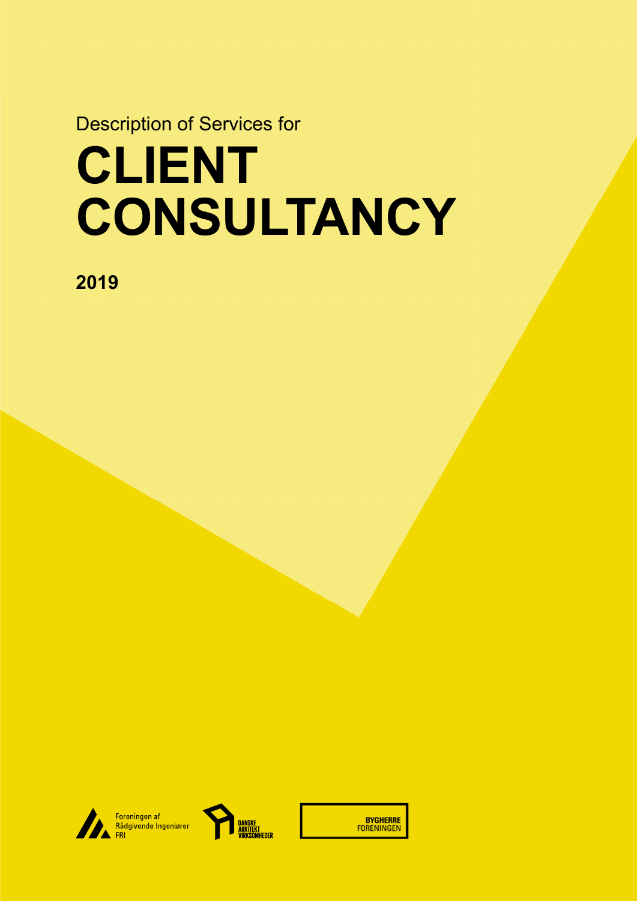Description of Services for

# CLIENT CONSULTANCY

**2019**

Foreningen af Rådgivende Ingeniører FRI

DANSKE ARKITEKT VIRKSOMHEDER

BYGHERRE FORENINGEN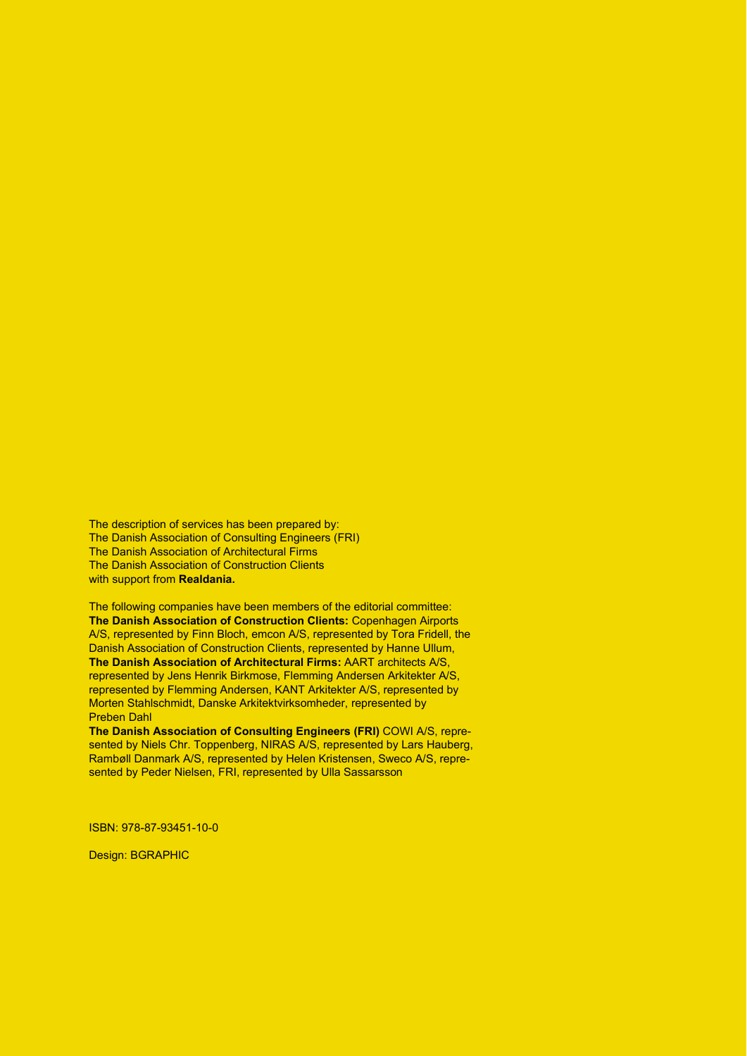The description of services has been prepared by:
The Danish Association of Consulting Engineers (FRI)
The Danish Association of Architectural Firms
The Danish Association of Construction Clients
with support from **Realdania.**

The following companies have been members of the editorial committee:
**The Danish Association of Construction Clients:** Copenhagen Airports A/S, represented by Finn Bloch, emcon A/S, represented by Tora Fridell, the Danish Association of Construction Clients, represented by Hanne Ullum,
**The Danish Association of Architectural Firms:** AART architects A/S, represented by Jens Henrik Birkmose, Flemming Andersen Arkitekter A/S, represented by Flemming Andersen, KANT Arkitekter A/S, represented by Morten Stahlschmidt, Danske Arkitektvirksomheder, represented by Preben Dahl
**The Danish Association of Consulting Engineers (FRI)** COWI A/S, represented by Niels Chr. Toppenberg, NIRAS A/S, represented by Lars Hauberg, Rambøll Danmark A/S, represented by Helen Kristensen, Sweco A/S, represented by Peder Nielsen, FRI, represented by Ulla Sassarsson

ISBN: 978-87-93451-10-0

Design: BGRAPHIC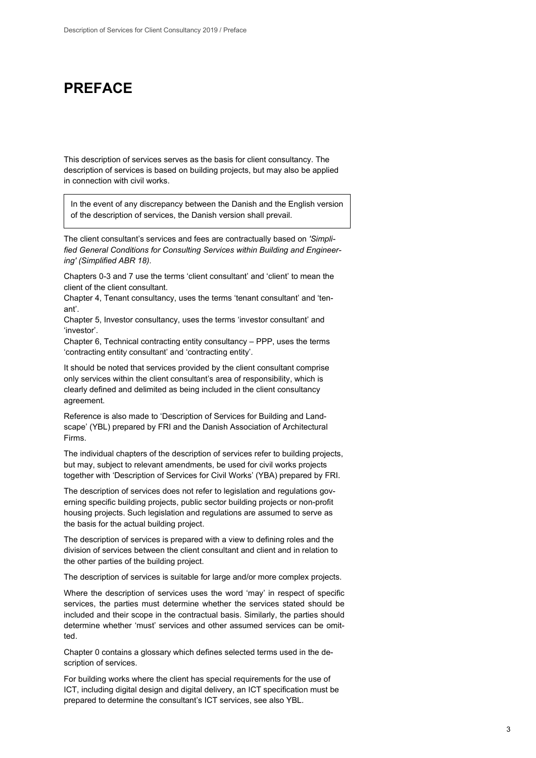# PREFACE

This description of services serves as the basis for client consultancy. The description of services is based on building projects, but may also be applied in connection with civil works.

> In the event of any discrepancy between the Danish and the English version of the description of services, the Danish version shall prevail.

The client consultant's services and fees are contractually based on *'Simplified General Conditions for Consulting Services within Building and Engineering' (Simplified ABR 18)*.

Chapters 0-3 and 7 use the terms 'client consultant' and 'client' to mean the client of the client consultant.
Chapter 4, Tenant consultancy, uses the terms 'tenant consultant' and 'tenant'.
Chapter 5, Investor consultancy, uses the terms 'investor consultant' and 'investor'.
Chapter 6, Technical contracting entity consultancy – PPP, uses the terms 'contracting entity consultant' and 'contracting entity'.

It should be noted that services provided by the client consultant comprise only services within the client consultant's area of responsibility, which is clearly defined and delimited as being included in the client consultancy agreement.

Reference is also made to 'Description of Services for Building and Landscape' (YBL) prepared by FRI and the Danish Association of Architectural Firms.

The individual chapters of the description of services refer to building projects, but may, subject to relevant amendments, be used for civil works projects together with 'Description of Services for Civil Works' (YBA) prepared by FRI.

The description of services does not refer to legislation and regulations governing specific building projects, public sector building projects or non-profit housing projects. Such legislation and regulations are assumed to serve as the basis for the actual building project.

The description of services is prepared with a view to defining roles and the division of services between the client consultant and client and in relation to the other parties of the building project.

The description of services is suitable for large and/or more complex projects.

Where the description of services uses the word 'may' in respect of specific services, the parties must determine whether the services stated should be included and their scope in the contractual basis. Similarly, the parties should determine whether 'must' services and other assumed services can be omitted.

Chapter 0 contains a glossary which defines selected terms used in the description of services.

For building works where the client has special requirements for the use of ICT, including digital design and digital delivery, an ICT specification must be prepared to determine the consultant's ICT services, see also YBL.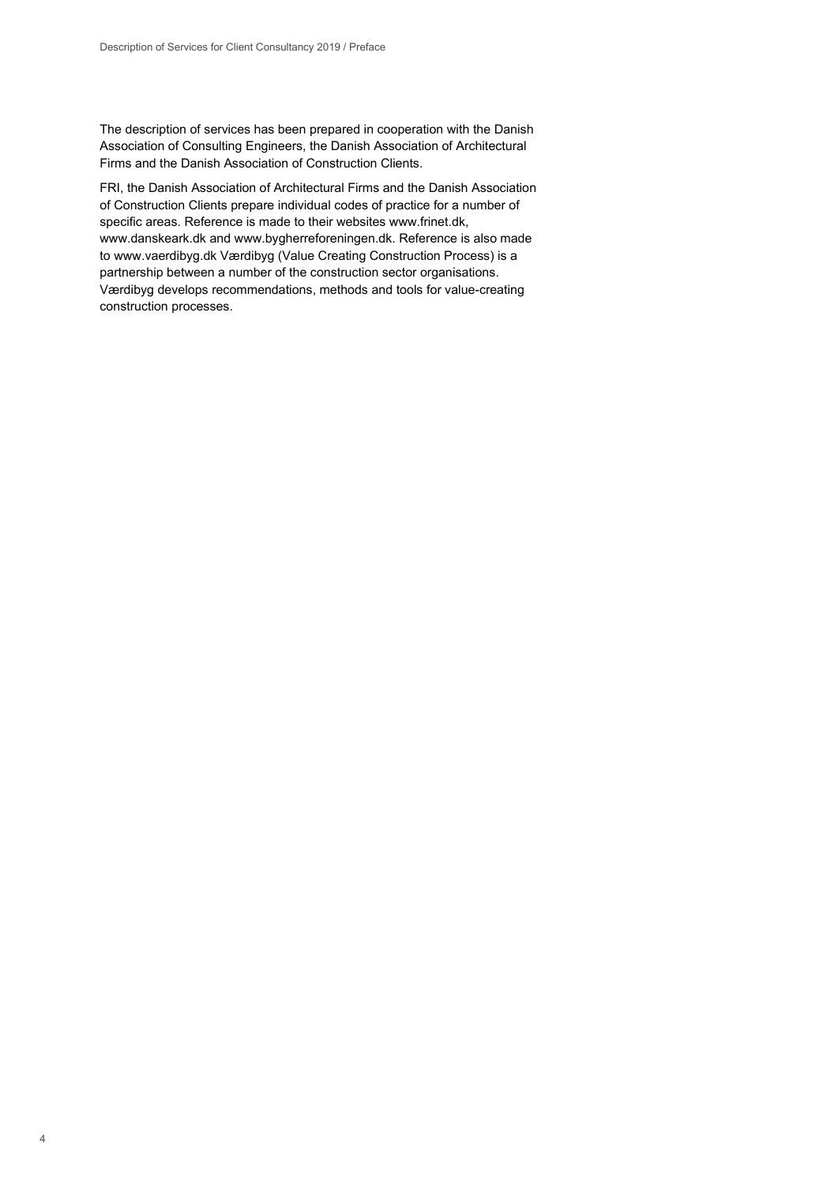The description of services has been prepared in cooperation with the Danish Association of Consulting Engineers, the Danish Association of Architectural Firms and the Danish Association of Construction Clients.

FRI, the Danish Association of Architectural Firms and the Danish Association of Construction Clients prepare individual codes of practice for a number of specific areas. Reference is made to their websites www.frinet.dk, www.danskeark.dk and www.bygherreforeningen.dk. Reference is also made to www.vaerdibyg.dk Værdibyg (Value Creating Construction Process) is a partnership between a number of the construction sector organisations. Værdibyg develops recommendations, methods and tools for value-creating construction processes.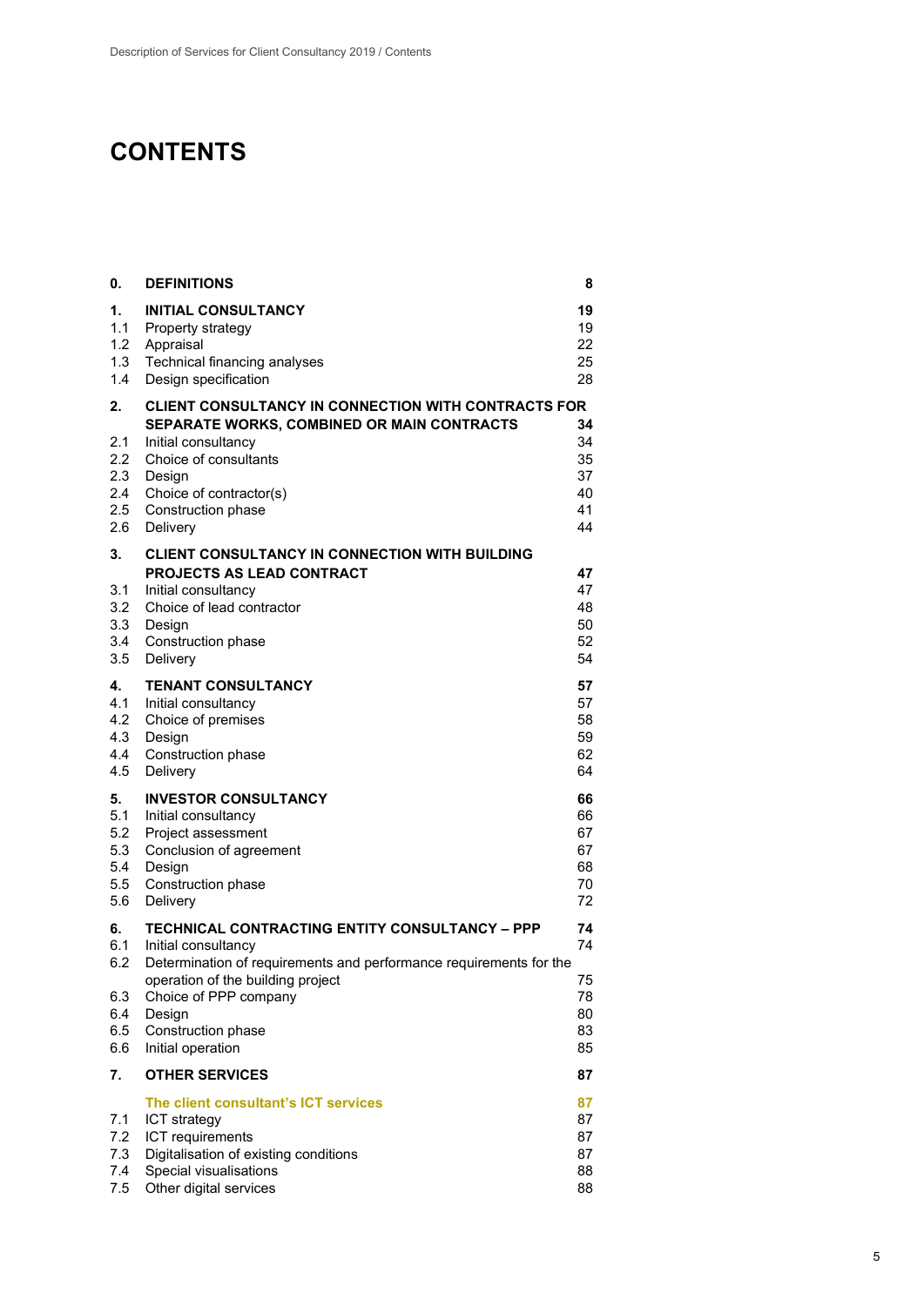# CONTENTS

| | | |
|---|---|---|
| **0.** | **DEFINITIONS** | **8** |
| **1.** | **INITIAL CONSULTANCY** | **19** |
| 1.1 | Property strategy | 19 |
| 1.2 | Appraisal | 22 |
| 1.3 | Technical financing analyses | 25 |
| 1.4 | Design specification | 28 |
| **2.** | **CLIENT CONSULTANCY IN CONNECTION WITH CONTRACTS FOR SEPARATE WORKS, COMBINED OR MAIN CONTRACTS** | **34** |
| 2.1 | Initial consultancy | 34 |
| 2.2 | Choice of consultants | 35 |
| 2.3 | Design | 37 |
| 2.4 | Choice of contractor(s) | 40 |
| 2.5 | Construction phase | 41 |
| 2.6 | Delivery | 44 |
| **3.** | **CLIENT CONSULTANCY IN CONNECTION WITH BUILDING PROJECTS AS LEAD CONTRACT** | **47** |
| 3.1 | Initial consultancy | 47 |
| 3.2 | Choice of lead contractor | 48 |
| 3.3 | Design | 50 |
| 3.4 | Construction phase | 52 |
| 3.5 | Delivery | 54 |
| **4.** | **TENANT CONSULTANCY** | **57** |
| 4.1 | Initial consultancy | 57 |
| 4.2 | Choice of premises | 58 |
| 4.3 | Design | 59 |
| 4.4 | Construction phase | 62 |
| 4.5 | Delivery | 64 |
| **5.** | **INVESTOR CONSULTANCY** | **66** |
| 5.1 | Initial consultancy | 66 |
| 5.2 | Project assessment | 67 |
| 5.3 | Conclusion of agreement | 67 |
| 5.4 | Design | 68 |
| 5.5 | Construction phase | 70 |
| 5.6 | Delivery | 72 |
| **6.** | **TECHNICAL CONTRACTING ENTITY CONSULTANCY – PPP** | **74** |
| 6.1 | Initial consultancy | 74 |
| 6.2 | Determination of requirements and performance requirements for the operation of the building project | 75 |
| 6.3 | Choice of PPP company | 78 |
| 6.4 | Design | 80 |
| 6.5 | Construction phase | 83 |
| 6.6 | Initial operation | 85 |
| **7.** | **OTHER SERVICES** | **87** |
| | **The client consultant's ICT services** | **87** |
| 7.1 | ICT strategy | 87 |
| 7.2 | ICT requirements | 87 |
| 7.3 | Digitalisation of existing conditions | 87 |
| 7.4 | Special visualisations | 88 |
| 7.5 | Other digital services | 88 |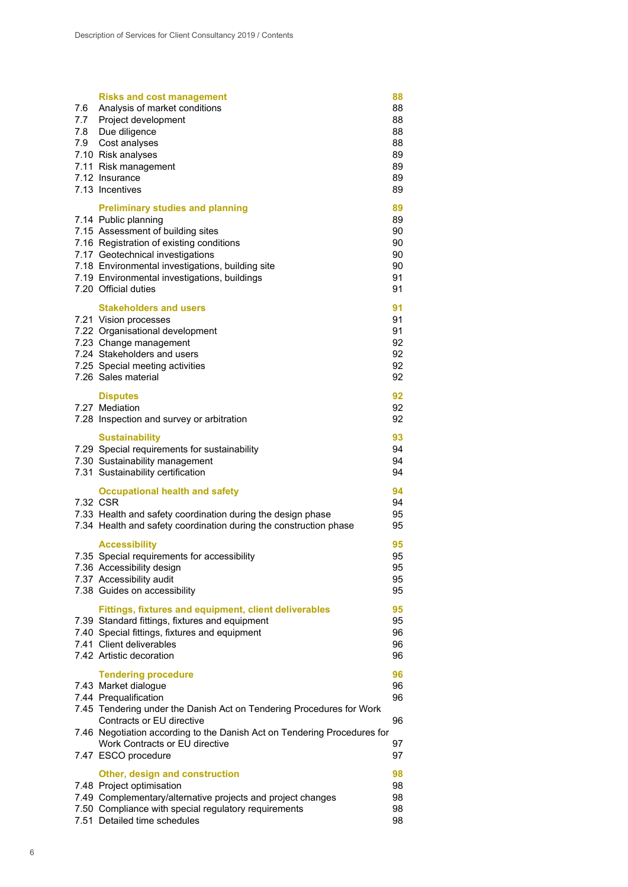| | | |
|---|---|---|
| | **Risks and cost management** | **88** |
| 7.6 | Analysis of market conditions | 88 |
| 7.7 | Project development | 88 |
| 7.8 | Due diligence | 88 |
| 7.9 | Cost analyses | 88 |
| 7.10 | Risk analyses | 89 |
| 7.11 | Risk management | 89 |
| 7.12 | Insurance | 89 |
| 7.13 | Incentives | 89 |
| | **Preliminary studies and planning** | **89** |
| 7.14 | Public planning | 89 |
| 7.15 | Assessment of building sites | 90 |
| 7.16 | Registration of existing conditions | 90 |
| 7.17 | Geotechnical investigations | 90 |
| 7.18 | Environmental investigations, building site | 90 |
| 7.19 | Environmental investigations, buildings | 91 |
| 7.20 | Official duties | 91 |
| | **Stakeholders and users** | **91** |
| 7.21 | Vision processes | 91 |
| 7.22 | Organisational development | 91 |
| 7.23 | Change management | 92 |
| 7.24 | Stakeholders and users | 92 |
| 7.25 | Special meeting activities | 92 |
| 7.26 | Sales material | 92 |
| | **Disputes** | **92** |
| 7.27 | Mediation | 92 |
| 7.28 | Inspection and survey or arbitration | 92 |
| | **Sustainability** | **93** |
| 7.29 | Special requirements for sustainability | 94 |
| 7.30 | Sustainability management | 94 |
| 7.31 | Sustainability certification | 94 |
| | **Occupational health and safety** | **94** |
| 7.32 | CSR | 94 |
| 7.33 | Health and safety coordination during the design phase | 95 |
| 7.34 | Health and safety coordination during the construction phase | 95 |
| | **Accessibility** | **95** |
| 7.35 | Special requirements for accessibility | 95 |
| 7.36 | Accessibility design | 95 |
| 7.37 | Accessibility audit | 95 |
| 7.38 | Guides on accessibility | 95 |
| | **Fittings, fixtures and equipment, client deliverables** | **95** |
| 7.39 | Standard fittings, fixtures and equipment | 95 |
| 7.40 | Special fittings, fixtures and equipment | 96 |
| 7.41 | Client deliverables | 96 |
| 7.42 | Artistic decoration | 96 |
| | **Tendering procedure** | **96** |
| 7.43 | Market dialogue | 96 |
| 7.44 | Prequalification | 96 |
| 7.45 | Tendering under the Danish Act on Tendering Procedures for Work Contracts or EU directive | 96 |
| 7.46 | Negotiation according to the Danish Act on Tendering Procedures for Work Contracts or EU directive | 97 |
| 7.47 | ESCO procedure | 97 |
| | **Other, design and construction** | **98** |
| 7.48 | Project optimisation | 98 |
| 7.49 | Complementary/alternative projects and project changes | 98 |
| 7.50 | Compliance with special regulatory requirements | 98 |
| 7.51 | Detailed time schedules | 98 |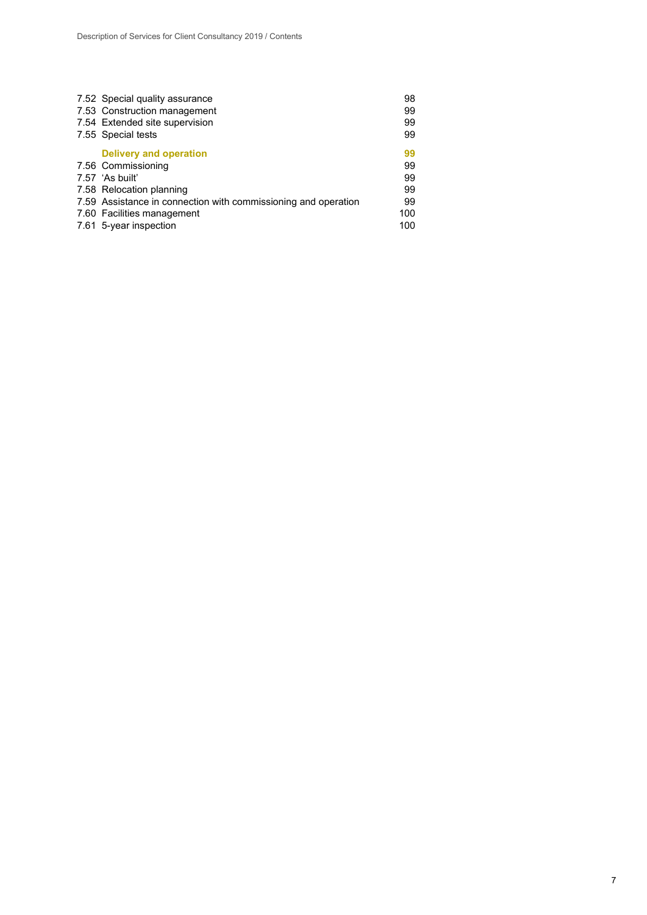| | |
|---|---|
| 7.52 Special quality assurance | 98 |
| 7.53 Construction management | 99 |
| 7.54 Extended site supervision | 99 |
| 7.55 Special tests | 99 |
| **Delivery and operation** | **99** |
| 7.56 Commissioning | 99 |
| 7.57 'As built' | 99 |
| 7.58 Relocation planning | 99 |
| 7.59 Assistance in connection with commissioning and operation | 99 |
| 7.60 Facilities management | 100 |
| 7.61 5-year inspection | 100 |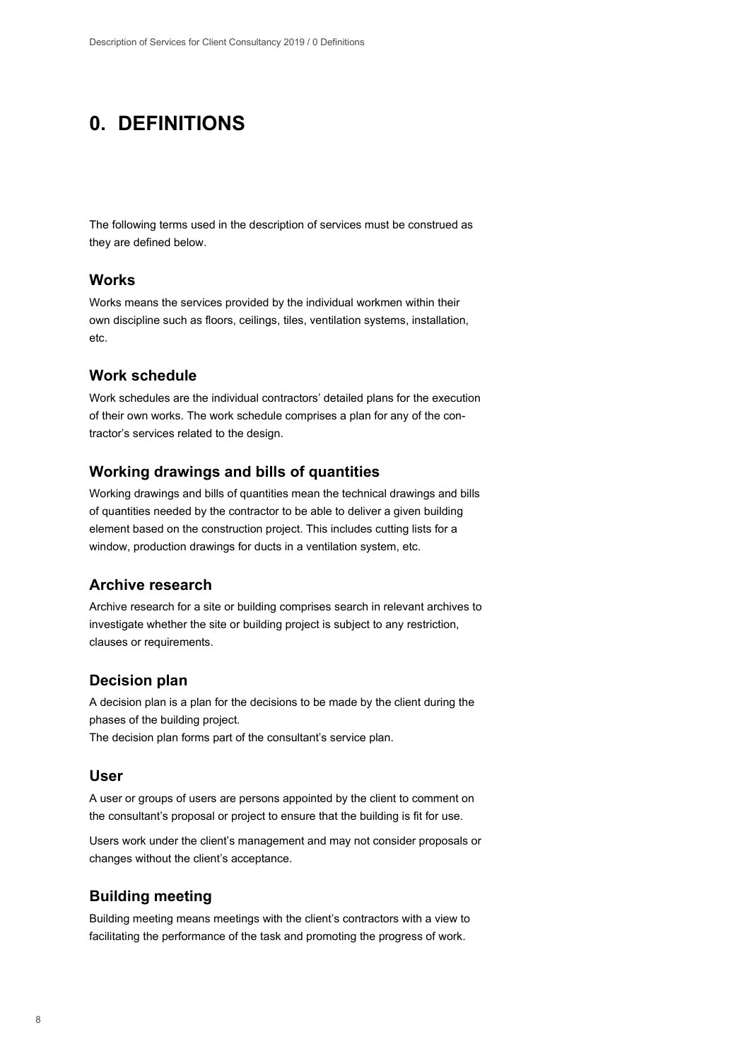# 0. DEFINITIONS

The following terms used in the description of services must be construed as they are defined below.

## Works

Works means the services provided by the individual workmen within their own discipline such as floors, ceilings, tiles, ventilation systems, installation, etc.

## Work schedule

Work schedules are the individual contractors' detailed plans for the execution of their own works. The work schedule comprises a plan for any of the contractor's services related to the design.

## Working drawings and bills of quantities

Working drawings and bills of quantities mean the technical drawings and bills of quantities needed by the contractor to be able to deliver a given building element based on the construction project. This includes cutting lists for a window, production drawings for ducts in a ventilation system, etc.

## Archive research

Archive research for a site or building comprises search in relevant archives to investigate whether the site or building project is subject to any restriction, clauses or requirements.

## Decision plan

A decision plan is a plan for the decisions to be made by the client during the phases of the building project.
The decision plan forms part of the consultant's service plan.

## User

A user or groups of users are persons appointed by the client to comment on the consultant's proposal or project to ensure that the building is fit for use.

Users work under the client's management and may not consider proposals or changes without the client's acceptance.

## Building meeting

Building meeting means meetings with the client's contractors with a view to facilitating the performance of the task and promoting the progress of work.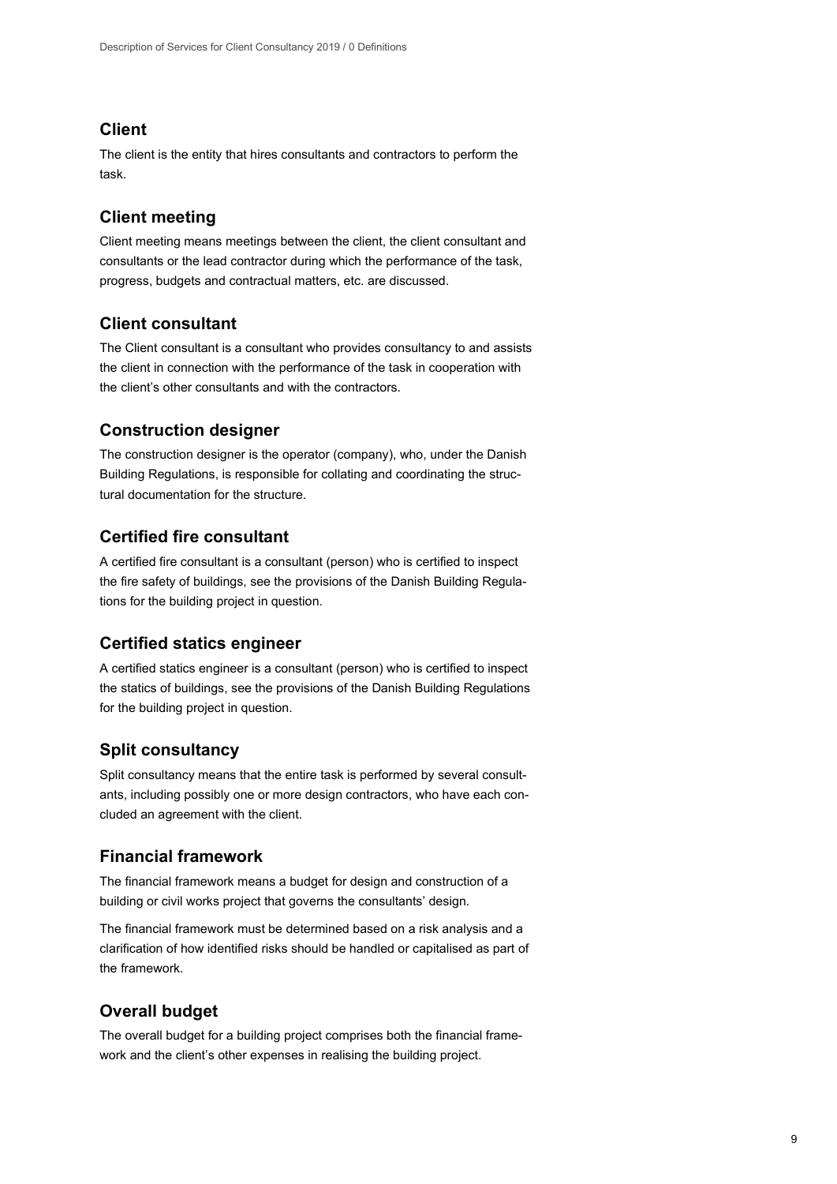## Client

The client is the entity that hires consultants and contractors to perform the task.

## Client meeting

Client meeting means meetings between the client, the client consultant and consultants or the lead contractor during which the performance of the task, progress, budgets and contractual matters, etc. are discussed.

## Client consultant

The Client consultant is a consultant who provides consultancy to and assists the client in connection with the performance of the task in cooperation with the client's other consultants and with the contractors.

## Construction designer

The construction designer is the operator (company), who, under the Danish Building Regulations, is responsible for collating and coordinating the structural documentation for the structure.

## Certified fire consultant

A certified fire consultant is a consultant (person) who is certified to inspect the fire safety of buildings, see the provisions of the Danish Building Regulations for the building project in question.

## Certified statics engineer

A certified statics engineer is a consultant (person) who is certified to inspect the statics of buildings, see the provisions of the Danish Building Regulations for the building project in question.

## Split consultancy

Split consultancy means that the entire task is performed by several consultants, including possibly one or more design contractors, who have each concluded an agreement with the client.

## Financial framework

The financial framework means a budget for design and construction of a building or civil works project that governs the consultants' design.

The financial framework must be determined based on a risk analysis and a clarification of how identified risks should be handled or capitalised as part of the framework.

## Overall budget

The overall budget for a building project comprises both the financial framework and the client's other expenses in realising the building project.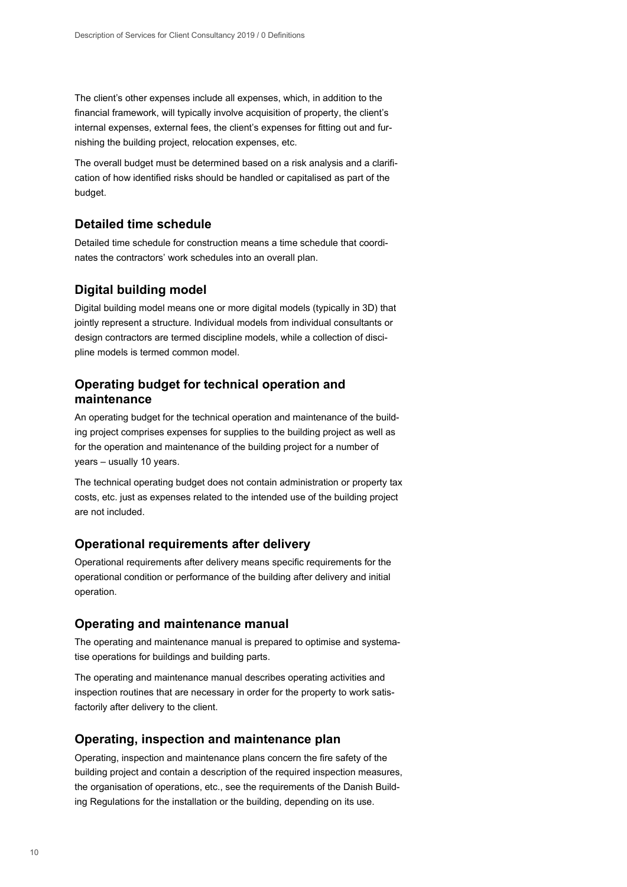The client's other expenses include all expenses, which, in addition to the financial framework, will typically involve acquisition of property, the client's internal expenses, external fees, the client's expenses for fitting out and furnishing the building project, relocation expenses, etc.

The overall budget must be determined based on a risk analysis and a clarification of how identified risks should be handled or capitalised as part of the budget.

## Detailed time schedule

Detailed time schedule for construction means a time schedule that coordinates the contractors' work schedules into an overall plan.

## Digital building model

Digital building model means one or more digital models (typically in 3D) that jointly represent a structure. Individual models from individual consultants or design contractors are termed discipline models, while a collection of discipline models is termed common model.

## Operating budget for technical operation and maintenance

An operating budget for the technical operation and maintenance of the building project comprises expenses for supplies to the building project as well as for the operation and maintenance of the building project for a number of years – usually 10 years.

The technical operating budget does not contain administration or property tax costs, etc. just as expenses related to the intended use of the building project are not included.

## Operational requirements after delivery

Operational requirements after delivery means specific requirements for the operational condition or performance of the building after delivery and initial operation.

## Operating and maintenance manual

The operating and maintenance manual is prepared to optimise and systematise operations for buildings and building parts.

The operating and maintenance manual describes operating activities and inspection routines that are necessary in order for the property to work satisfactorily after delivery to the client.

## Operating, inspection and maintenance plan

Operating, inspection and maintenance plans concern the fire safety of the building project and contain a description of the required inspection measures, the organisation of operations, etc., see the requirements of the Danish Building Regulations for the installation or the building, depending on its use.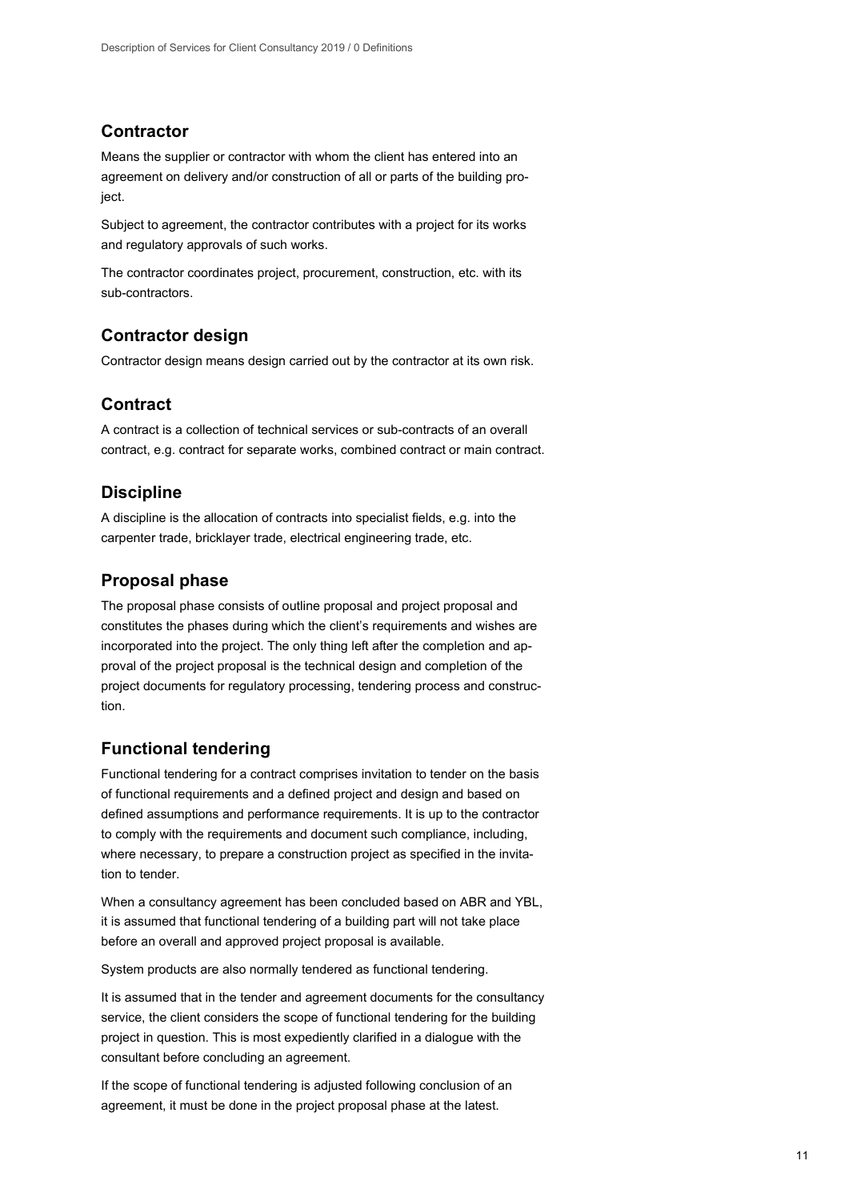## Contractor

Means the supplier or contractor with whom the client has entered into an agreement on delivery and/or construction of all or parts of the building project.

Subject to agreement, the contractor contributes with a project for its works and regulatory approvals of such works.

The contractor coordinates project, procurement, construction, etc. with its sub-contractors.

## Contractor design

Contractor design means design carried out by the contractor at its own risk.

## Contract

A contract is a collection of technical services or sub-contracts of an overall contract, e.g. contract for separate works, combined contract or main contract.

## Discipline

A discipline is the allocation of contracts into specialist fields, e.g. into the carpenter trade, bricklayer trade, electrical engineering trade, etc.

## Proposal phase

The proposal phase consists of outline proposal and project proposal and constitutes the phases during which the client's requirements and wishes are incorporated into the project. The only thing left after the completion and approval of the project proposal is the technical design and completion of the project documents for regulatory processing, tendering process and construction.

## Functional tendering

Functional tendering for a contract comprises invitation to tender on the basis of functional requirements and a defined project and design and based on defined assumptions and performance requirements. It is up to the contractor to comply with the requirements and document such compliance, including, where necessary, to prepare a construction project as specified in the invitation to tender.

When a consultancy agreement has been concluded based on ABR and YBL, it is assumed that functional tendering of a building part will not take place before an overall and approved project proposal is available.

System products are also normally tendered as functional tendering.

It is assumed that in the tender and agreement documents for the consultancy service, the client considers the scope of functional tendering for the building project in question. This is most expediently clarified in a dialogue with the consultant before concluding an agreement.

If the scope of functional tendering is adjusted following conclusion of an agreement, it must be done in the project proposal phase at the latest.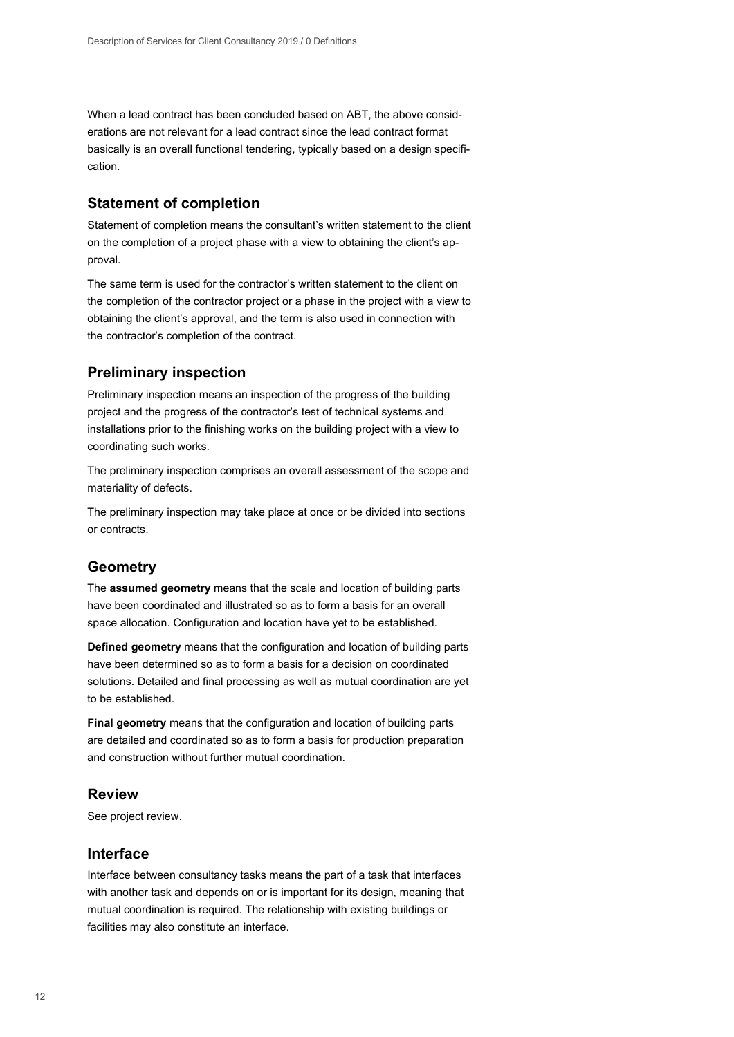When a lead contract has been concluded based on ABT, the above considerations are not relevant for a lead contract since the lead contract format basically is an overall functional tendering, typically based on a design specification.

## Statement of completion

Statement of completion means the consultant's written statement to the client on the completion of a project phase with a view to obtaining the client's approval.

The same term is used for the contractor's written statement to the client on the completion of the contractor project or a phase in the project with a view to obtaining the client's approval, and the term is also used in connection with the contractor's completion of the contract.

## Preliminary inspection

Preliminary inspection means an inspection of the progress of the building project and the progress of the contractor's test of technical systems and installations prior to the finishing works on the building project with a view to coordinating such works.

The preliminary inspection comprises an overall assessment of the scope and materiality of defects.

The preliminary inspection may take place at once or be divided into sections or contracts.

## Geometry

The **assumed geometry** means that the scale and location of building parts have been coordinated and illustrated so as to form a basis for an overall space allocation. Configuration and location have yet to be established.

**Defined geometry** means that the configuration and location of building parts have been determined so as to form a basis for a decision on coordinated solutions. Detailed and final processing as well as mutual coordination are yet to be established.

**Final geometry** means that the configuration and location of building parts are detailed and coordinated so as to form a basis for production preparation and construction without further mutual coordination.

## Review

See project review.

## Interface

Interface between consultancy tasks means the part of a task that interfaces with another task and depends on or is important for its design, meaning that mutual coordination is required. The relationship with existing buildings or facilities may also constitute an interface.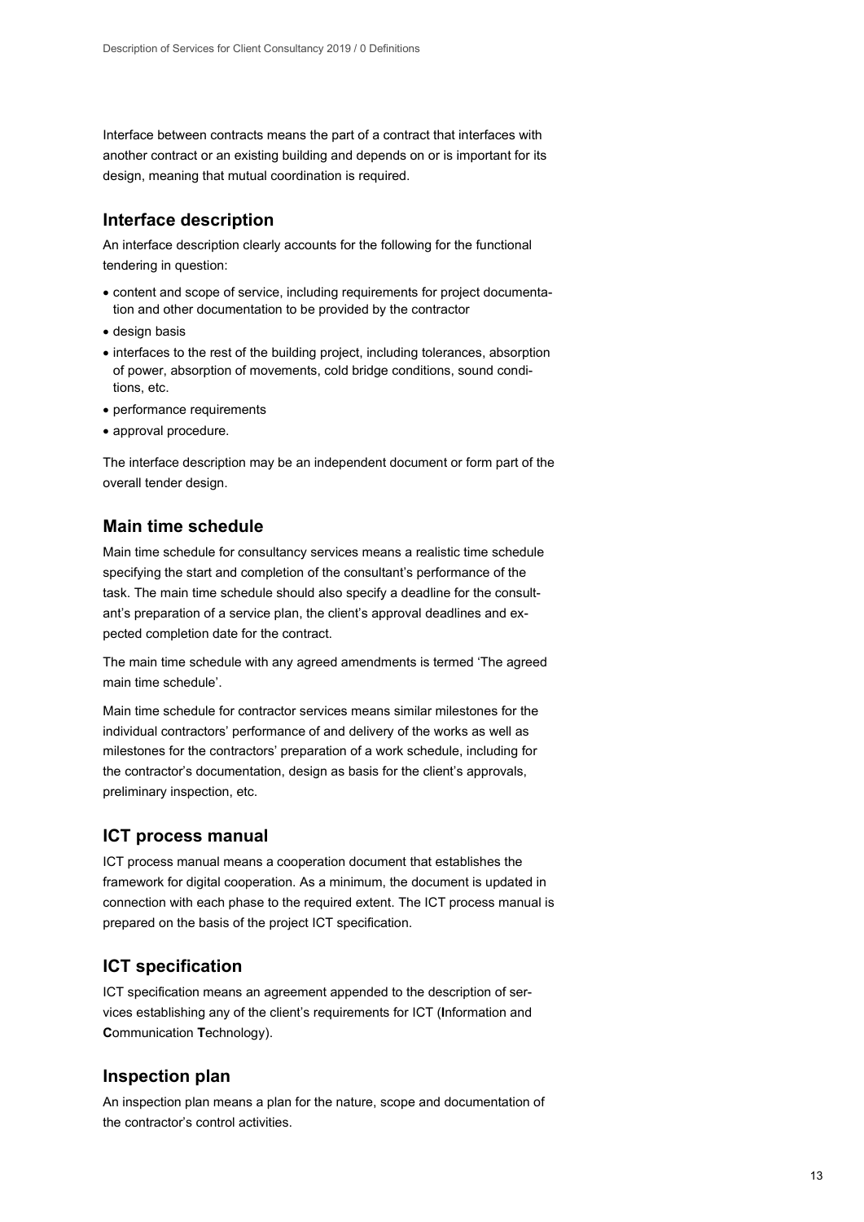Interface between contracts means the part of a contract that interfaces with another contract or an existing building and depends on or is important for its design, meaning that mutual coordination is required.

## Interface description

An interface description clearly accounts for the following for the functional tendering in question:

- content and scope of service, including requirements for project documentation and other documentation to be provided by the contractor
- design basis
- interfaces to the rest of the building project, including tolerances, absorption of power, absorption of movements, cold bridge conditions, sound conditions, etc.
- performance requirements
- approval procedure.

The interface description may be an independent document or form part of the overall tender design.

## Main time schedule

Main time schedule for consultancy services means a realistic time schedule specifying the start and completion of the consultant's performance of the task. The main time schedule should also specify a deadline for the consultant's preparation of a service plan, the client's approval deadlines and expected completion date for the contract.

The main time schedule with any agreed amendments is termed 'The agreed main time schedule'.

Main time schedule for contractor services means similar milestones for the individual contractors' performance of and delivery of the works as well as milestones for the contractors' preparation of a work schedule, including for the contractor's documentation, design as basis for the client's approvals, preliminary inspection, etc.

## ICT process manual

ICT process manual means a cooperation document that establishes the framework for digital cooperation. As a minimum, the document is updated in connection with each phase to the required extent. The ICT process manual is prepared on the basis of the project ICT specification.

## ICT specification

ICT specification means an agreement appended to the description of services establishing any of the client's requirements for ICT (**I**nformation and **C**ommunication **T**echnology).

## Inspection plan

An inspection plan means a plan for the nature, scope and documentation of the contractor's control activities.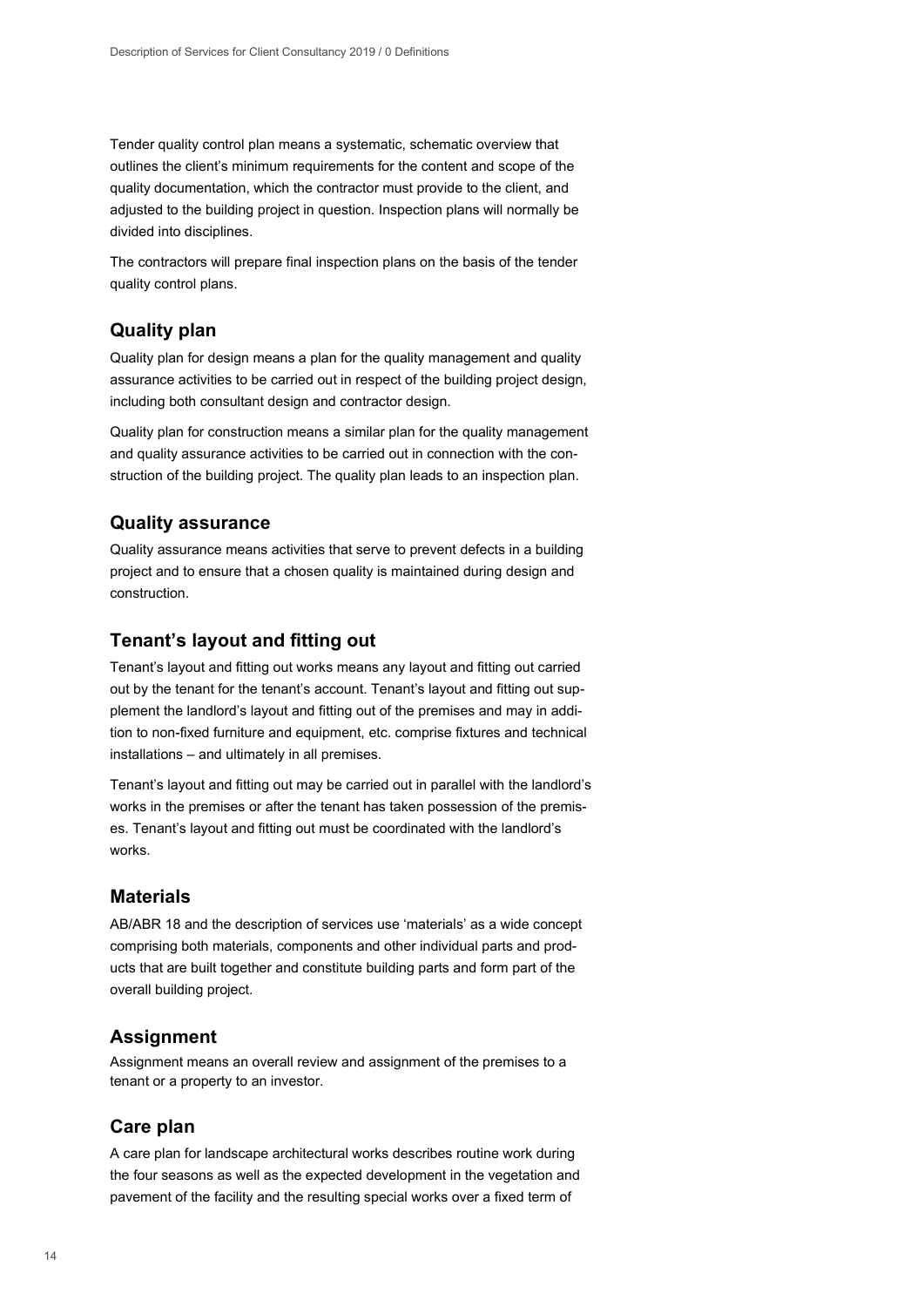Tender quality control plan means a systematic, schematic overview that outlines the client's minimum requirements for the content and scope of the quality documentation, which the contractor must provide to the client, and adjusted to the building project in question. Inspection plans will normally be divided into disciplines.

The contractors will prepare final inspection plans on the basis of the tender quality control plans.

## Quality plan

Quality plan for design means a plan for the quality management and quality assurance activities to be carried out in respect of the building project design, including both consultant design and contractor design.

Quality plan for construction means a similar plan for the quality management and quality assurance activities to be carried out in connection with the construction of the building project. The quality plan leads to an inspection plan.

## Quality assurance

Quality assurance means activities that serve to prevent defects in a building project and to ensure that a chosen quality is maintained during design and construction.

## Tenant's layout and fitting out

Tenant's layout and fitting out works means any layout and fitting out carried out by the tenant for the tenant's account. Tenant's layout and fitting out supplement the landlord's layout and fitting out of the premises and may in addition to non-fixed furniture and equipment, etc. comprise fixtures and technical installations – and ultimately in all premises.

Tenant's layout and fitting out may be carried out in parallel with the landlord's works in the premises or after the tenant has taken possession of the premises. Tenant's layout and fitting out must be coordinated with the landlord's works.

## Materials

AB/ABR 18 and the description of services use 'materials' as a wide concept comprising both materials, components and other individual parts and products that are built together and constitute building parts and form part of the overall building project.

## Assignment

Assignment means an overall review and assignment of the premises to a tenant or a property to an investor.

## Care plan

A care plan for landscape architectural works describes routine work during the four seasons as well as the expected development in the vegetation and pavement of the facility and the resulting special works over a fixed term of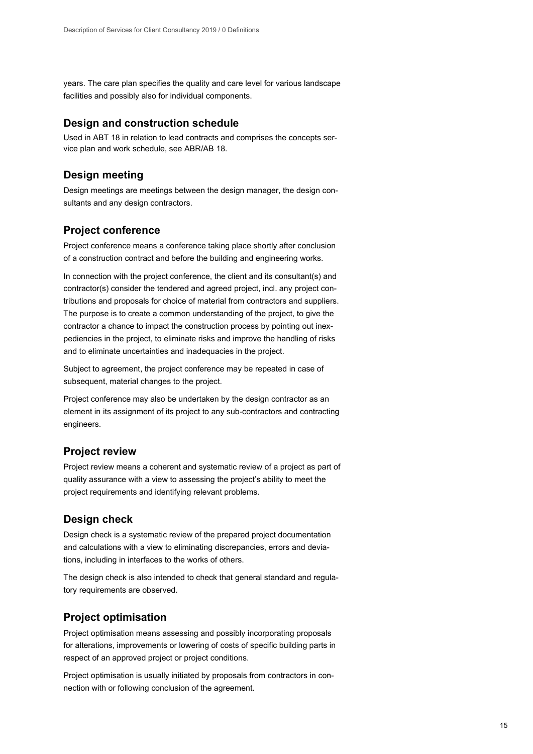years. The care plan specifies the quality and care level for various landscape facilities and possibly also for individual components.

## Design and construction schedule

Used in ABT 18 in relation to lead contracts and comprises the concepts service plan and work schedule, see ABR/AB 18.

## Design meeting

Design meetings are meetings between the design manager, the design consultants and any design contractors.

## Project conference

Project conference means a conference taking place shortly after conclusion of a construction contract and before the building and engineering works.

In connection with the project conference, the client and its consultant(s) and contractor(s) consider the tendered and agreed project, incl. any project contributions and proposals for choice of material from contractors and suppliers. The purpose is to create a common understanding of the project, to give the contractor a chance to impact the construction process by pointing out inexpediencies in the project, to eliminate risks and improve the handling of risks and to eliminate uncertainties and inadequacies in the project.

Subject to agreement, the project conference may be repeated in case of subsequent, material changes to the project.

Project conference may also be undertaken by the design contractor as an element in its assignment of its project to any sub-contractors and contracting engineers.

## Project review

Project review means a coherent and systematic review of a project as part of quality assurance with a view to assessing the project's ability to meet the project requirements and identifying relevant problems.

## Design check

Design check is a systematic review of the prepared project documentation and calculations with a view to eliminating discrepancies, errors and deviations, including in interfaces to the works of others.

The design check is also intended to check that general standard and regulatory requirements are observed.

## Project optimisation

Project optimisation means assessing and possibly incorporating proposals for alterations, improvements or lowering of costs of specific building parts in respect of an approved project or project conditions.

Project optimisation is usually initiated by proposals from contractors in connection with or following conclusion of the agreement.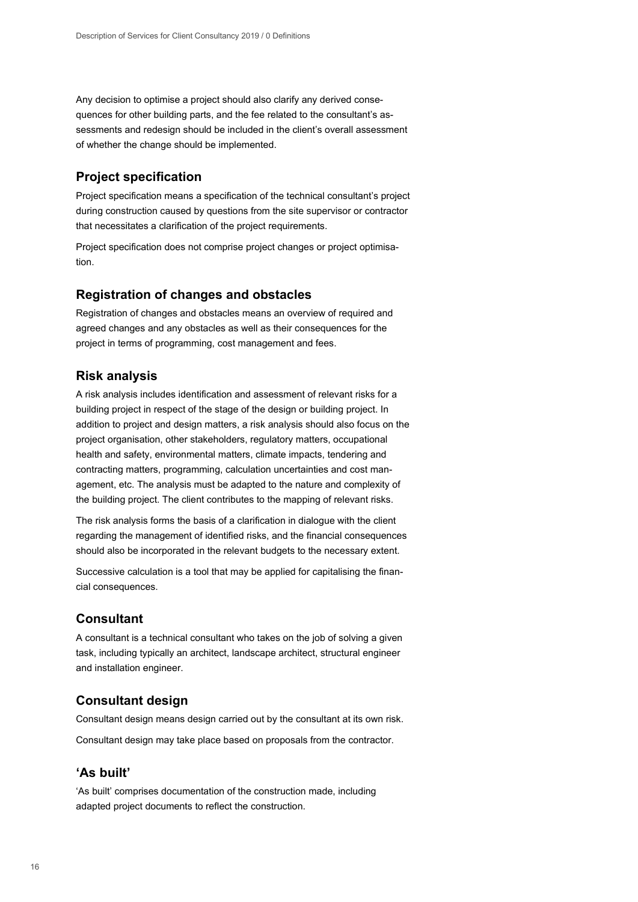Any decision to optimise a project should also clarify any derived consequences for other building parts, and the fee related to the consultant's assessments and redesign should be included in the client's overall assessment of whether the change should be implemented.

## Project specification

Project specification means a specification of the technical consultant's project during construction caused by questions from the site supervisor or contractor that necessitates a clarification of the project requirements.

Project specification does not comprise project changes or project optimisation.

## Registration of changes and obstacles

Registration of changes and obstacles means an overview of required and agreed changes and any obstacles as well as their consequences for the project in terms of programming, cost management and fees.

## Risk analysis

A risk analysis includes identification and assessment of relevant risks for a building project in respect of the stage of the design or building project. In addition to project and design matters, a risk analysis should also focus on the project organisation, other stakeholders, regulatory matters, occupational health and safety, environmental matters, climate impacts, tendering and contracting matters, programming, calculation uncertainties and cost management, etc. The analysis must be adapted to the nature and complexity of the building project. The client contributes to the mapping of relevant risks.

The risk analysis forms the basis of a clarification in dialogue with the client regarding the management of identified risks, and the financial consequences should also be incorporated in the relevant budgets to the necessary extent.

Successive calculation is a tool that may be applied for capitalising the financial consequences.

## Consultant

A consultant is a technical consultant who takes on the job of solving a given task, including typically an architect, landscape architect, structural engineer and installation engineer.

## Consultant design

Consultant design means design carried out by the consultant at its own risk.

Consultant design may take place based on proposals from the contractor.

## 'As built'

'As built' comprises documentation of the construction made, including adapted project documents to reflect the construction.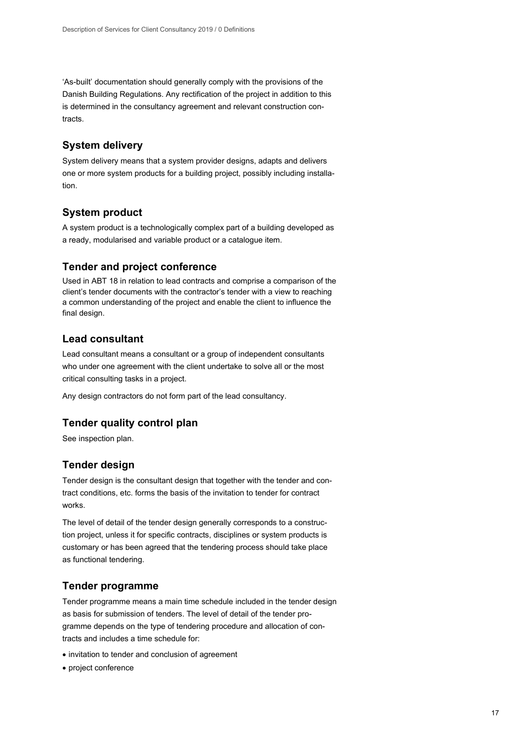'As-built' documentation should generally comply with the provisions of the Danish Building Regulations. Any rectification of the project in addition to this is determined in the consultancy agreement and relevant construction contracts.

## System delivery

System delivery means that a system provider designs, adapts and delivers one or more system products for a building project, possibly including installation.

## System product

A system product is a technologically complex part of a building developed as a ready, modularised and variable product or a catalogue item.

## Tender and project conference

Used in ABT 18 in relation to lead contracts and comprise a comparison of the client's tender documents with the contractor's tender with a view to reaching a common understanding of the project and enable the client to influence the final design.

## Lead consultant

Lead consultant means a consultant or a group of independent consultants who under one agreement with the client undertake to solve all or the most critical consulting tasks in a project.

Any design contractors do not form part of the lead consultancy.

## Tender quality control plan

See inspection plan.

## Tender design

Tender design is the consultant design that together with the tender and contract conditions, etc. forms the basis of the invitation to tender for contract works.

The level of detail of the tender design generally corresponds to a construction project, unless it for specific contracts, disciplines or system products is customary or has been agreed that the tendering process should take place as functional tendering.

## Tender programme

Tender programme means a main time schedule included in the tender design as basis for submission of tenders. The level of detail of the tender programme depends on the type of tendering procedure and allocation of contracts and includes a time schedule for:

- invitation to tender and conclusion of agreement
- project conference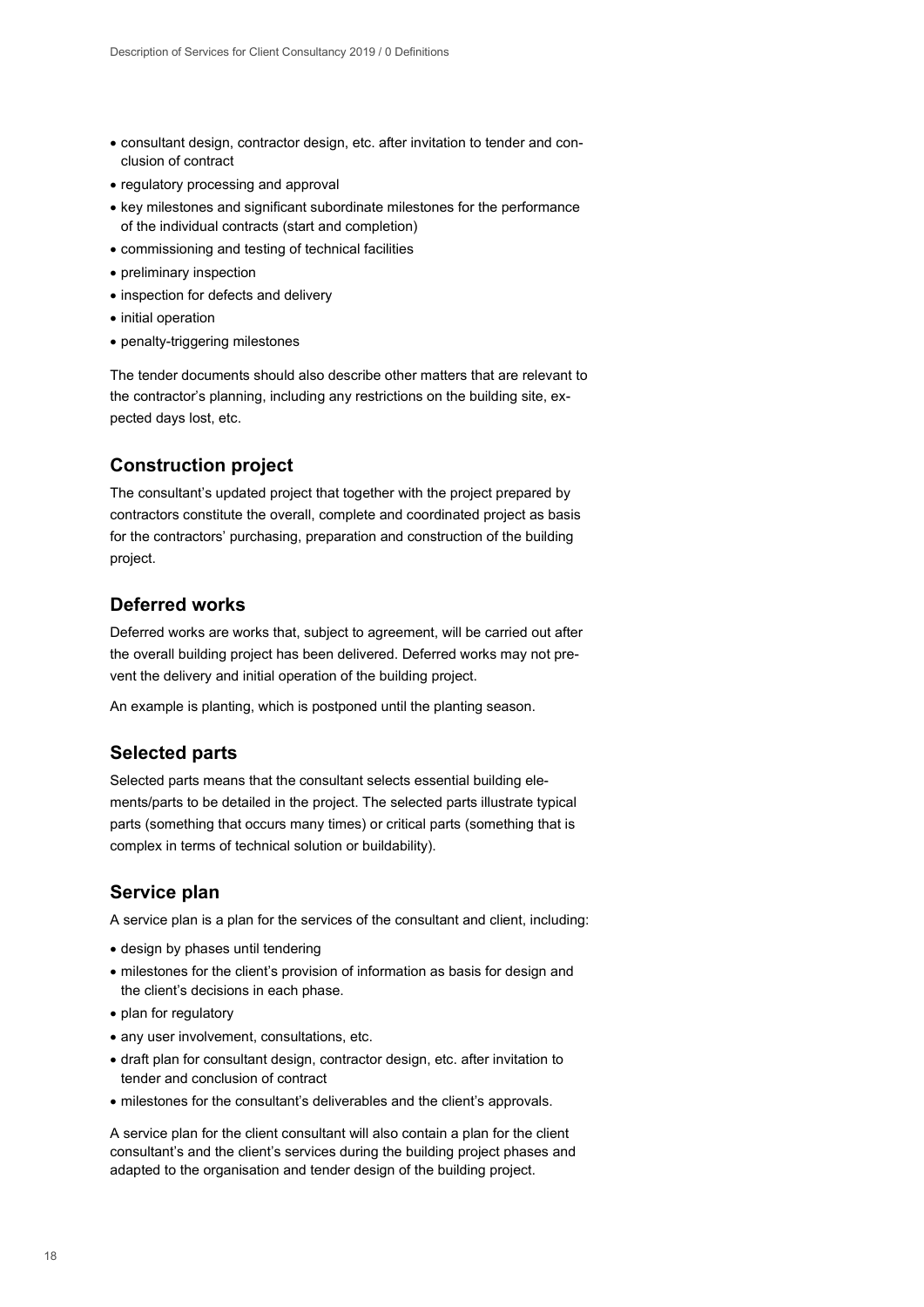- consultant design, contractor design, etc. after invitation to tender and conclusion of contract
- regulatory processing and approval
- key milestones and significant subordinate milestones for the performance of the individual contracts (start and completion)
- commissioning and testing of technical facilities
- preliminary inspection
- inspection for defects and delivery
- initial operation
- penalty-triggering milestones

The tender documents should also describe other matters that are relevant to the contractor's planning, including any restrictions on the building site, expected days lost, etc.

## Construction project

The consultant's updated project that together with the project prepared by contractors constitute the overall, complete and coordinated project as basis for the contractors' purchasing, preparation and construction of the building project.

## Deferred works

Deferred works are works that, subject to agreement, will be carried out after the overall building project has been delivered. Deferred works may not prevent the delivery and initial operation of the building project.

An example is planting, which is postponed until the planting season.

## Selected parts

Selected parts means that the consultant selects essential building elements/parts to be detailed in the project. The selected parts illustrate typical parts (something that occurs many times) or critical parts (something that is complex in terms of technical solution or buildability).

## Service plan

A service plan is a plan for the services of the consultant and client, including:

- design by phases until tendering
- milestones for the client's provision of information as basis for design and the client's decisions in each phase.
- plan for regulatory
- any user involvement, consultations, etc.
- draft plan for consultant design, contractor design, etc. after invitation to tender and conclusion of contract
- milestones for the consultant's deliverables and the client's approvals.

A service plan for the client consultant will also contain a plan for the client consultant's and the client's services during the building project phases and adapted to the organisation and tender design of the building project.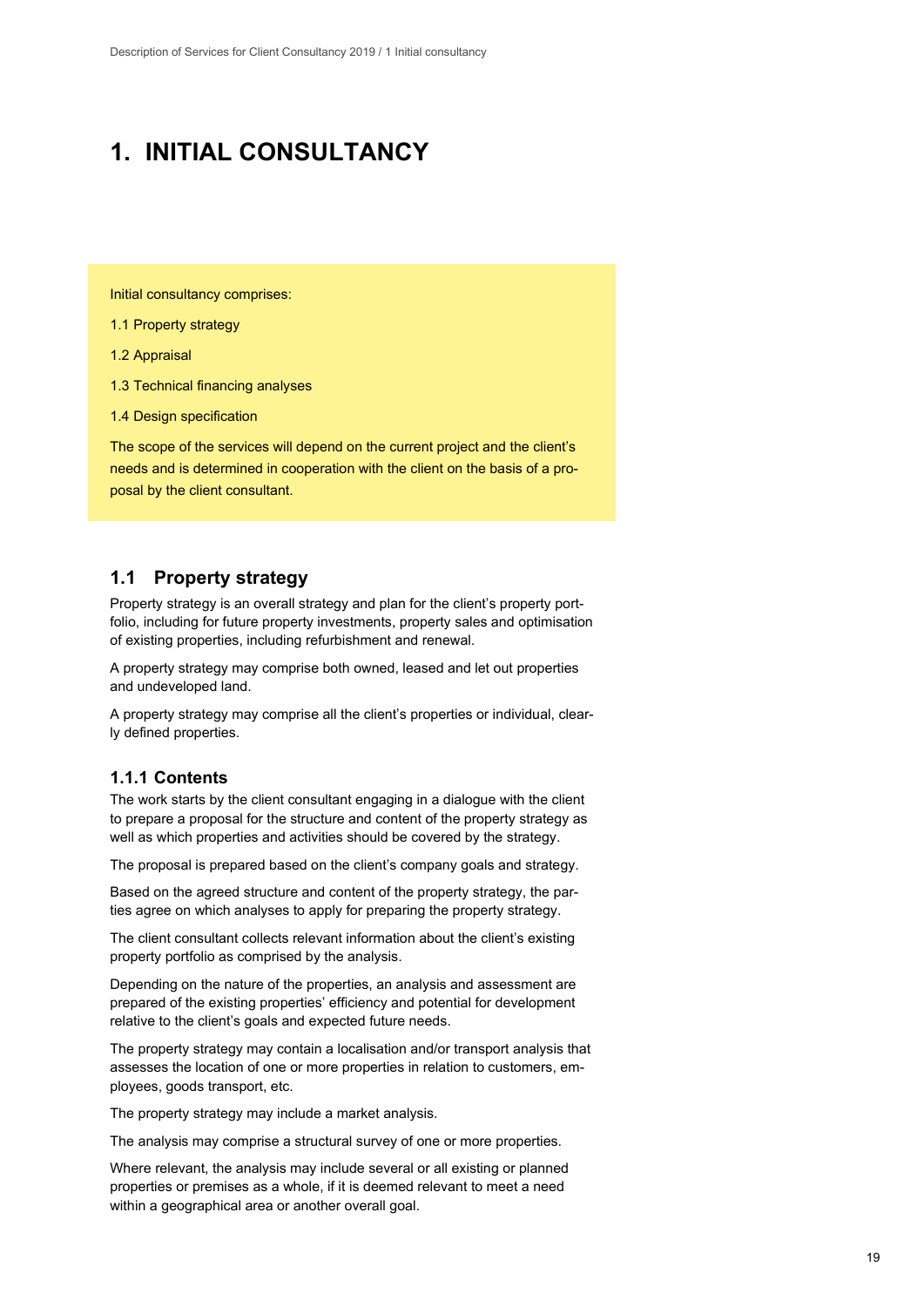# 1. INITIAL CONSULTANCY

Initial consultancy comprises:

1.1 Property strategy

1.2 Appraisal

1.3 Technical financing analyses

1.4 Design specification

The scope of the services will depend on the current project and the client's needs and is determined in cooperation with the client on the basis of a proposal by the client consultant.

## 1.1 Property strategy

Property strategy is an overall strategy and plan for the client's property portfolio, including for future property investments, property sales and optimisation of existing properties, including refurbishment and renewal.

A property strategy may comprise both owned, leased and let out properties and undeveloped land.

A property strategy may comprise all the client's properties or individual, clearly defined properties.

### 1.1.1 Contents

The work starts by the client consultant engaging in a dialogue with the client to prepare a proposal for the structure and content of the property strategy as well as which properties and activities should be covered by the strategy.

The proposal is prepared based on the client's company goals and strategy.

Based on the agreed structure and content of the property strategy, the parties agree on which analyses to apply for preparing the property strategy.

The client consultant collects relevant information about the client's existing property portfolio as comprised by the analysis.

Depending on the nature of the properties, an analysis and assessment are prepared of the existing properties' efficiency and potential for development relative to the client's goals and expected future needs.

The property strategy may contain a localisation and/or transport analysis that assesses the location of one or more properties in relation to customers, employees, goods transport, etc.

The property strategy may include a market analysis.

The analysis may comprise a structural survey of one or more properties.

Where relevant, the analysis may include several or all existing or planned properties or premises as a whole, if it is deemed relevant to meet a need within a geographical area or another overall goal.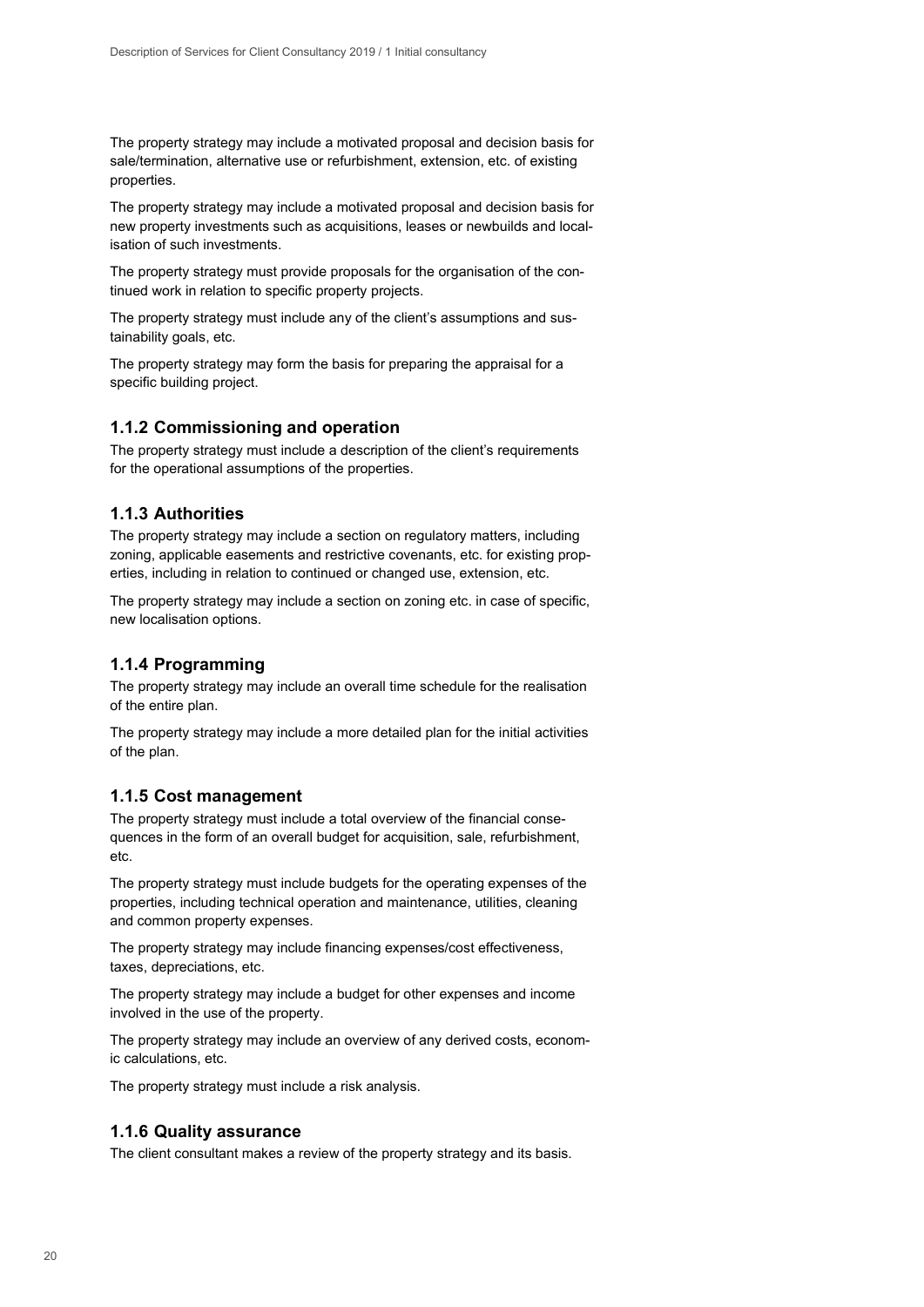The property strategy may include a motivated proposal and decision basis for sale/termination, alternative use or refurbishment, extension, etc. of existing properties.

The property strategy may include a motivated proposal and decision basis for new property investments such as acquisitions, leases or newbuilds and localisation of such investments.

The property strategy must provide proposals for the organisation of the continued work in relation to specific property projects.

The property strategy must include any of the client's assumptions and sustainability goals, etc.

The property strategy may form the basis for preparing the appraisal for a specific building project.

### 1.1.2 Commissioning and operation

The property strategy must include a description of the client's requirements for the operational assumptions of the properties.

### 1.1.3 Authorities

The property strategy may include a section on regulatory matters, including zoning, applicable easements and restrictive covenants, etc. for existing properties, including in relation to continued or changed use, extension, etc.

The property strategy may include a section on zoning etc. in case of specific, new localisation options.

### 1.1.4 Programming

The property strategy may include an overall time schedule for the realisation of the entire plan.

The property strategy may include a more detailed plan for the initial activities of the plan.

### 1.1.5 Cost management

The property strategy must include a total overview of the financial consequences in the form of an overall budget for acquisition, sale, refurbishment, etc.

The property strategy must include budgets for the operating expenses of the properties, including technical operation and maintenance, utilities, cleaning and common property expenses.

The property strategy may include financing expenses/cost effectiveness, taxes, depreciations, etc.

The property strategy may include a budget for other expenses and income involved in the use of the property.

The property strategy may include an overview of any derived costs, economic calculations, etc.

The property strategy must include a risk analysis.

### 1.1.6 Quality assurance

The client consultant makes a review of the property strategy and its basis.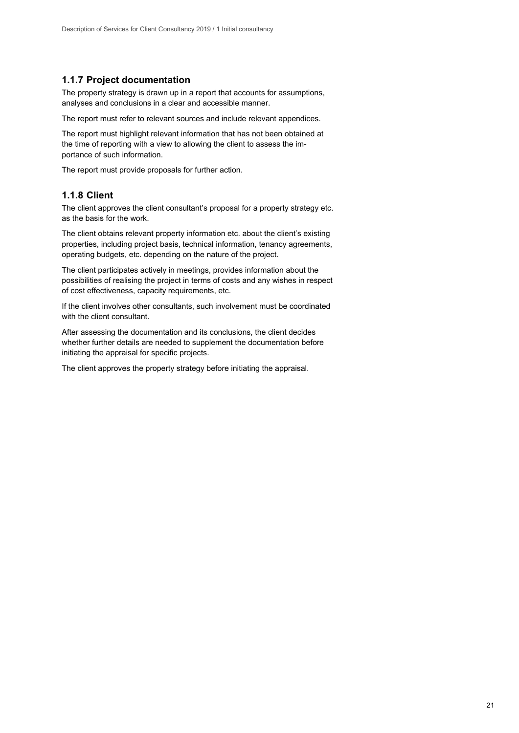### 1.1.7 Project documentation

The property strategy is drawn up in a report that accounts for assumptions, analyses and conclusions in a clear and accessible manner.

The report must refer to relevant sources and include relevant appendices.

The report must highlight relevant information that has not been obtained at the time of reporting with a view to allowing the client to assess the importance of such information.

The report must provide proposals for further action.

### 1.1.8 Client

The client approves the client consultant's proposal for a property strategy etc. as the basis for the work.

The client obtains relevant property information etc. about the client's existing properties, including project basis, technical information, tenancy agreements, operating budgets, etc. depending on the nature of the project.

The client participates actively in meetings, provides information about the possibilities of realising the project in terms of costs and any wishes in respect of cost effectiveness, capacity requirements, etc.

If the client involves other consultants, such involvement must be coordinated with the client consultant.

After assessing the documentation and its conclusions, the client decides whether further details are needed to supplement the documentation before initiating the appraisal for specific projects.

The client approves the property strategy before initiating the appraisal.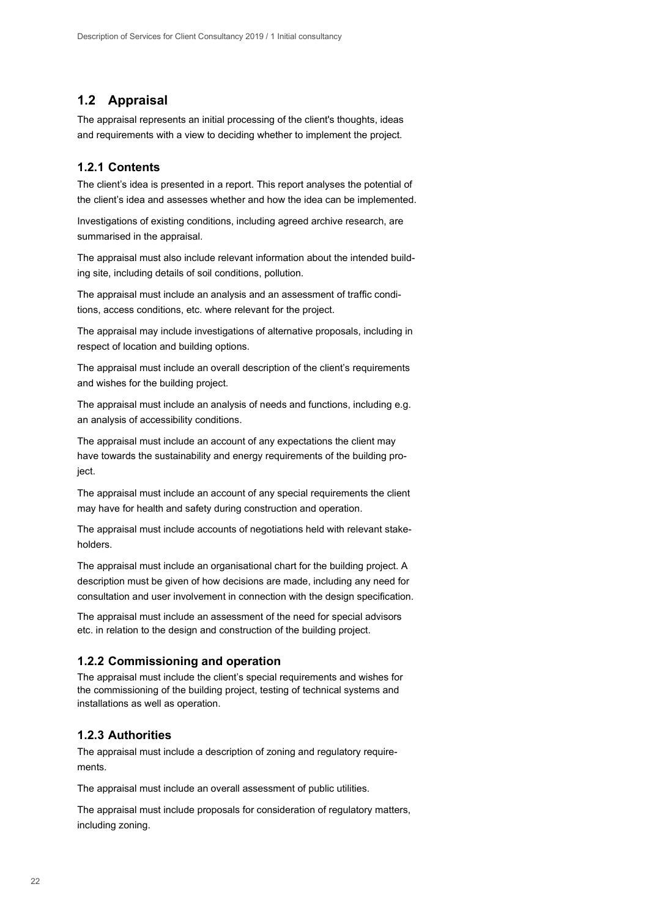## 1.2 Appraisal

The appraisal represents an initial processing of the client's thoughts, ideas and requirements with a view to deciding whether to implement the project.

### 1.2.1 Contents

The client's idea is presented in a report. This report analyses the potential of the client's idea and assesses whether and how the idea can be implemented.

Investigations of existing conditions, including agreed archive research, are summarised in the appraisal.

The appraisal must also include relevant information about the intended building site, including details of soil conditions, pollution.

The appraisal must include an analysis and an assessment of traffic conditions, access conditions, etc. where relevant for the project.

The appraisal may include investigations of alternative proposals, including in respect of location and building options.

The appraisal must include an overall description of the client's requirements and wishes for the building project.

The appraisal must include an analysis of needs and functions, including e.g. an analysis of accessibility conditions.

The appraisal must include an account of any expectations the client may have towards the sustainability and energy requirements of the building project.

The appraisal must include an account of any special requirements the client may have for health and safety during construction and operation.

The appraisal must include accounts of negotiations held with relevant stakeholders.

The appraisal must include an organisational chart for the building project. A description must be given of how decisions are made, including any need for consultation and user involvement in connection with the design specification.

The appraisal must include an assessment of the need for special advisors etc. in relation to the design and construction of the building project.

### 1.2.2 Commissioning and operation

The appraisal must include the client's special requirements and wishes for the commissioning of the building project, testing of technical systems and installations as well as operation.

### 1.2.3 Authorities

The appraisal must include a description of zoning and regulatory requirements.

The appraisal must include an overall assessment of public utilities.

The appraisal must include proposals for consideration of regulatory matters, including zoning.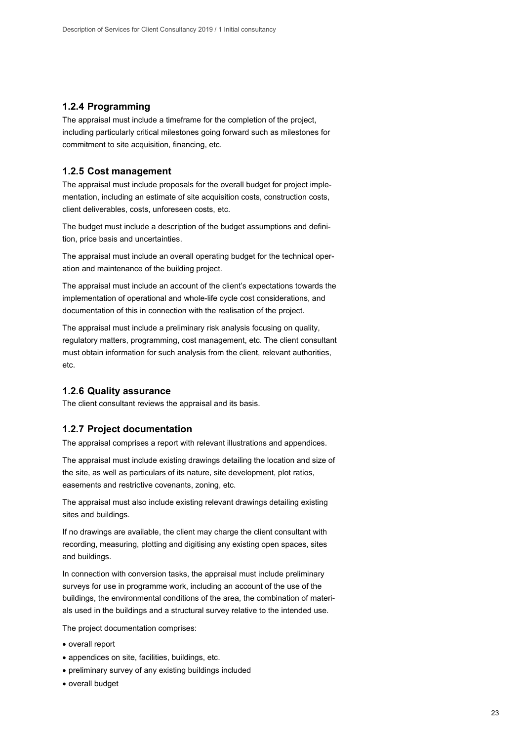### 1.2.4 Programming

The appraisal must include a timeframe for the completion of the project, including particularly critical milestones going forward such as milestones for commitment to site acquisition, financing, etc.

### 1.2.5 Cost management

The appraisal must include proposals for the overall budget for project implementation, including an estimate of site acquisition costs, construction costs, client deliverables, costs, unforeseen costs, etc.

The budget must include a description of the budget assumptions and definition, price basis and uncertainties.

The appraisal must include an overall operating budget for the technical operation and maintenance of the building project.

The appraisal must include an account of the client's expectations towards the implementation of operational and whole-life cycle cost considerations, and documentation of this in connection with the realisation of the project.

The appraisal must include a preliminary risk analysis focusing on quality, regulatory matters, programming, cost management, etc. The client consultant must obtain information for such analysis from the client, relevant authorities, etc.

### 1.2.6 Quality assurance

The client consultant reviews the appraisal and its basis.

### 1.2.7 Project documentation

The appraisal comprises a report with relevant illustrations and appendices.

The appraisal must include existing drawings detailing the location and size of the site, as well as particulars of its nature, site development, plot ratios, easements and restrictive covenants, zoning, etc.

The appraisal must also include existing relevant drawings detailing existing sites and buildings.

If no drawings are available, the client may charge the client consultant with recording, measuring, plotting and digitising any existing open spaces, sites and buildings.

In connection with conversion tasks, the appraisal must include preliminary surveys for use in programme work, including an account of the use of the buildings, the environmental conditions of the area, the combination of materials used in the buildings and a structural survey relative to the intended use.

The project documentation comprises:

- overall report
- appendices on site, facilities, buildings, etc.
- preliminary survey of any existing buildings included
- overall budget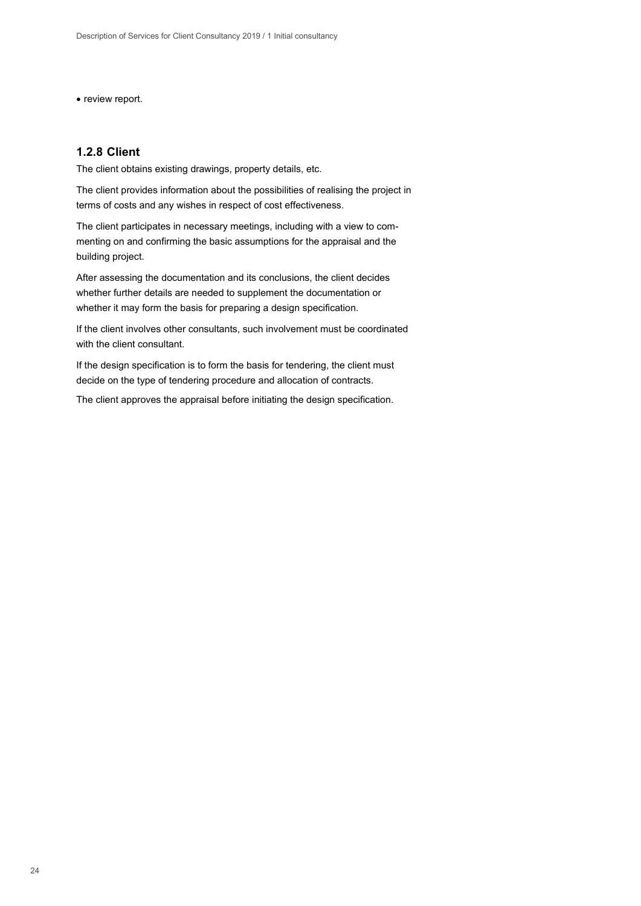- review report.

### 1.2.8 Client

The client obtains existing drawings, property details, etc.

The client provides information about the possibilities of realising the project in terms of costs and any wishes in respect of cost effectiveness.

The client participates in necessary meetings, including with a view to commenting on and confirming the basic assumptions for the appraisal and the building project.

After assessing the documentation and its conclusions, the client decides whether further details are needed to supplement the documentation or whether it may form the basis for preparing a design specification.

If the client involves other consultants, such involvement must be coordinated with the client consultant.

If the design specification is to form the basis for tendering, the client must decide on the type of tendering procedure and allocation of contracts.

The client approves the appraisal before initiating the design specification.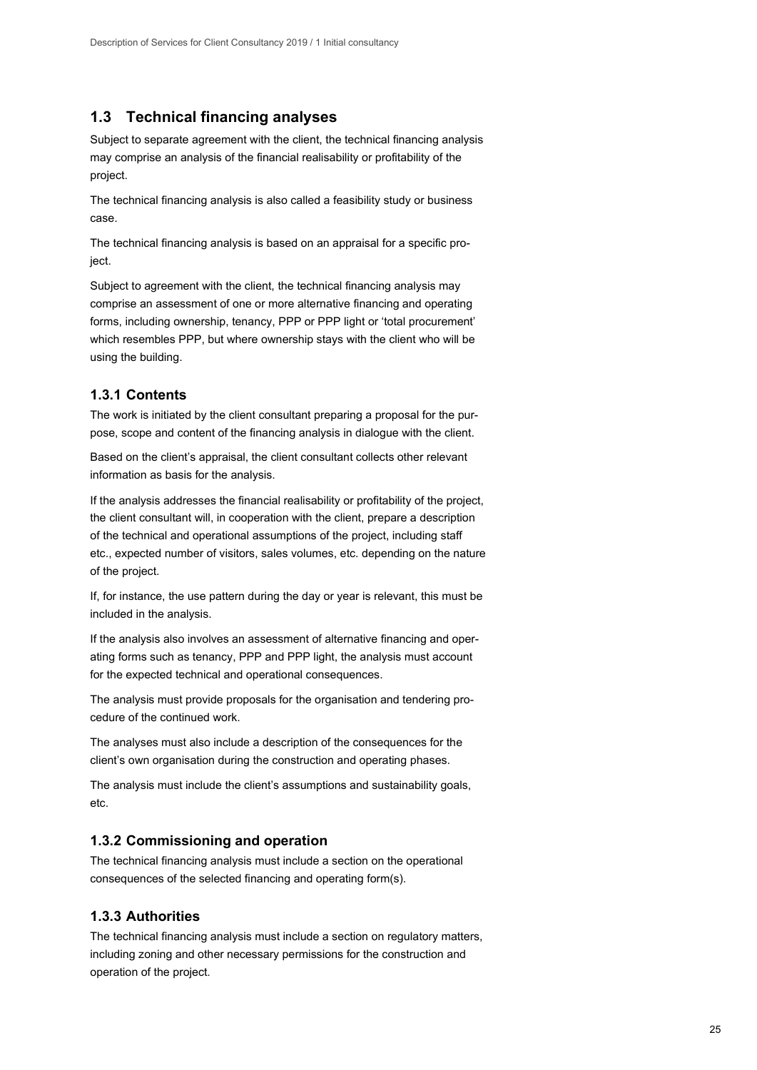## 1.3 Technical financing analyses

Subject to separate agreement with the client, the technical financing analysis may comprise an analysis of the financial realisability or profitability of the project.

The technical financing analysis is also called a feasibility study or business case.

The technical financing analysis is based on an appraisal for a specific project.

Subject to agreement with the client, the technical financing analysis may comprise an assessment of one or more alternative financing and operating forms, including ownership, tenancy, PPP or PPP light or 'total procurement' which resembles PPP, but where ownership stays with the client who will be using the building.

### 1.3.1 Contents

The work is initiated by the client consultant preparing a proposal for the purpose, scope and content of the financing analysis in dialogue with the client.

Based on the client's appraisal, the client consultant collects other relevant information as basis for the analysis.

If the analysis addresses the financial realisability or profitability of the project, the client consultant will, in cooperation with the client, prepare a description of the technical and operational assumptions of the project, including staff etc., expected number of visitors, sales volumes, etc. depending on the nature of the project.

If, for instance, the use pattern during the day or year is relevant, this must be included in the analysis.

If the analysis also involves an assessment of alternative financing and operating forms such as tenancy, PPP and PPP light, the analysis must account for the expected technical and operational consequences.

The analysis must provide proposals for the organisation and tendering procedure of the continued work.

The analyses must also include a description of the consequences for the client's own organisation during the construction and operating phases.

The analysis must include the client's assumptions and sustainability goals, etc.

### 1.3.2 Commissioning and operation

The technical financing analysis must include a section on the operational consequences of the selected financing and operating form(s).

### 1.3.3 Authorities

The technical financing analysis must include a section on regulatory matters, including zoning and other necessary permissions for the construction and operation of the project.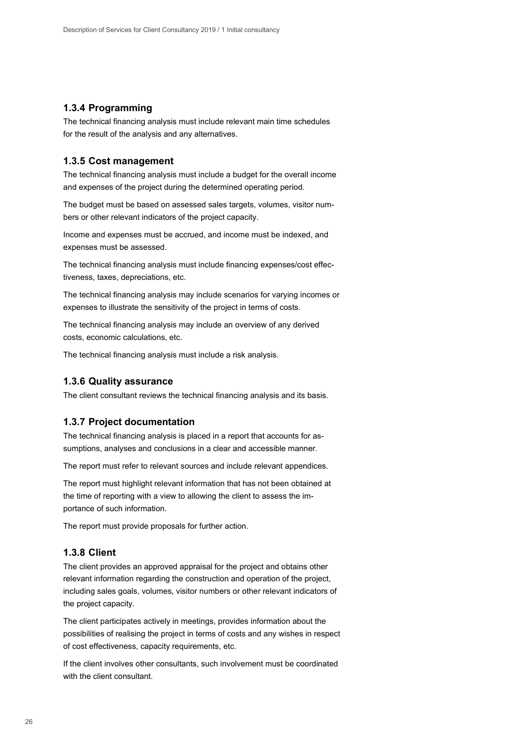### 1.3.4 Programming

The technical financing analysis must include relevant main time schedules for the result of the analysis and any alternatives.

### 1.3.5 Cost management

The technical financing analysis must include a budget for the overall income and expenses of the project during the determined operating period.

The budget must be based on assessed sales targets, volumes, visitor numbers or other relevant indicators of the project capacity.

Income and expenses must be accrued, and income must be indexed, and expenses must be assessed.

The technical financing analysis must include financing expenses/cost effectiveness, taxes, depreciations, etc.

The technical financing analysis may include scenarios for varying incomes or expenses to illustrate the sensitivity of the project in terms of costs.

The technical financing analysis may include an overview of any derived costs, economic calculations, etc.

The technical financing analysis must include a risk analysis.

### 1.3.6 Quality assurance

The client consultant reviews the technical financing analysis and its basis.

### 1.3.7 Project documentation

The technical financing analysis is placed in a report that accounts for assumptions, analyses and conclusions in a clear and accessible manner.

The report must refer to relevant sources and include relevant appendices.

The report must highlight relevant information that has not been obtained at the time of reporting with a view to allowing the client to assess the importance of such information.

The report must provide proposals for further action.

### 1.3.8 Client

The client provides an approved appraisal for the project and obtains other relevant information regarding the construction and operation of the project, including sales goals, volumes, visitor numbers or other relevant indicators of the project capacity.

The client participates actively in meetings, provides information about the possibilities of realising the project in terms of costs and any wishes in respect of cost effectiveness, capacity requirements, etc.

If the client involves other consultants, such involvement must be coordinated with the client consultant.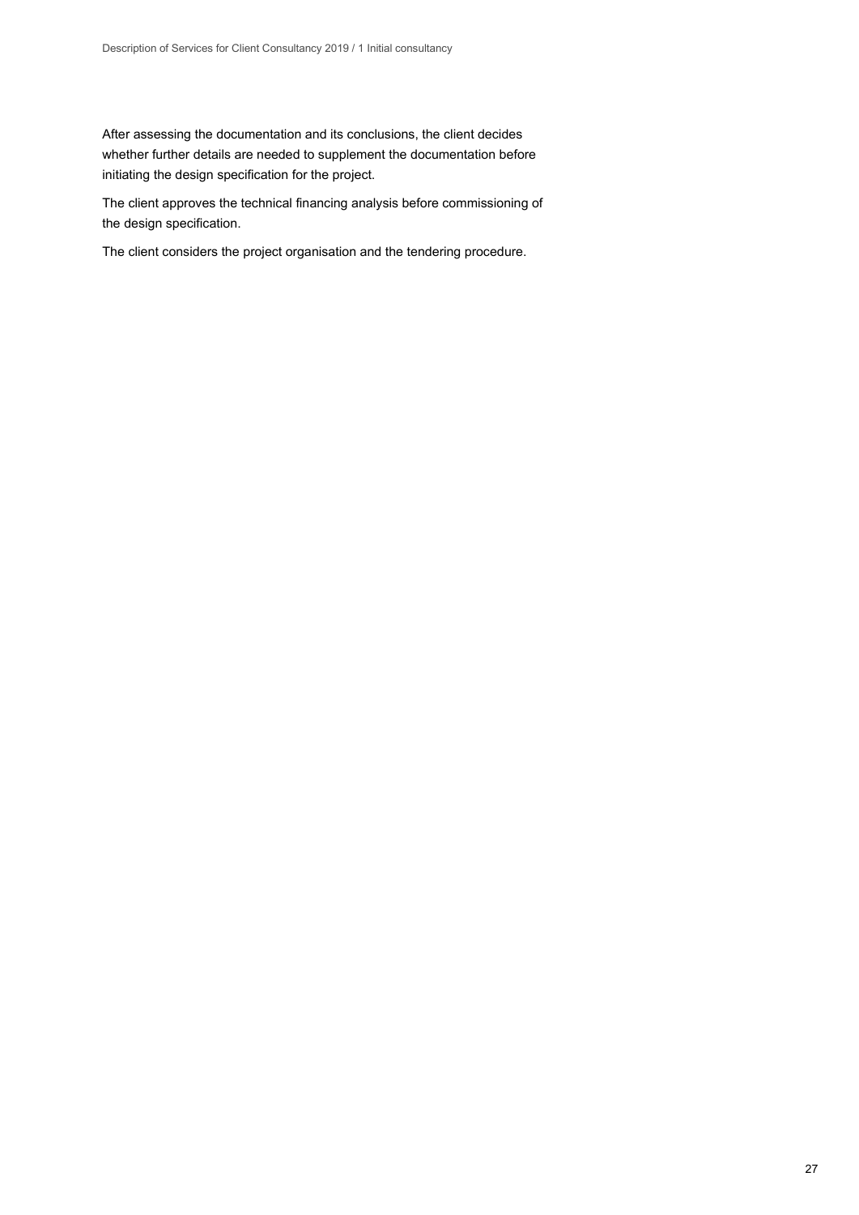After assessing the documentation and its conclusions, the client decides whether further details are needed to supplement the documentation before initiating the design specification for the project.

The client approves the technical financing analysis before commissioning of the design specification.

The client considers the project organisation and the tendering procedure.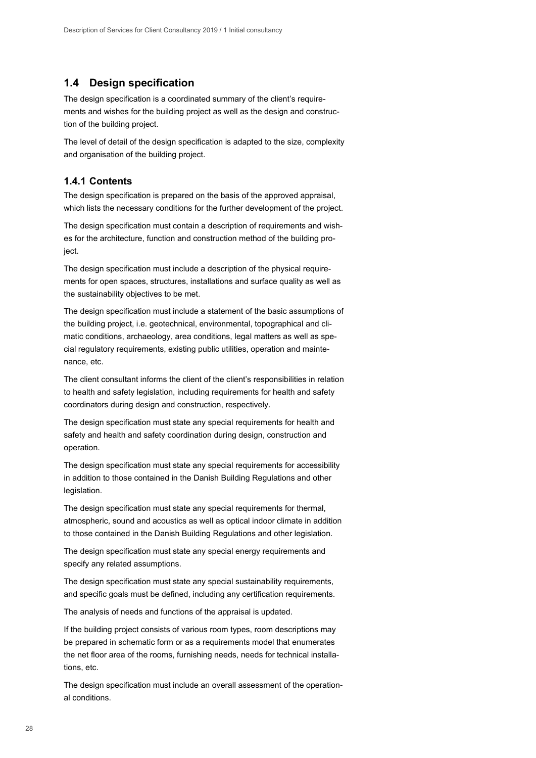## 1.4 Design specification

The design specification is a coordinated summary of the client's requirements and wishes for the building project as well as the design and construction of the building project.

The level of detail of the design specification is adapted to the size, complexity and organisation of the building project.

### 1.4.1 Contents

The design specification is prepared on the basis of the approved appraisal, which lists the necessary conditions for the further development of the project.

The design specification must contain a description of requirements and wishes for the architecture, function and construction method of the building project.

The design specification must include a description of the physical requirements for open spaces, structures, installations and surface quality as well as the sustainability objectives to be met.

The design specification must include a statement of the basic assumptions of the building project, i.e. geotechnical, environmental, topographical and climatic conditions, archaeology, area conditions, legal matters as well as special regulatory requirements, existing public utilities, operation and maintenance, etc.

The client consultant informs the client of the client's responsibilities in relation to health and safety legislation, including requirements for health and safety coordinators during design and construction, respectively.

The design specification must state any special requirements for health and safety and health and safety coordination during design, construction and operation.

The design specification must state any special requirements for accessibility in addition to those contained in the Danish Building Regulations and other legislation.

The design specification must state any special requirements for thermal, atmospheric, sound and acoustics as well as optical indoor climate in addition to those contained in the Danish Building Regulations and other legislation.

The design specification must state any special energy requirements and specify any related assumptions.

The design specification must state any special sustainability requirements, and specific goals must be defined, including any certification requirements.

The analysis of needs and functions of the appraisal is updated.

If the building project consists of various room types, room descriptions may be prepared in schematic form or as a requirements model that enumerates the net floor area of the rooms, furnishing needs, needs for technical installations, etc.

The design specification must include an overall assessment of the operational conditions.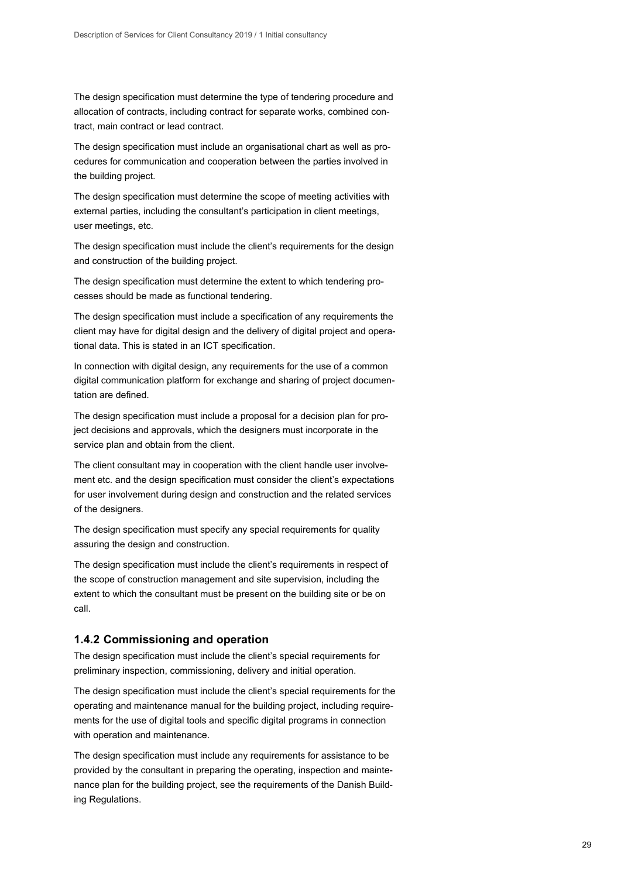The design specification must determine the type of tendering procedure and allocation of contracts, including contract for separate works, combined contract, main contract or lead contract.

The design specification must include an organisational chart as well as procedures for communication and cooperation between the parties involved in the building project.

The design specification must determine the scope of meeting activities with external parties, including the consultant's participation in client meetings, user meetings, etc.

The design specification must include the client's requirements for the design and construction of the building project.

The design specification must determine the extent to which tendering processes should be made as functional tendering.

The design specification must include a specification of any requirements the client may have for digital design and the delivery of digital project and operational data. This is stated in an ICT specification.

In connection with digital design, any requirements for the use of a common digital communication platform for exchange and sharing of project documentation are defined.

The design specification must include a proposal for a decision plan for project decisions and approvals, which the designers must incorporate in the service plan and obtain from the client.

The client consultant may in cooperation with the client handle user involvement etc. and the design specification must consider the client's expectations for user involvement during design and construction and the related services of the designers.

The design specification must specify any special requirements for quality assuring the design and construction.

The design specification must include the client's requirements in respect of the scope of construction management and site supervision, including the extent to which the consultant must be present on the building site or be on call.

### 1.4.2 Commissioning and operation

The design specification must include the client's special requirements for preliminary inspection, commissioning, delivery and initial operation.

The design specification must include the client's special requirements for the operating and maintenance manual for the building project, including requirements for the use of digital tools and specific digital programs in connection with operation and maintenance.

The design specification must include any requirements for assistance to be provided by the consultant in preparing the operating, inspection and maintenance plan for the building project, see the requirements of the Danish Building Regulations.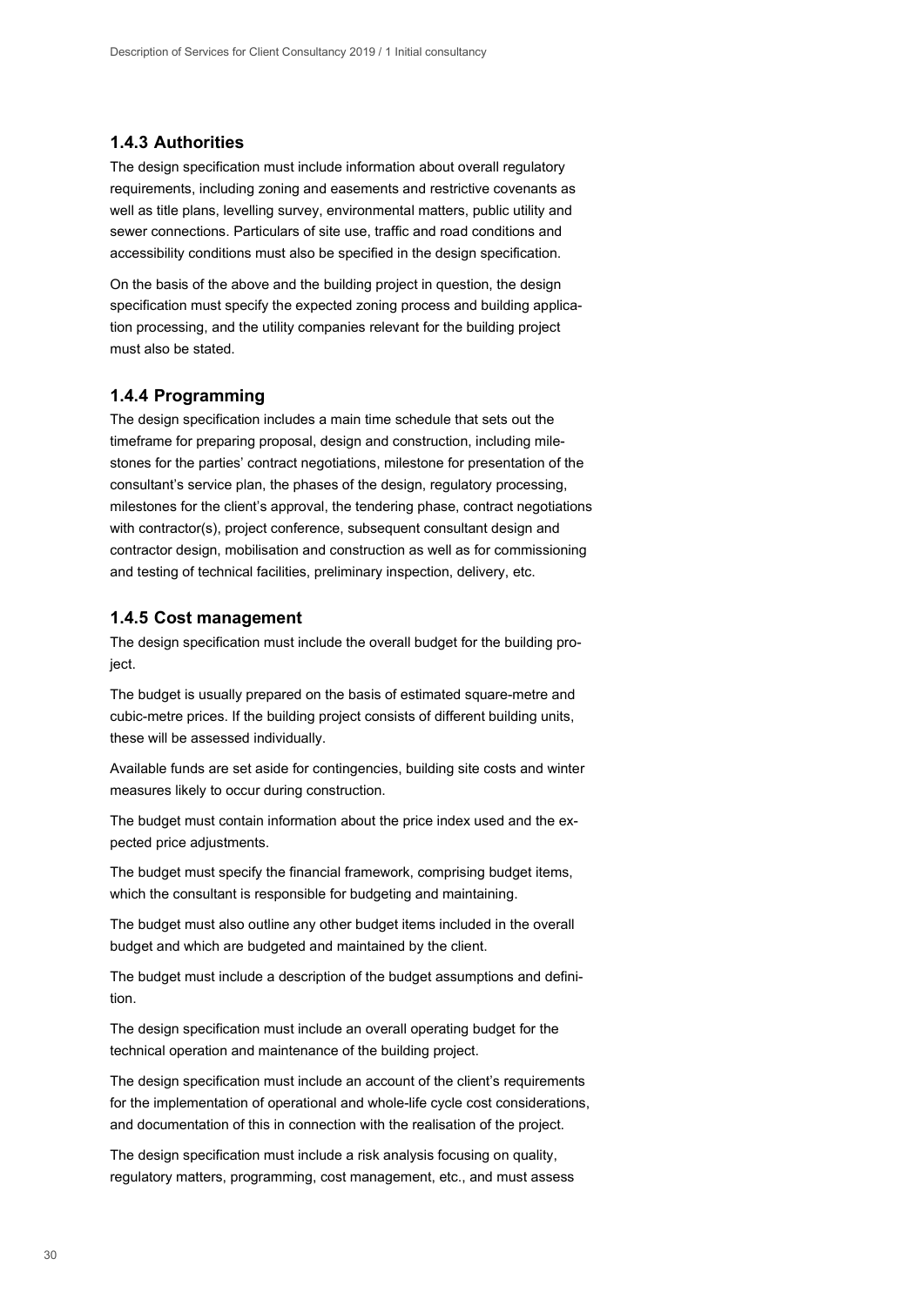### 1.4.3 Authorities

The design specification must include information about overall regulatory requirements, including zoning and easements and restrictive covenants as well as title plans, levelling survey, environmental matters, public utility and sewer connections. Particulars of site use, traffic and road conditions and accessibility conditions must also be specified in the design specification.

On the basis of the above and the building project in question, the design specification must specify the expected zoning process and building application processing, and the utility companies relevant for the building project must also be stated.

### 1.4.4 Programming

The design specification includes a main time schedule that sets out the timeframe for preparing proposal, design and construction, including milestones for the parties' contract negotiations, milestone for presentation of the consultant's service plan, the phases of the design, regulatory processing, milestones for the client's approval, the tendering phase, contract negotiations with contractor(s), project conference, subsequent consultant design and contractor design, mobilisation and construction as well as for commissioning and testing of technical facilities, preliminary inspection, delivery, etc.

### 1.4.5 Cost management

The design specification must include the overall budget for the building project.

The budget is usually prepared on the basis of estimated square-metre and cubic-metre prices. If the building project consists of different building units, these will be assessed individually.

Available funds are set aside for contingencies, building site costs and winter measures likely to occur during construction.

The budget must contain information about the price index used and the expected price adjustments.

The budget must specify the financial framework, comprising budget items, which the consultant is responsible for budgeting and maintaining.

The budget must also outline any other budget items included in the overall budget and which are budgeted and maintained by the client.

The budget must include a description of the budget assumptions and definition.

The design specification must include an overall operating budget for the technical operation and maintenance of the building project.

The design specification must include an account of the client's requirements for the implementation of operational and whole-life cycle cost considerations, and documentation of this in connection with the realisation of the project.

The design specification must include a risk analysis focusing on quality, regulatory matters, programming, cost management, etc., and must assess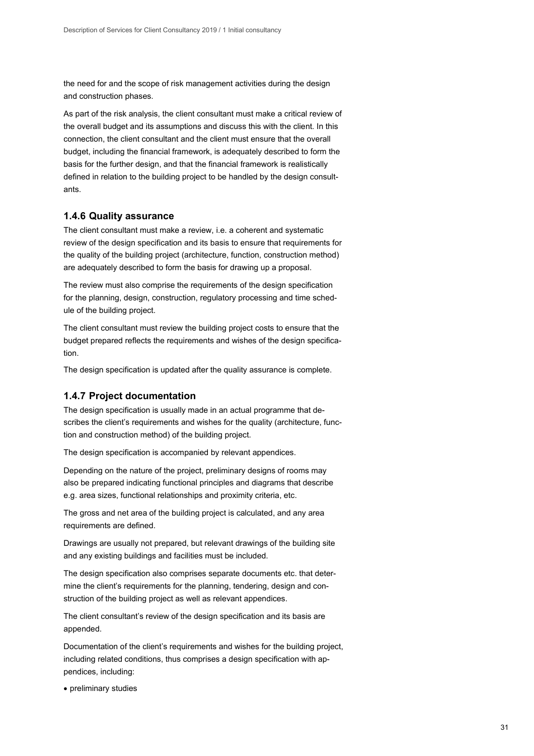the need for and the scope of risk management activities during the design and construction phases.

As part of the risk analysis, the client consultant must make a critical review of the overall budget and its assumptions and discuss this with the client. In this connection, the client consultant and the client must ensure that the overall budget, including the financial framework, is adequately described to form the basis for the further design, and that the financial framework is realistically defined in relation to the building project to be handled by the design consultants.

### 1.4.6 Quality assurance

The client consultant must make a review, i.e. a coherent and systematic review of the design specification and its basis to ensure that requirements for the quality of the building project (architecture, function, construction method) are adequately described to form the basis for drawing up a proposal.

The review must also comprise the requirements of the design specification for the planning, design, construction, regulatory processing and time schedule of the building project.

The client consultant must review the building project costs to ensure that the budget prepared reflects the requirements and wishes of the design specification.

The design specification is updated after the quality assurance is complete.

### 1.4.7 Project documentation

The design specification is usually made in an actual programme that describes the client's requirements and wishes for the quality (architecture, function and construction method) of the building project.

The design specification is accompanied by relevant appendices.

Depending on the nature of the project, preliminary designs of rooms may also be prepared indicating functional principles and diagrams that describe e.g. area sizes, functional relationships and proximity criteria, etc.

The gross and net area of the building project is calculated, and any area requirements are defined.

Drawings are usually not prepared, but relevant drawings of the building site and any existing buildings and facilities must be included.

The design specification also comprises separate documents etc. that determine the client's requirements for the planning, tendering, design and construction of the building project as well as relevant appendices.

The client consultant's review of the design specification and its basis are appended.

Documentation of the client's requirements and wishes for the building project, including related conditions, thus comprises a design specification with appendices, including:

- preliminary studies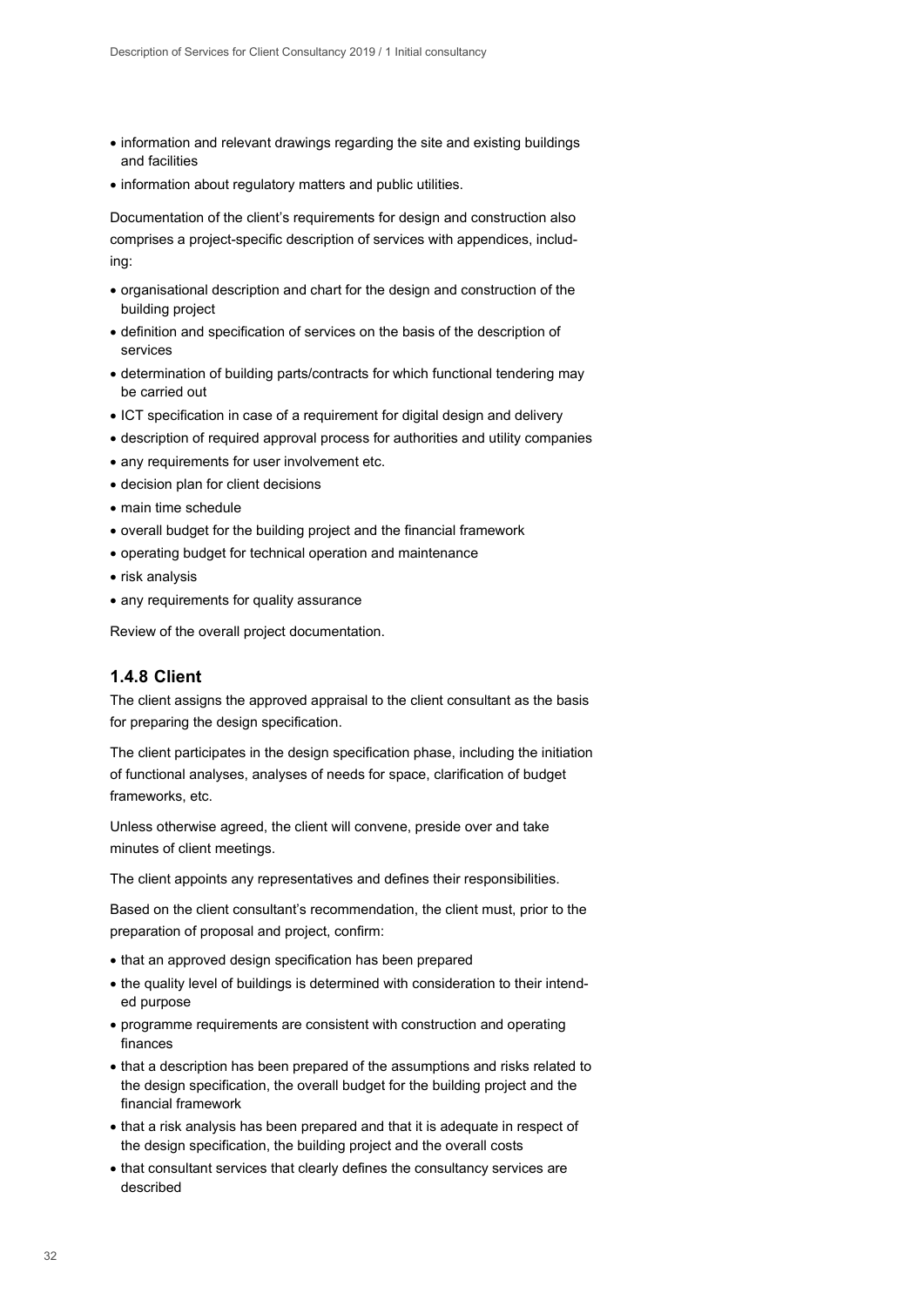- information and relevant drawings regarding the site and existing buildings and facilities
- information about regulatory matters and public utilities.

Documentation of the client's requirements for design and construction also comprises a project-specific description of services with appendices, including:

- organisational description and chart for the design and construction of the building project
- definition and specification of services on the basis of the description of services
- determination of building parts/contracts for which functional tendering may be carried out
- ICT specification in case of a requirement for digital design and delivery
- description of required approval process for authorities and utility companies
- any requirements for user involvement etc.
- decision plan for client decisions
- main time schedule
- overall budget for the building project and the financial framework
- operating budget for technical operation and maintenance
- risk analysis
- any requirements for quality assurance

Review of the overall project documentation.

### 1.4.8 Client

The client assigns the approved appraisal to the client consultant as the basis for preparing the design specification.

The client participates in the design specification phase, including the initiation of functional analyses, analyses of needs for space, clarification of budget frameworks, etc.

Unless otherwise agreed, the client will convene, preside over and take minutes of client meetings.

The client appoints any representatives and defines their responsibilities.

Based on the client consultant's recommendation, the client must, prior to the preparation of proposal and project, confirm:

- that an approved design specification has been prepared
- the quality level of buildings is determined with consideration to their intended purpose
- programme requirements are consistent with construction and operating finances
- that a description has been prepared of the assumptions and risks related to the design specification, the overall budget for the building project and the financial framework
- that a risk analysis has been prepared and that it is adequate in respect of the design specification, the building project and the overall costs
- that consultant services that clearly defines the consultancy services are described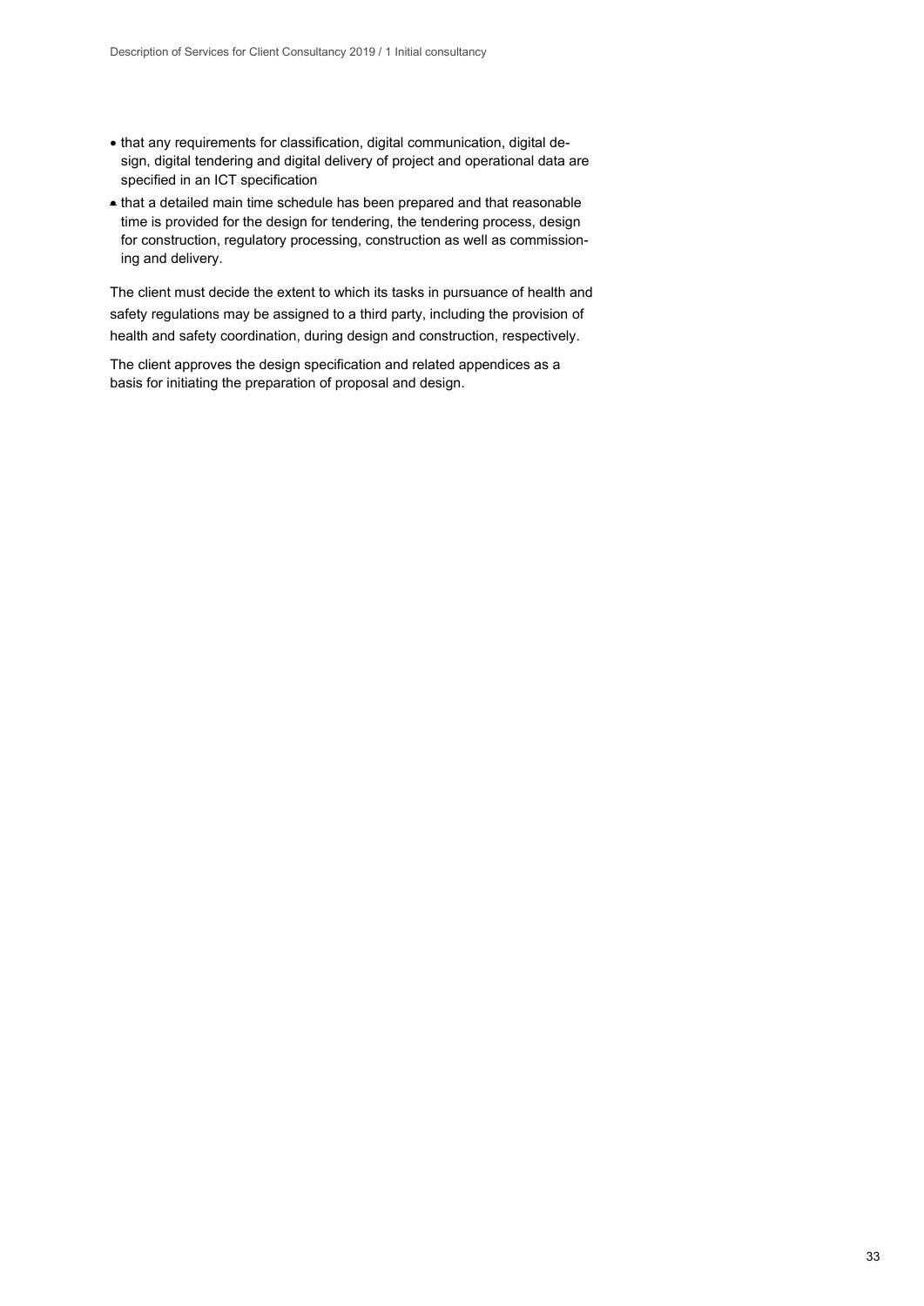- that any requirements for classification, digital communication, digital design, digital tendering and digital delivery of project and operational data are specified in an ICT specification
- that a detailed main time schedule has been prepared and that reasonable time is provided for the design for tendering, the tendering process, design for construction, regulatory processing, construction as well as commissioning and delivery.

The client must decide the extent to which its tasks in pursuance of health and safety regulations may be assigned to a third party, including the provision of health and safety coordination, during design and construction, respectively.

The client approves the design specification and related appendices as a basis for initiating the preparation of proposal and design.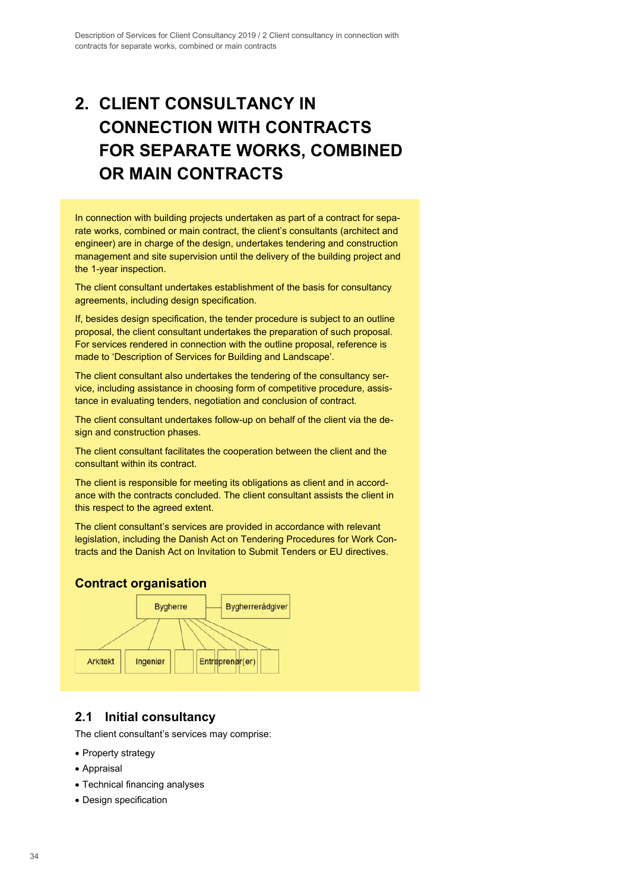# 2. CLIENT CONSULTANCY IN CONNECTION WITH CONTRACTS FOR SEPARATE WORKS, COMBINED OR MAIN CONTRACTS

In connection with building projects undertaken as part of a contract for separate works, combined or main contract, the client's consultants (architect and engineer) are in charge of the design, undertakes tendering and construction management and site supervision until the delivery of the building project and the 1-year inspection.

The client consultant undertakes establishment of the basis for consultancy agreements, including design specification.

If, besides design specification, the tender procedure is subject to an outline proposal, the client consultant undertakes the preparation of such proposal. For services rendered in connection with the outline proposal, reference is made to 'Description of Services for Building and Landscape'.

The client consultant also undertakes the tendering of the consultancy service, including assistance in choosing form of competitive procedure, assistance in evaluating tenders, negotiation and conclusion of contract.

The client consultant undertakes follow-up on behalf of the client via the design and construction phases.

The client consultant facilitates the cooperation between the client and the consultant within its contract.

The client is responsible for meeting its obligations as client and in accordance with the contracts concluded. The client consultant assists the client in this respect to the agreed extent.

The client consultant's services are provided in accordance with relevant legislation, including the Danish Act on Tendering Procedures for Work Contracts and the Danish Act on Invitation to Submit Tenders or EU directives.

### Contract organisation

Bygherre — Bygherrerådgiver

Arkitekt | Ingeniør | Entreprenør(er)

## 2.1 Initial consultancy

The client consultant's services may comprise:

- Property strategy
- Appraisal
- Technical financing analyses
- Design specification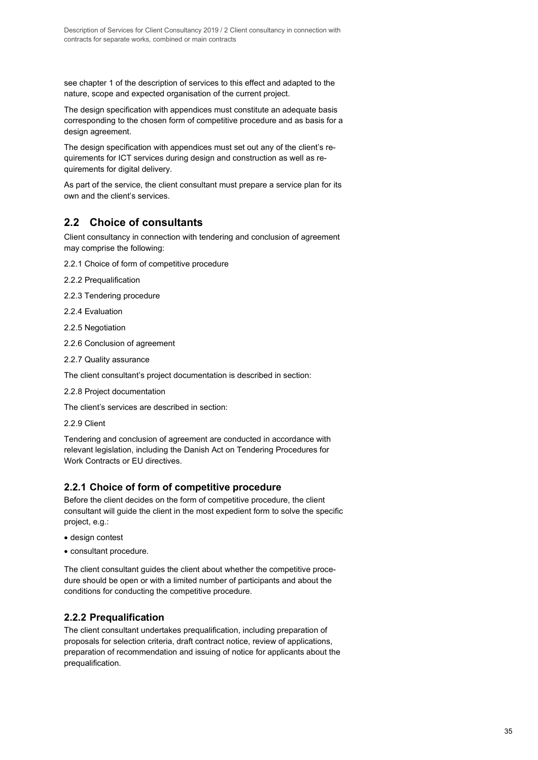see chapter 1 of the description of services to this effect and adapted to the nature, scope and expected organisation of the current project.

The design specification with appendices must constitute an adequate basis corresponding to the chosen form of competitive procedure and as basis for a design agreement.

The design specification with appendices must set out any of the client's requirements for ICT services during design and construction as well as requirements for digital delivery.

As part of the service, the client consultant must prepare a service plan for its own and the client's services.

## 2.2 Choice of consultants

Client consultancy in connection with tendering and conclusion of agreement may comprise the following:

2.2.1 Choice of form of competitive procedure

2.2.2 Prequalification

2.2.3 Tendering procedure

2.2.4 Evaluation

2.2.5 Negotiation

2.2.6 Conclusion of agreement

2.2.7 Quality assurance

The client consultant's project documentation is described in section:

2.2.8 Project documentation

The client's services are described in section:

2.2.9 Client

Tendering and conclusion of agreement are conducted in accordance with relevant legislation, including the Danish Act on Tendering Procedures for Work Contracts or EU directives.

### 2.2.1 Choice of form of competitive procedure

Before the client decides on the form of competitive procedure, the client consultant will guide the client in the most expedient form to solve the specific project, e.g.:

- design contest
- consultant procedure.

The client consultant guides the client about whether the competitive procedure should be open or with a limited number of participants and about the conditions for conducting the competitive procedure.

### 2.2.2 Prequalification

The client consultant undertakes prequalification, including preparation of proposals for selection criteria, draft contract notice, review of applications, preparation of recommendation and issuing of notice for applicants about the prequalification.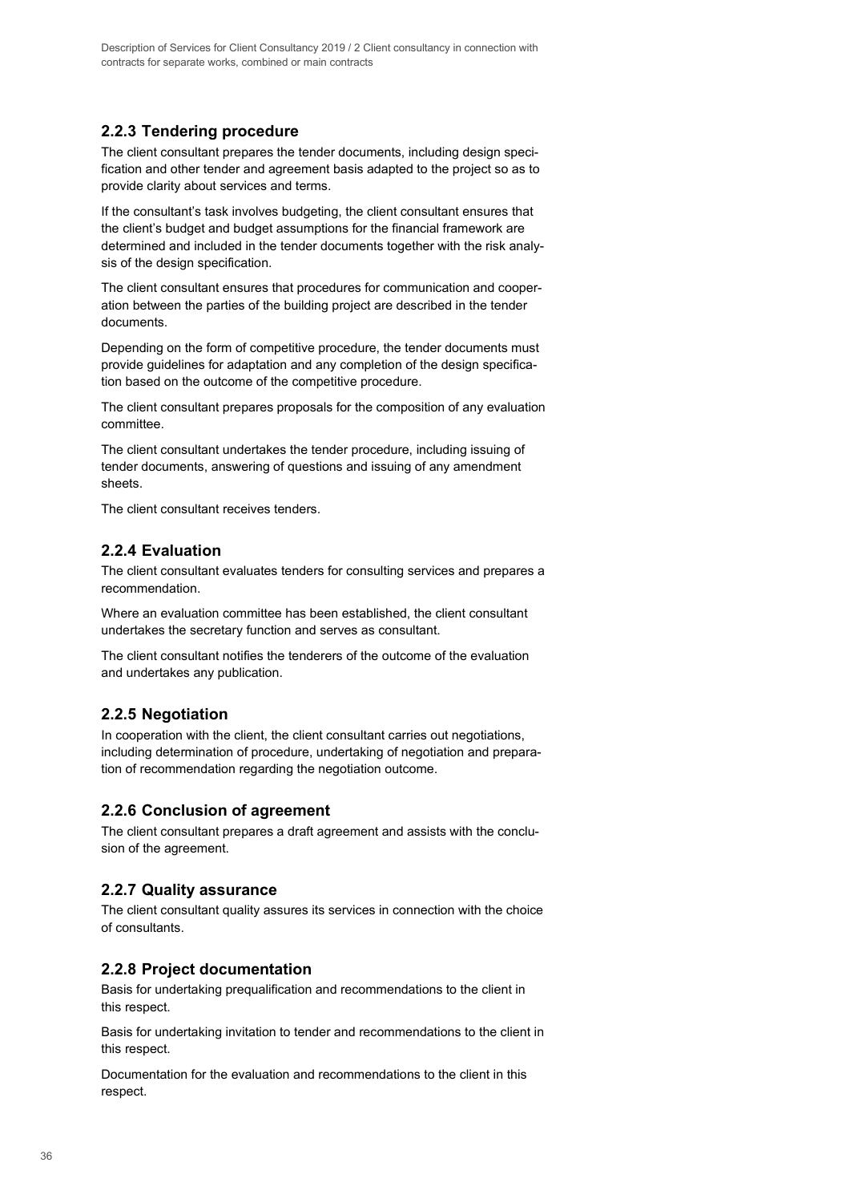### 2.2.3 Tendering procedure

The client consultant prepares the tender documents, including design specification and other tender and agreement basis adapted to the project so as to provide clarity about services and terms.

If the consultant's task involves budgeting, the client consultant ensures that the client's budget and budget assumptions for the financial framework are determined and included in the tender documents together with the risk analysis of the design specification.

The client consultant ensures that procedures for communication and cooperation between the parties of the building project are described in the tender documents.

Depending on the form of competitive procedure, the tender documents must provide guidelines for adaptation and any completion of the design specification based on the outcome of the competitive procedure.

The client consultant prepares proposals for the composition of any evaluation committee.

The client consultant undertakes the tender procedure, including issuing of tender documents, answering of questions and issuing of any amendment sheets.

The client consultant receives tenders.

### 2.2.4 Evaluation

The client consultant evaluates tenders for consulting services and prepares a recommendation.

Where an evaluation committee has been established, the client consultant undertakes the secretary function and serves as consultant.

The client consultant notifies the tenderers of the outcome of the evaluation and undertakes any publication.

### 2.2.5 Negotiation

In cooperation with the client, the client consultant carries out negotiations, including determination of procedure, undertaking of negotiation and preparation of recommendation regarding the negotiation outcome.

### 2.2.6 Conclusion of agreement

The client consultant prepares a draft agreement and assists with the conclusion of the agreement.

### 2.2.7 Quality assurance

The client consultant quality assures its services in connection with the choice of consultants.

### 2.2.8 Project documentation

Basis for undertaking prequalification and recommendations to the client in this respect.

Basis for undertaking invitation to tender and recommendations to the client in this respect.

Documentation for the evaluation and recommendations to the client in this respect.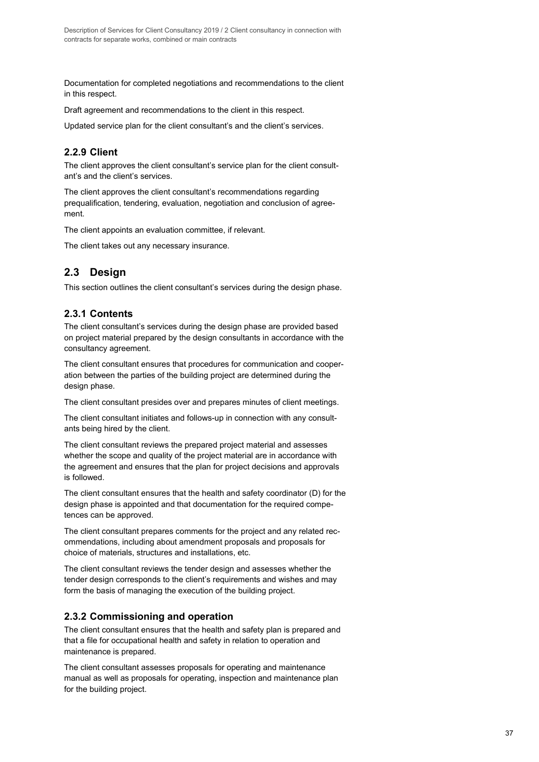Documentation for completed negotiations and recommendations to the client in this respect.

Draft agreement and recommendations to the client in this respect.

Updated service plan for the client consultant's and the client's services.

### 2.2.9 Client

The client approves the client consultant's service plan for the client consultant's and the client's services.

The client approves the client consultant's recommendations regarding prequalification, tendering, evaluation, negotiation and conclusion of agreement.

The client appoints an evaluation committee, if relevant.

The client takes out any necessary insurance.

## 2.3 Design

This section outlines the client consultant's services during the design phase.

### 2.3.1 Contents

The client consultant's services during the design phase are provided based on project material prepared by the design consultants in accordance with the consultancy agreement.

The client consultant ensures that procedures for communication and cooperation between the parties of the building project are determined during the design phase.

The client consultant presides over and prepares minutes of client meetings.

The client consultant initiates and follows-up in connection with any consultants being hired by the client.

The client consultant reviews the prepared project material and assesses whether the scope and quality of the project material are in accordance with the agreement and ensures that the plan for project decisions and approvals is followed.

The client consultant ensures that the health and safety coordinator (D) for the design phase is appointed and that documentation for the required competences can be approved.

The client consultant prepares comments for the project and any related recommendations, including about amendment proposals and proposals for choice of materials, structures and installations, etc.

The client consultant reviews the tender design and assesses whether the tender design corresponds to the client's requirements and wishes and may form the basis of managing the execution of the building project.

### 2.3.2 Commissioning and operation

The client consultant ensures that the health and safety plan is prepared and that a file for occupational health and safety in relation to operation and maintenance is prepared.

The client consultant assesses proposals for operating and maintenance manual as well as proposals for operating, inspection and maintenance plan for the building project.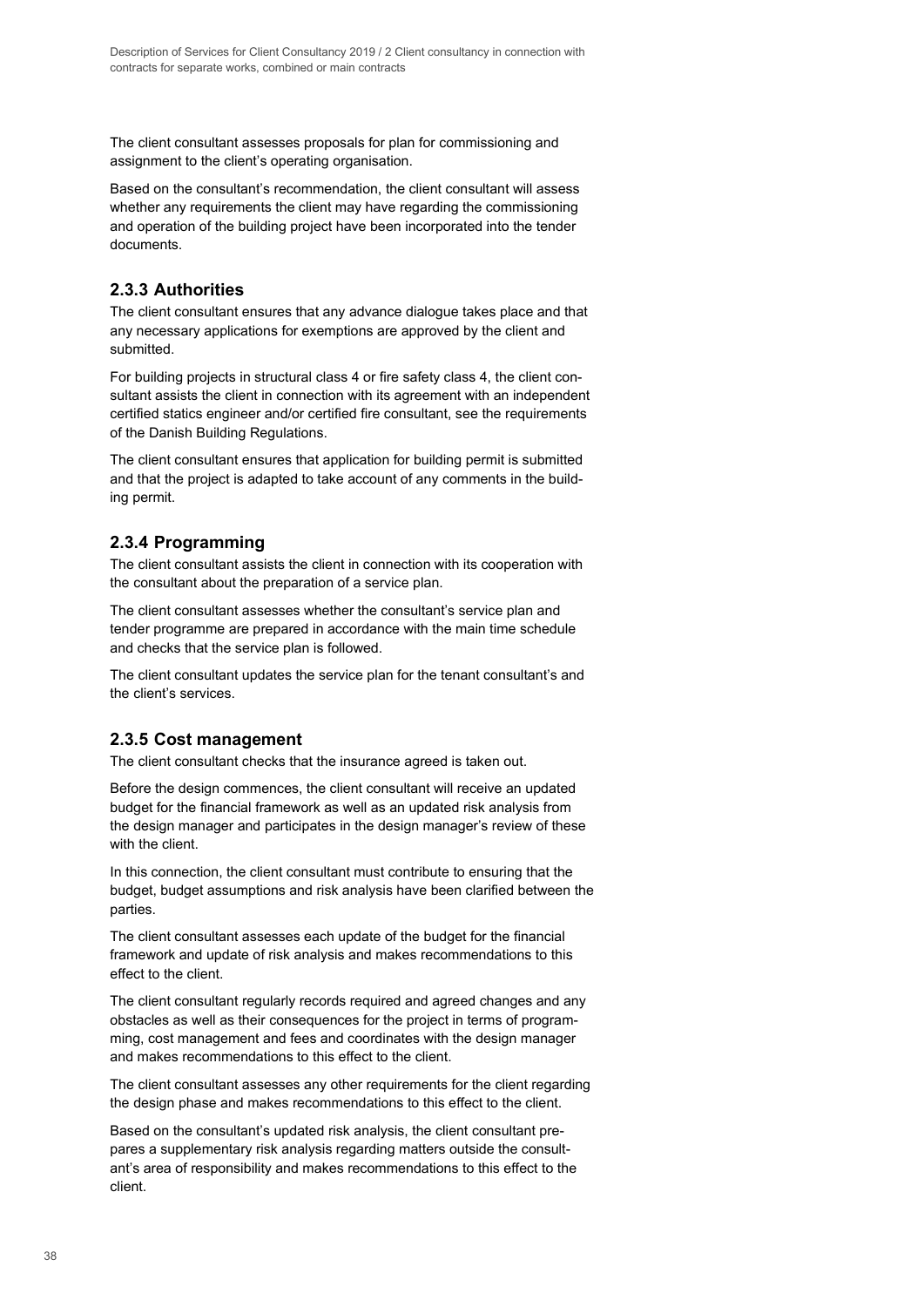The client consultant assesses proposals for plan for commissioning and assignment to the client's operating organisation.

Based on the consultant's recommendation, the client consultant will assess whether any requirements the client may have regarding the commissioning and operation of the building project have been incorporated into the tender documents.

### 2.3.3 Authorities

The client consultant ensures that any advance dialogue takes place and that any necessary applications for exemptions are approved by the client and submitted.

For building projects in structural class 4 or fire safety class 4, the client consultant assists the client in connection with its agreement with an independent certified statics engineer and/or certified fire consultant, see the requirements of the Danish Building Regulations.

The client consultant ensures that application for building permit is submitted and that the project is adapted to take account of any comments in the building permit.

### 2.3.4 Programming

The client consultant assists the client in connection with its cooperation with the consultant about the preparation of a service plan.

The client consultant assesses whether the consultant's service plan and tender programme are prepared in accordance with the main time schedule and checks that the service plan is followed.

The client consultant updates the service plan for the tenant consultant's and the client's services.

### 2.3.5 Cost management

The client consultant checks that the insurance agreed is taken out.

Before the design commences, the client consultant will receive an updated budget for the financial framework as well as an updated risk analysis from the design manager and participates in the design manager's review of these with the client.

In this connection, the client consultant must contribute to ensuring that the budget, budget assumptions and risk analysis have been clarified between the parties.

The client consultant assesses each update of the budget for the financial framework and update of risk analysis and makes recommendations to this effect to the client.

The client consultant regularly records required and agreed changes and any obstacles as well as their consequences for the project in terms of programming, cost management and fees and coordinates with the design manager and makes recommendations to this effect to the client.

The client consultant assesses any other requirements for the client regarding the design phase and makes recommendations to this effect to the client.

Based on the consultant's updated risk analysis, the client consultant prepares a supplementary risk analysis regarding matters outside the consultant's area of responsibility and makes recommendations to this effect to the client.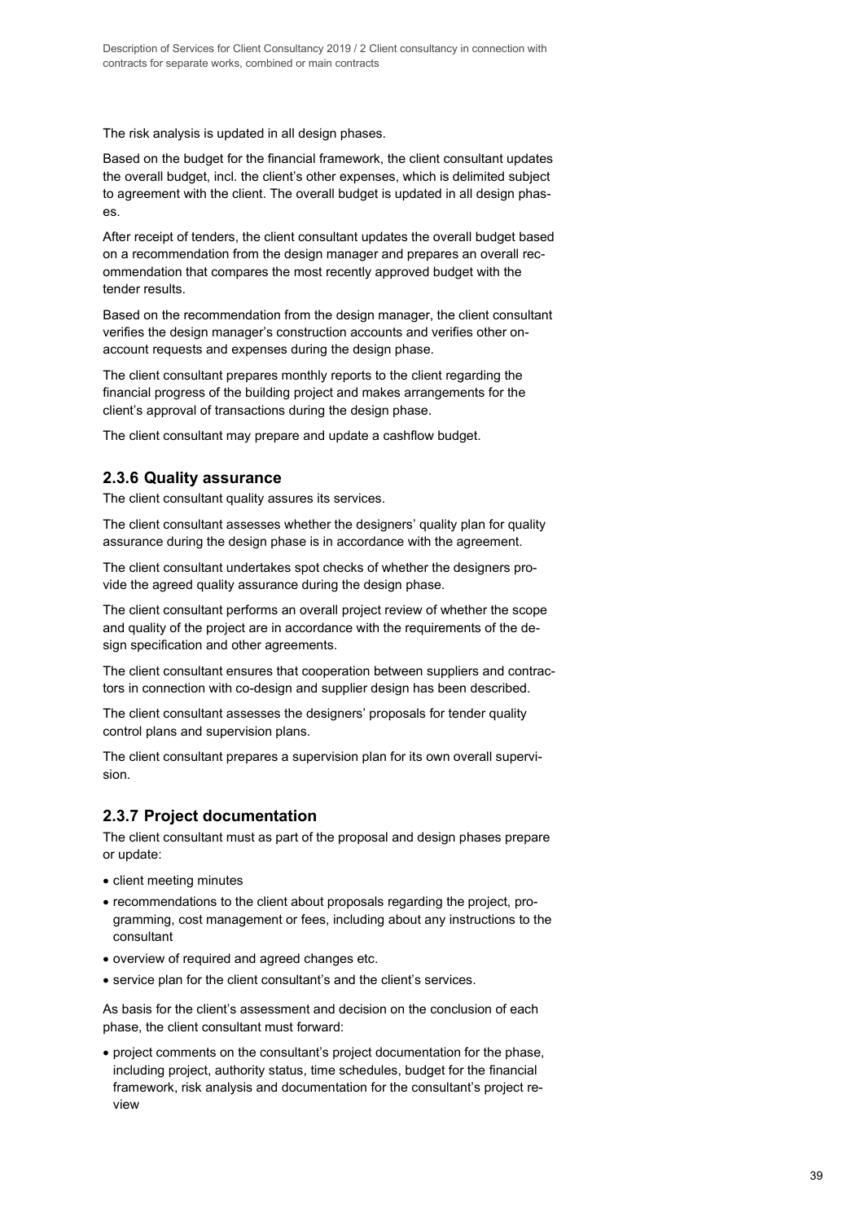The risk analysis is updated in all design phases.

Based on the budget for the financial framework, the client consultant updates the overall budget, incl. the client's other expenses, which is delimited subject to agreement with the client. The overall budget is updated in all design phases.

After receipt of tenders, the client consultant updates the overall budget based on a recommendation from the design manager and prepares an overall recommendation that compares the most recently approved budget with the tender results.

Based on the recommendation from the design manager, the client consultant verifies the design manager's construction accounts and verifies other on-account requests and expenses during the design phase.

The client consultant prepares monthly reports to the client regarding the financial progress of the building project and makes arrangements for the client's approval of transactions during the design phase.

The client consultant may prepare and update a cashflow budget.

### 2.3.6 Quality assurance

The client consultant quality assures its services.

The client consultant assesses whether the designers' quality plan for quality assurance during the design phase is in accordance with the agreement.

The client consultant undertakes spot checks of whether the designers provide the agreed quality assurance during the design phase.

The client consultant performs an overall project review of whether the scope and quality of the project are in accordance with the requirements of the design specification and other agreements.

The client consultant ensures that cooperation between suppliers and contractors in connection with co-design and supplier design has been described.

The client consultant assesses the designers' proposals for tender quality control plans and supervision plans.

The client consultant prepares a supervision plan for its own overall supervision.

### 2.3.7 Project documentation

The client consultant must as part of the proposal and design phases prepare or update:

- client meeting minutes
- recommendations to the client about proposals regarding the project, programming, cost management or fees, including about any instructions to the consultant
- overview of required and agreed changes etc.
- service plan for the client consultant's and the client's services.

As basis for the client's assessment and decision on the conclusion of each phase, the client consultant must forward:

- project comments on the consultant's project documentation for the phase, including project, authority status, time schedules, budget for the financial framework, risk analysis and documentation for the consultant's project review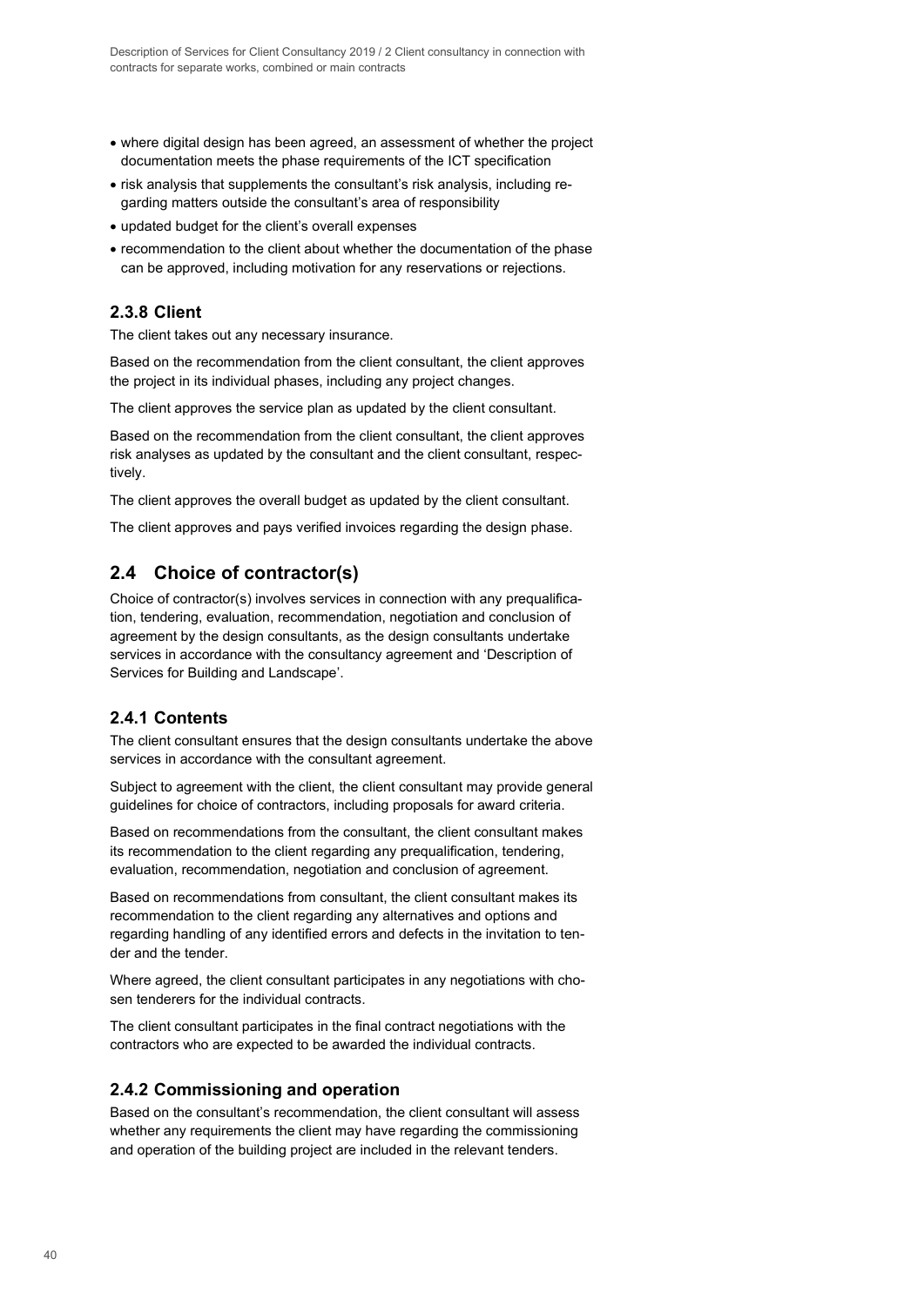- where digital design has been agreed, an assessment of whether the project documentation meets the phase requirements of the ICT specification
- risk analysis that supplements the consultant's risk analysis, including regarding matters outside the consultant's area of responsibility
- updated budget for the client's overall expenses
- recommendation to the client about whether the documentation of the phase can be approved, including motivation for any reservations or rejections.

### 2.3.8 Client

The client takes out any necessary insurance.

Based on the recommendation from the client consultant, the client approves the project in its individual phases, including any project changes.

The client approves the service plan as updated by the client consultant.

Based on the recommendation from the client consultant, the client approves risk analyses as updated by the consultant and the client consultant, respectively.

The client approves the overall budget as updated by the client consultant.

The client approves and pays verified invoices regarding the design phase.

## 2.4 Choice of contractor(s)

Choice of contractor(s) involves services in connection with any prequalification, tendering, evaluation, recommendation, negotiation and conclusion of agreement by the design consultants, as the design consultants undertake services in accordance with the consultancy agreement and 'Description of Services for Building and Landscape'.

### 2.4.1 Contents

The client consultant ensures that the design consultants undertake the above services in accordance with the consultant agreement.

Subject to agreement with the client, the client consultant may provide general guidelines for choice of contractors, including proposals for award criteria.

Based on recommendations from the consultant, the client consultant makes its recommendation to the client regarding any prequalification, tendering, evaluation, recommendation, negotiation and conclusion of agreement.

Based on recommendations from consultant, the client consultant makes its recommendation to the client regarding any alternatives and options and regarding handling of any identified errors and defects in the invitation to tender and the tender.

Where agreed, the client consultant participates in any negotiations with chosen tenderers for the individual contracts.

The client consultant participates in the final contract negotiations with the contractors who are expected to be awarded the individual contracts.

### 2.4.2 Commissioning and operation

Based on the consultant's recommendation, the client consultant will assess whether any requirements the client may have regarding the commissioning and operation of the building project are included in the relevant tenders.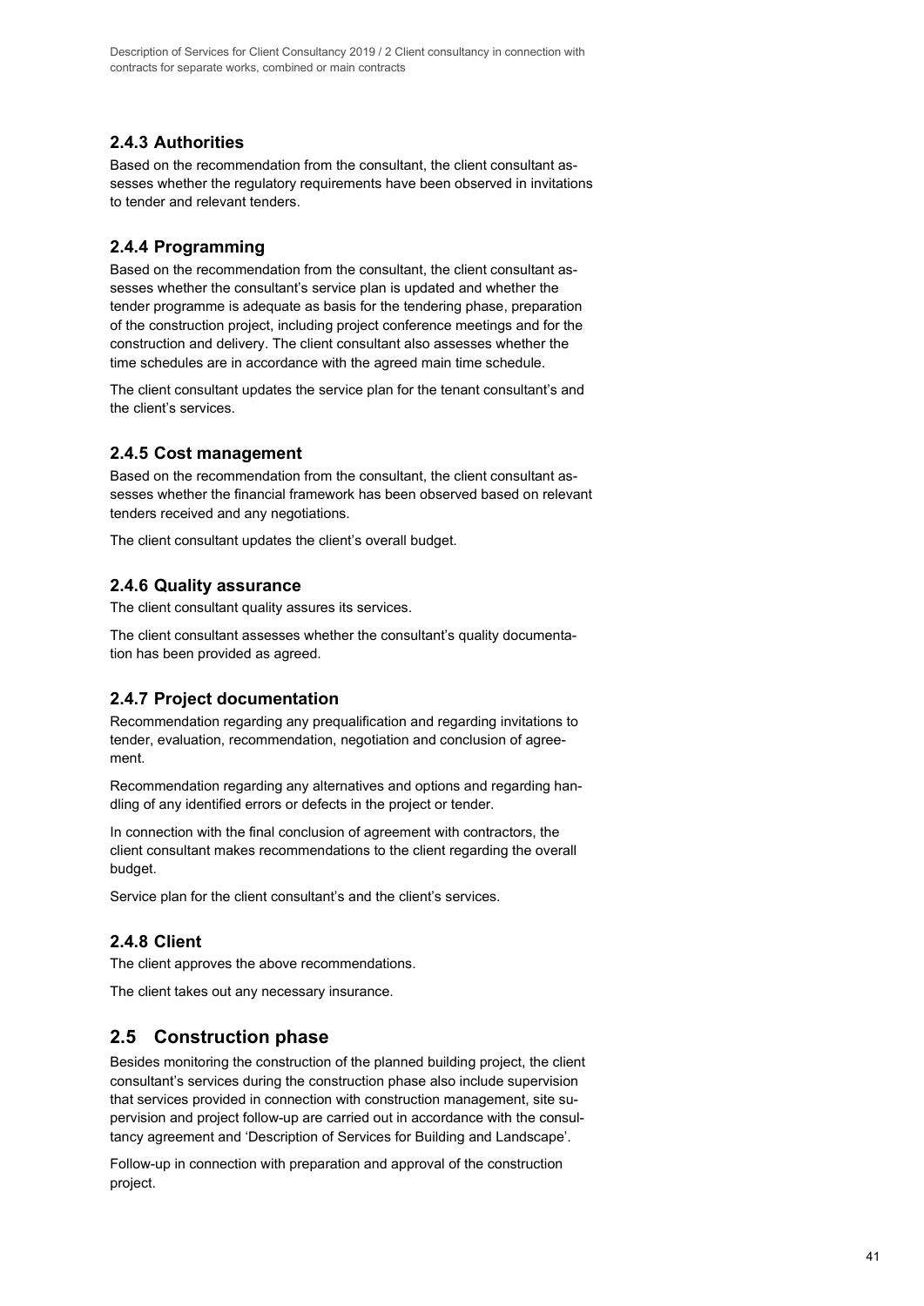### 2.4.3 Authorities

Based on the recommendation from the consultant, the client consultant assesses whether the regulatory requirements have been observed in invitations to tender and relevant tenders.

### 2.4.4 Programming

Based on the recommendation from the consultant, the client consultant assesses whether the consultant's service plan is updated and whether the tender programme is adequate as basis for the tendering phase, preparation of the construction project, including project conference meetings and for the construction and delivery. The client consultant also assesses whether the time schedules are in accordance with the agreed main time schedule.

The client consultant updates the service plan for the tenant consultant's and the client's services.

### 2.4.5 Cost management

Based on the recommendation from the consultant, the client consultant assesses whether the financial framework has been observed based on relevant tenders received and any negotiations.

The client consultant updates the client's overall budget.

### 2.4.6 Quality assurance

The client consultant quality assures its services.

The client consultant assesses whether the consultant's quality documentation has been provided as agreed.

### 2.4.7 Project documentation

Recommendation regarding any prequalification and regarding invitations to tender, evaluation, recommendation, negotiation and conclusion of agreement.

Recommendation regarding any alternatives and options and regarding handling of any identified errors or defects in the project or tender.

In connection with the final conclusion of agreement with contractors, the client consultant makes recommendations to the client regarding the overall budget.

Service plan for the client consultant's and the client's services.

### 2.4.8 Client

The client approves the above recommendations.

The client takes out any necessary insurance.

## 2.5 Construction phase

Besides monitoring the construction of the planned building project, the client consultant's services during the construction phase also include supervision that services provided in connection with construction management, site supervision and project follow-up are carried out in accordance with the consultancy agreement and 'Description of Services for Building and Landscape'.

Follow-up in connection with preparation and approval of the construction project.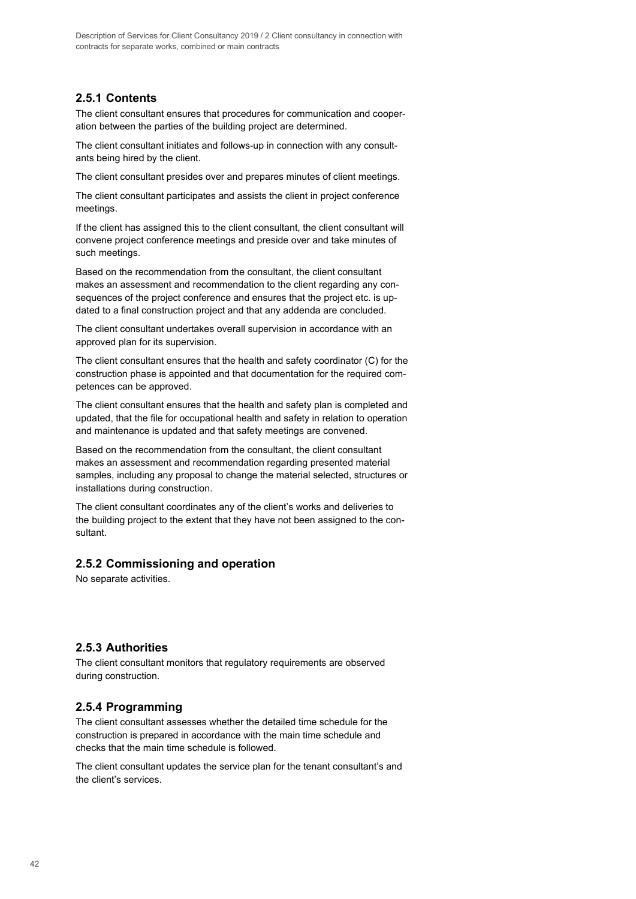### 2.5.1 Contents

The client consultant ensures that procedures for communication and cooperation between the parties of the building project are determined.

The client consultant initiates and follows-up in connection with any consultants being hired by the client.

The client consultant presides over and prepares minutes of client meetings.

The client consultant participates and assists the client in project conference meetings.

If the client has assigned this to the client consultant, the client consultant will convene project conference meetings and preside over and take minutes of such meetings.

Based on the recommendation from the consultant, the client consultant makes an assessment and recommendation to the client regarding any consequences of the project conference and ensures that the project etc. is updated to a final construction project and that any addenda are concluded.

The client consultant undertakes overall supervision in accordance with an approved plan for its supervision.

The client consultant ensures that the health and safety coordinator (C) for the construction phase is appointed and that documentation for the required competences can be approved.

The client consultant ensures that the health and safety plan is completed and updated, that the file for occupational health and safety in relation to operation and maintenance is updated and that safety meetings are convened.

Based on the recommendation from the consultant, the client consultant makes an assessment and recommendation regarding presented material samples, including any proposal to change the material selected, structures or installations during construction.

The client consultant coordinates any of the client's works and deliveries to the building project to the extent that they have not been assigned to the consultant.

### 2.5.2 Commissioning and operation

No separate activities.

### 2.5.3 Authorities

The client consultant monitors that regulatory requirements are observed during construction.

### 2.5.4 Programming

The client consultant assesses whether the detailed time schedule for the construction is prepared in accordance with the main time schedule and checks that the main time schedule is followed.

The client consultant updates the service plan for the tenant consultant's and the client's services.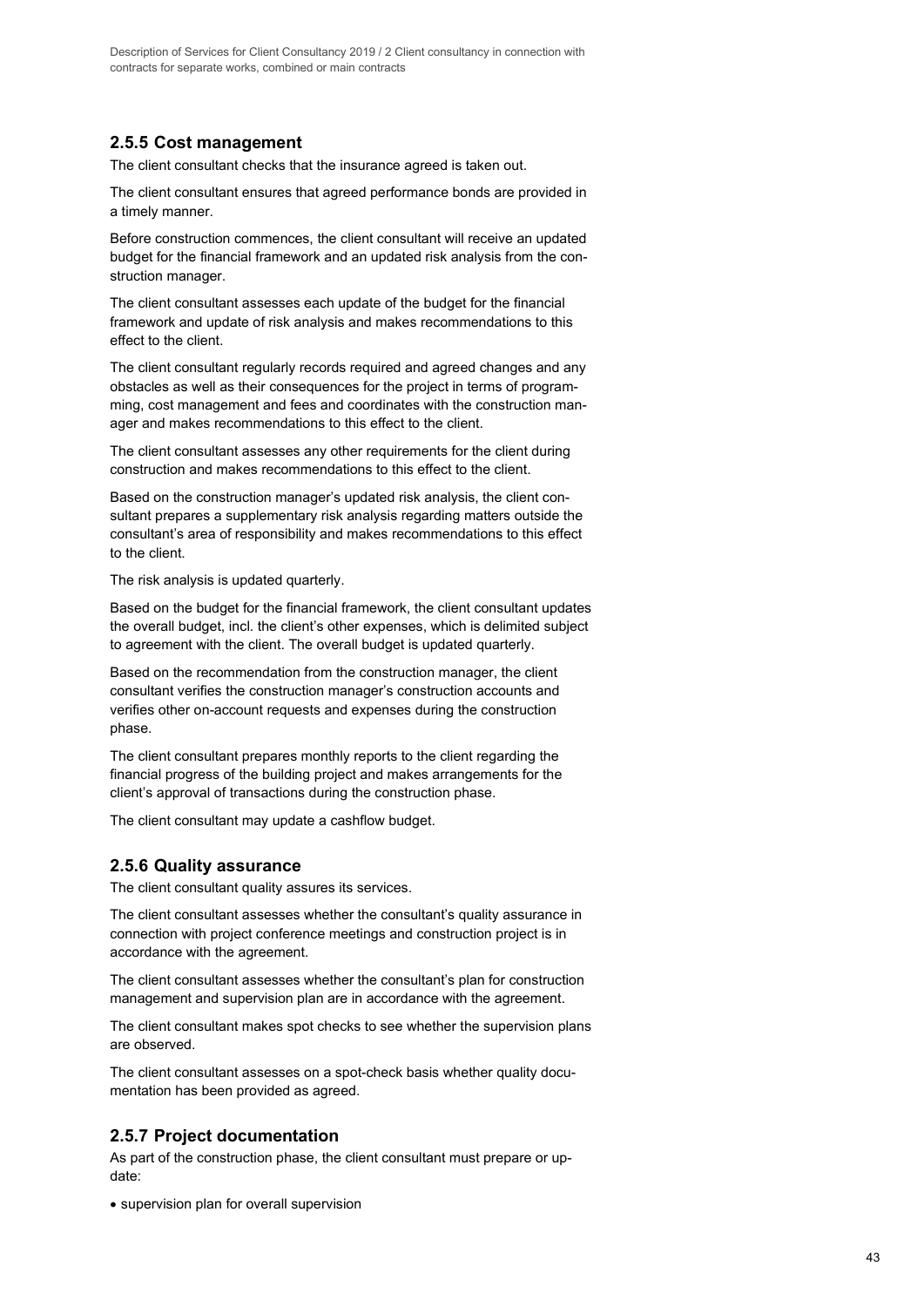### 2.5.5 Cost management

The client consultant checks that the insurance agreed is taken out.

The client consultant ensures that agreed performance bonds are provided in a timely manner.

Before construction commences, the client consultant will receive an updated budget for the financial framework and an updated risk analysis from the construction manager.

The client consultant assesses each update of the budget for the financial framework and update of risk analysis and makes recommendations to this effect to the client.

The client consultant regularly records required and agreed changes and any obstacles as well as their consequences for the project in terms of programming, cost management and fees and coordinates with the construction manager and makes recommendations to this effect to the client.

The client consultant assesses any other requirements for the client during construction and makes recommendations to this effect to the client.

Based on the construction manager's updated risk analysis, the client consultant prepares a supplementary risk analysis regarding matters outside the consultant's area of responsibility and makes recommendations to this effect to the client.

The risk analysis is updated quarterly.

Based on the budget for the financial framework, the client consultant updates the overall budget, incl. the client's other expenses, which is delimited subject to agreement with the client. The overall budget is updated quarterly.

Based on the recommendation from the construction manager, the client consultant verifies the construction manager's construction accounts and verifies other on-account requests and expenses during the construction phase.

The client consultant prepares monthly reports to the client regarding the financial progress of the building project and makes arrangements for the client's approval of transactions during the construction phase.

The client consultant may update a cashflow budget.

### 2.5.6 Quality assurance

The client consultant quality assures its services.

The client consultant assesses whether the consultant's quality assurance in connection with project conference meetings and construction project is in accordance with the agreement.

The client consultant assesses whether the consultant's plan for construction management and supervision plan are in accordance with the agreement.

The client consultant makes spot checks to see whether the supervision plans are observed.

The client consultant assesses on a spot-check basis whether quality documentation has been provided as agreed.

### 2.5.7 Project documentation

As part of the construction phase, the client consultant must prepare or update:

- supervision plan for overall supervision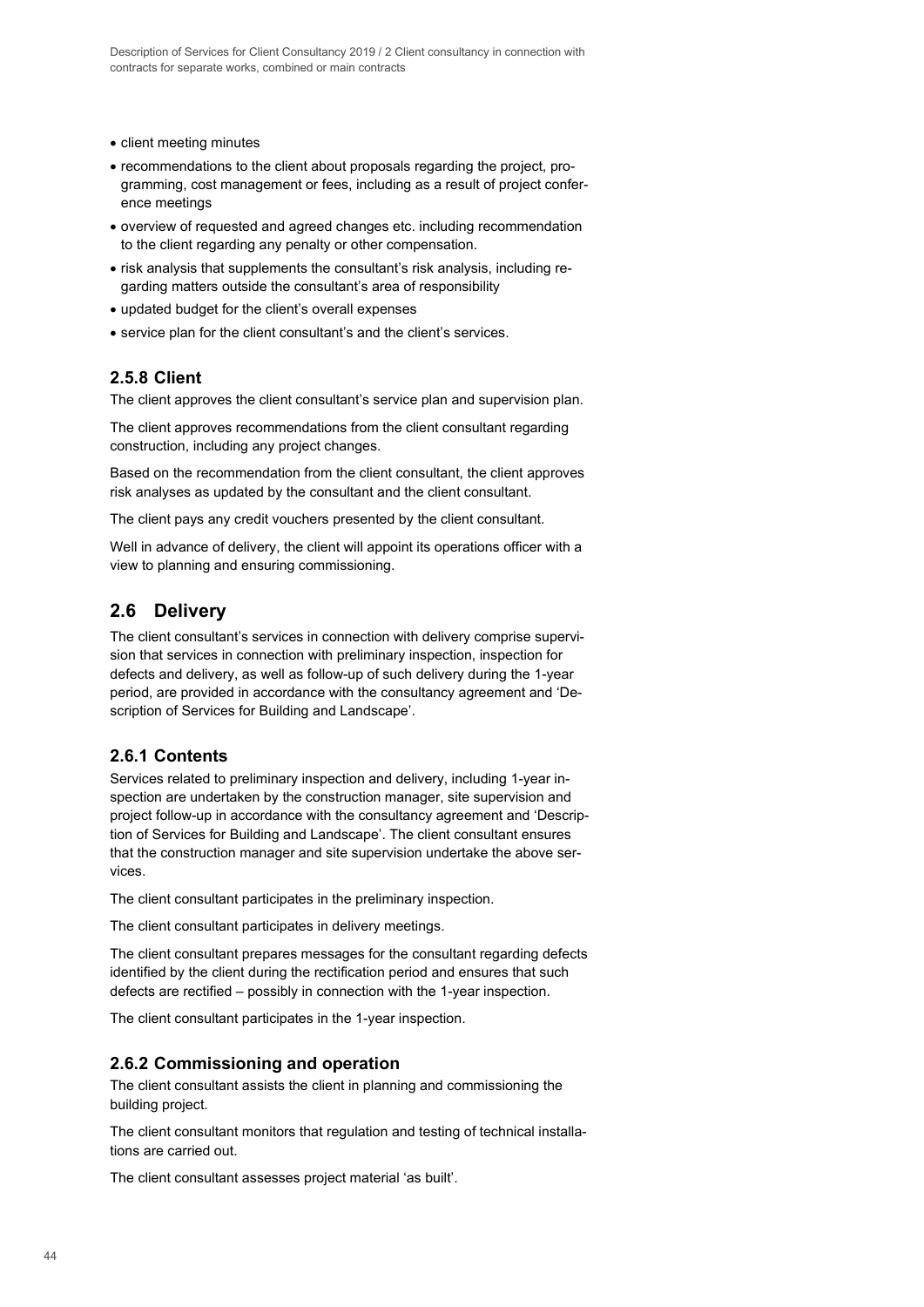- client meeting minutes
- recommendations to the client about proposals regarding the project, programming, cost management or fees, including as a result of project conference meetings
- overview of requested and agreed changes etc. including recommendation to the client regarding any penalty or other compensation.
- risk analysis that supplements the consultant's risk analysis, including regarding matters outside the consultant's area of responsibility
- updated budget for the client's overall expenses
- service plan for the client consultant's and the client's services.

### 2.5.8 Client

The client approves the client consultant's service plan and supervision plan.

The client approves recommendations from the client consultant regarding construction, including any project changes.

Based on the recommendation from the client consultant, the client approves risk analyses as updated by the consultant and the client consultant.

The client pays any credit vouchers presented by the client consultant.

Well in advance of delivery, the client will appoint its operations officer with a view to planning and ensuring commissioning.

## 2.6 Delivery

The client consultant's services in connection with delivery comprise supervision that services in connection with preliminary inspection, inspection for defects and delivery, as well as follow-up of such delivery during the 1-year period, are provided in accordance with the consultancy agreement and 'Description of Services for Building and Landscape'.

### 2.6.1 Contents

Services related to preliminary inspection and delivery, including 1-year inspection are undertaken by the construction manager, site supervision and project follow-up in accordance with the consultancy agreement and 'Description of Services for Building and Landscape'. The client consultant ensures that the construction manager and site supervision undertake the above services.

The client consultant participates in the preliminary inspection.

The client consultant participates in delivery meetings.

The client consultant prepares messages for the consultant regarding defects identified by the client during the rectification period and ensures that such defects are rectified – possibly in connection with the 1-year inspection.

The client consultant participates in the 1-year inspection.

### 2.6.2 Commissioning and operation

The client consultant assists the client in planning and commissioning the building project.

The client consultant monitors that regulation and testing of technical installations are carried out.

The client consultant assesses project material 'as built'.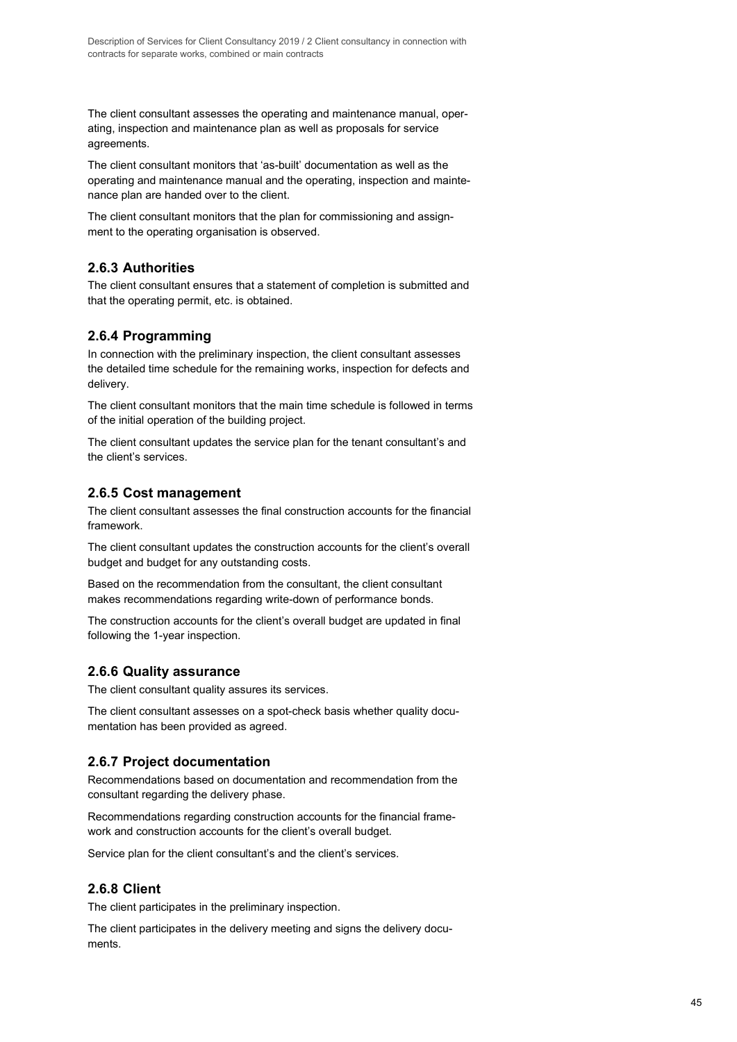The client consultant assesses the operating and maintenance manual, operating, inspection and maintenance plan as well as proposals for service agreements.

The client consultant monitors that 'as-built' documentation as well as the operating and maintenance manual and the operating, inspection and maintenance plan are handed over to the client.

The client consultant monitors that the plan for commissioning and assignment to the operating organisation is observed.

### 2.6.3 Authorities

The client consultant ensures that a statement of completion is submitted and that the operating permit, etc. is obtained.

### 2.6.4 Programming

In connection with the preliminary inspection, the client consultant assesses the detailed time schedule for the remaining works, inspection for defects and delivery.

The client consultant monitors that the main time schedule is followed in terms of the initial operation of the building project.

The client consultant updates the service plan for the tenant consultant's and the client's services.

### 2.6.5 Cost management

The client consultant assesses the final construction accounts for the financial framework.

The client consultant updates the construction accounts for the client's overall budget and budget for any outstanding costs.

Based on the recommendation from the consultant, the client consultant makes recommendations regarding write-down of performance bonds.

The construction accounts for the client's overall budget are updated in final following the 1-year inspection.

### 2.6.6 Quality assurance

The client consultant quality assures its services.

The client consultant assesses on a spot-check basis whether quality documentation has been provided as agreed.

### 2.6.7 Project documentation

Recommendations based on documentation and recommendation from the consultant regarding the delivery phase.

Recommendations regarding construction accounts for the financial framework and construction accounts for the client's overall budget.

Service plan for the client consultant's and the client's services.

### 2.6.8 Client

The client participates in the preliminary inspection.

The client participates in the delivery meeting and signs the delivery documents.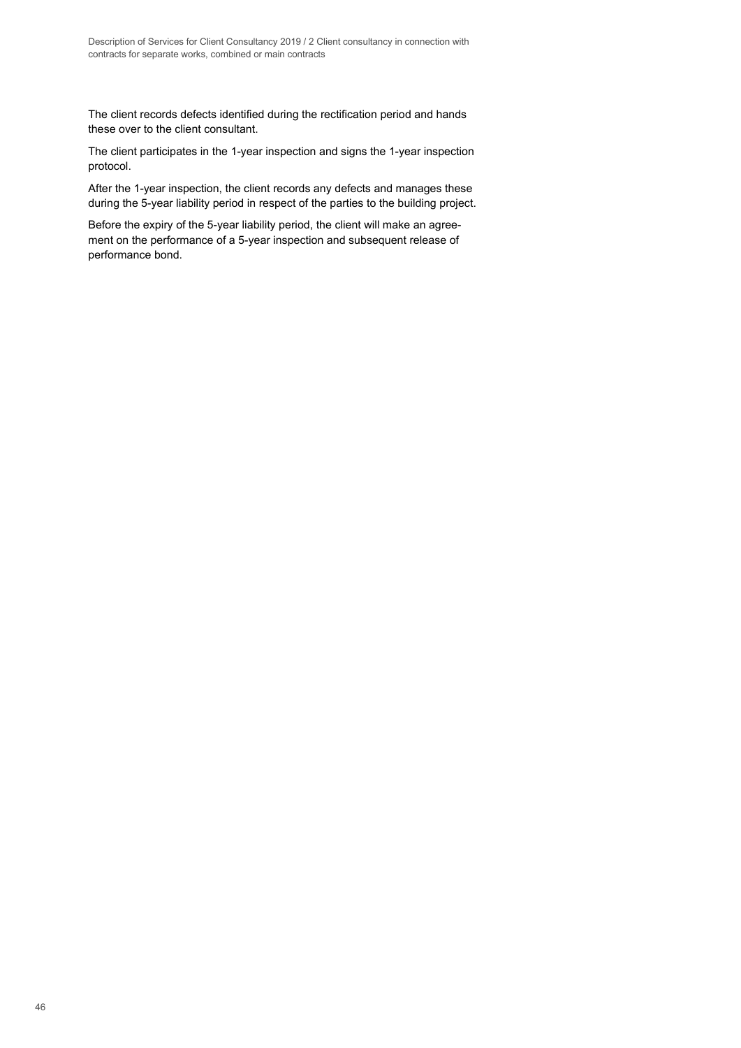The client records defects identified during the rectification period and hands these over to the client consultant.

The client participates in the 1-year inspection and signs the 1-year inspection protocol.

After the 1-year inspection, the client records any defects and manages these during the 5-year liability period in respect of the parties to the building project.

Before the expiry of the 5-year liability period, the client will make an agreement on the performance of a 5-year inspection and subsequent release of performance bond.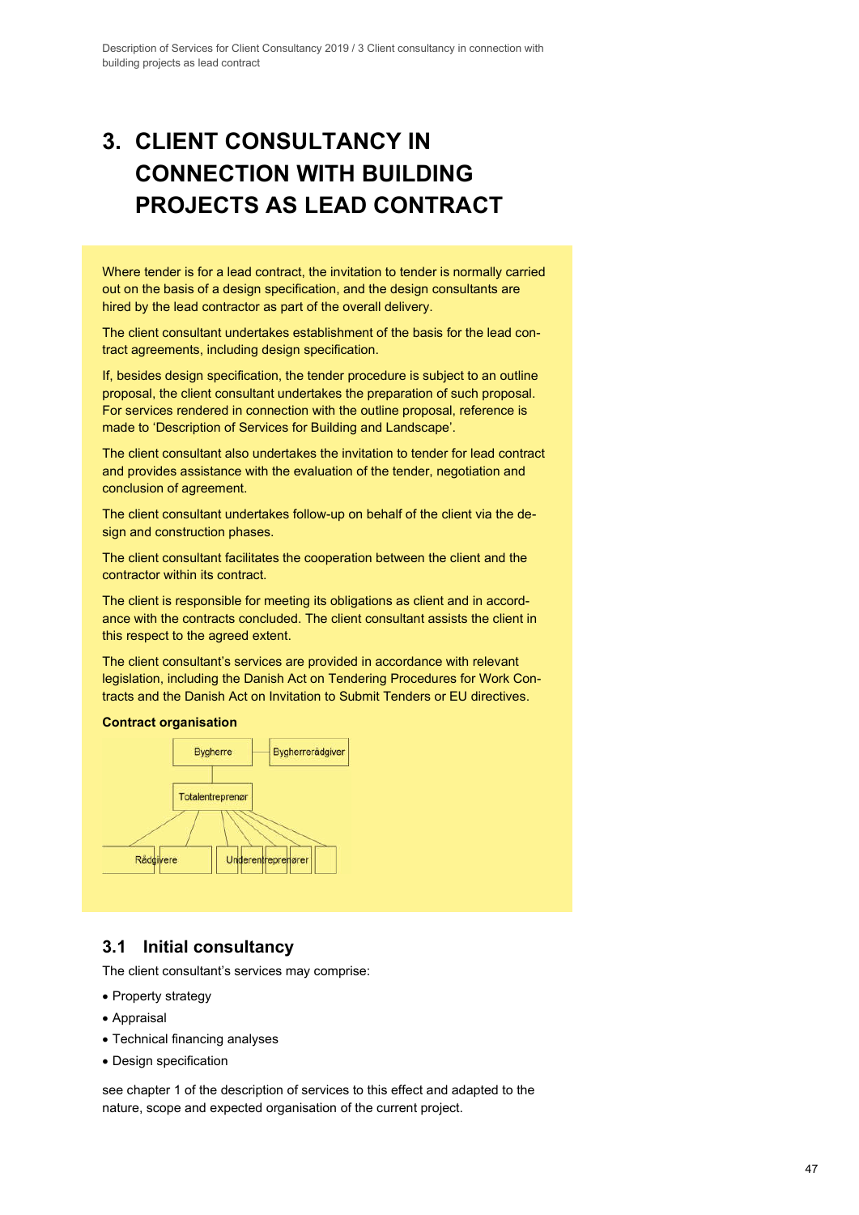# 3. CLIENT CONSULTANCY IN CONNECTION WITH BUILDING PROJECTS AS LEAD CONTRACT

Where tender is for a lead contract, the invitation to tender is normally carried out on the basis of a design specification, and the design consultants are hired by the lead contractor as part of the overall delivery.

The client consultant undertakes establishment of the basis for the lead contract agreements, including design specification.

If, besides design specification, the tender procedure is subject to an outline proposal, the client consultant undertakes the preparation of such proposal. For services rendered in connection with the outline proposal, reference is made to 'Description of Services for Building and Landscape'.

The client consultant also undertakes the invitation to tender for lead contract and provides assistance with the evaluation of the tender, negotiation and conclusion of agreement.

The client consultant undertakes follow-up on behalf of the client via the design and construction phases.

The client consultant facilitates the cooperation between the client and the contractor within its contract.

The client is responsible for meeting its obligations as client and in accordance with the contracts concluded. The client consultant assists the client in this respect to the agreed extent.

The client consultant's services are provided in accordance with relevant legislation, including the Danish Act on Tendering Procedures for Work Contracts and the Danish Act on Invitation to Submit Tenders or EU directives.

**Contract organisation**

Bygherre — Bygherrerådgiver

Totalentreprenør

Rådgivere — Underentreprenører

## 3.1 Initial consultancy

The client consultant's services may comprise:

- Property strategy
- Appraisal
- Technical financing analyses
- Design specification

see chapter 1 of the description of services to this effect and adapted to the nature, scope and expected organisation of the current project.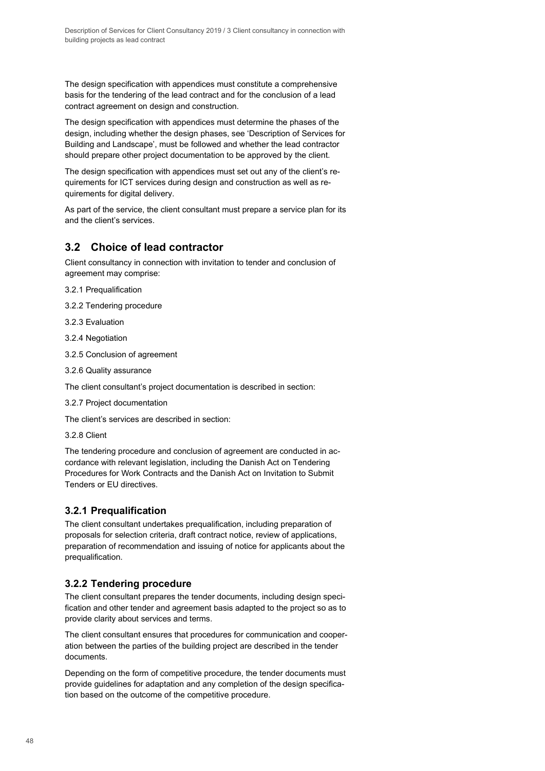The design specification with appendices must constitute a comprehensive basis for the tendering of the lead contract and for the conclusion of a lead contract agreement on design and construction.

The design specification with appendices must determine the phases of the design, including whether the design phases, see 'Description of Services for Building and Landscape', must be followed and whether the lead contractor should prepare other project documentation to be approved by the client.

The design specification with appendices must set out any of the client's requirements for ICT services during design and construction as well as requirements for digital delivery.

As part of the service, the client consultant must prepare a service plan for its and the client's services.

## 3.2 Choice of lead contractor

Client consultancy in connection with invitation to tender and conclusion of agreement may comprise:

3.2.1 Prequalification

3.2.2 Tendering procedure

3.2.3 Evaluation

3.2.4 Negotiation

3.2.5 Conclusion of agreement

3.2.6 Quality assurance

The client consultant's project documentation is described in section:

3.2.7 Project documentation

The client's services are described in section:

3.2.8 Client

The tendering procedure and conclusion of agreement are conducted in accordance with relevant legislation, including the Danish Act on Tendering Procedures for Work Contracts and the Danish Act on Invitation to Submit Tenders or EU directives.

### 3.2.1 Prequalification

The client consultant undertakes prequalification, including preparation of proposals for selection criteria, draft contract notice, review of applications, preparation of recommendation and issuing of notice for applicants about the prequalification.

### 3.2.2 Tendering procedure

The client consultant prepares the tender documents, including design specification and other tender and agreement basis adapted to the project so as to provide clarity about services and terms.

The client consultant ensures that procedures for communication and cooperation between the parties of the building project are described in the tender documents.

Depending on the form of competitive procedure, the tender documents must provide guidelines for adaptation and any completion of the design specification based on the outcome of the competitive procedure.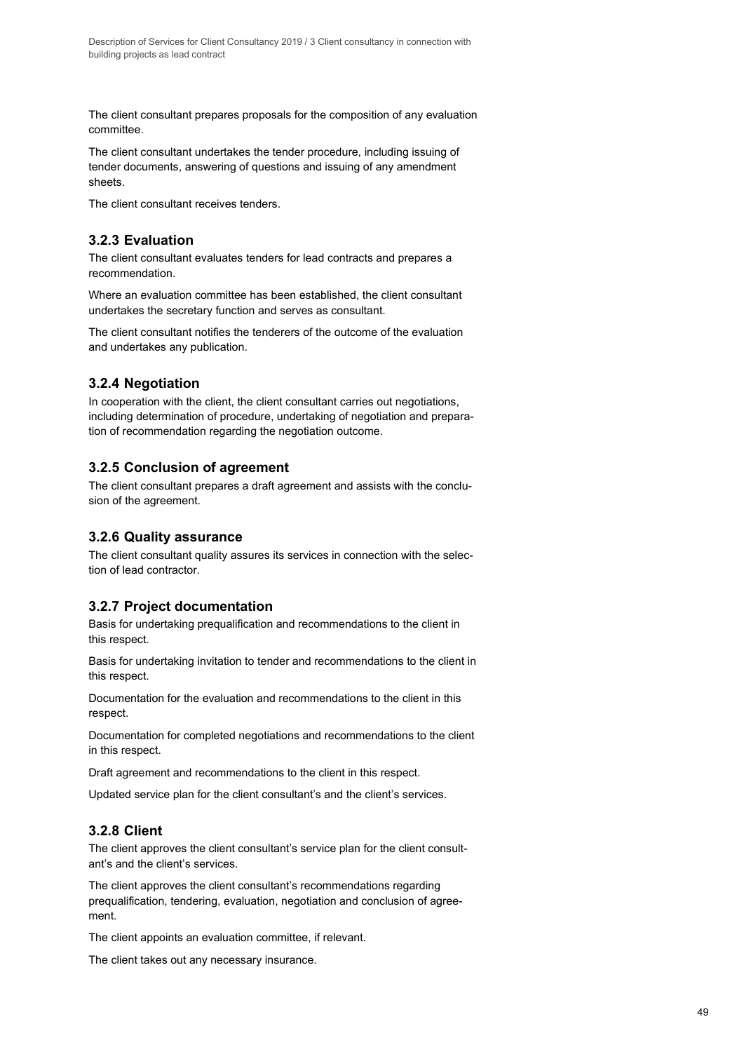The client consultant prepares proposals for the composition of any evaluation committee.

The client consultant undertakes the tender procedure, including issuing of tender documents, answering of questions and issuing of any amendment sheets.

The client consultant receives tenders.

### 3.2.3 Evaluation

The client consultant evaluates tenders for lead contracts and prepares a recommendation.

Where an evaluation committee has been established, the client consultant undertakes the secretary function and serves as consultant.

The client consultant notifies the tenderers of the outcome of the evaluation and undertakes any publication.

### 3.2.4 Negotiation

In cooperation with the client, the client consultant carries out negotiations, including determination of procedure, undertaking of negotiation and preparation of recommendation regarding the negotiation outcome.

### 3.2.5 Conclusion of agreement

The client consultant prepares a draft agreement and assists with the conclusion of the agreement.

### 3.2.6 Quality assurance

The client consultant quality assures its services in connection with the selection of lead contractor.

### 3.2.7 Project documentation

Basis for undertaking prequalification and recommendations to the client in this respect.

Basis for undertaking invitation to tender and recommendations to the client in this respect.

Documentation for the evaluation and recommendations to the client in this respect.

Documentation for completed negotiations and recommendations to the client in this respect.

Draft agreement and recommendations to the client in this respect.

Updated service plan for the client consultant's and the client's services.

### 3.2.8 Client

The client approves the client consultant's service plan for the client consultant's and the client's services.

The client approves the client consultant's recommendations regarding prequalification, tendering, evaluation, negotiation and conclusion of agreement.

The client appoints an evaluation committee, if relevant.

The client takes out any necessary insurance.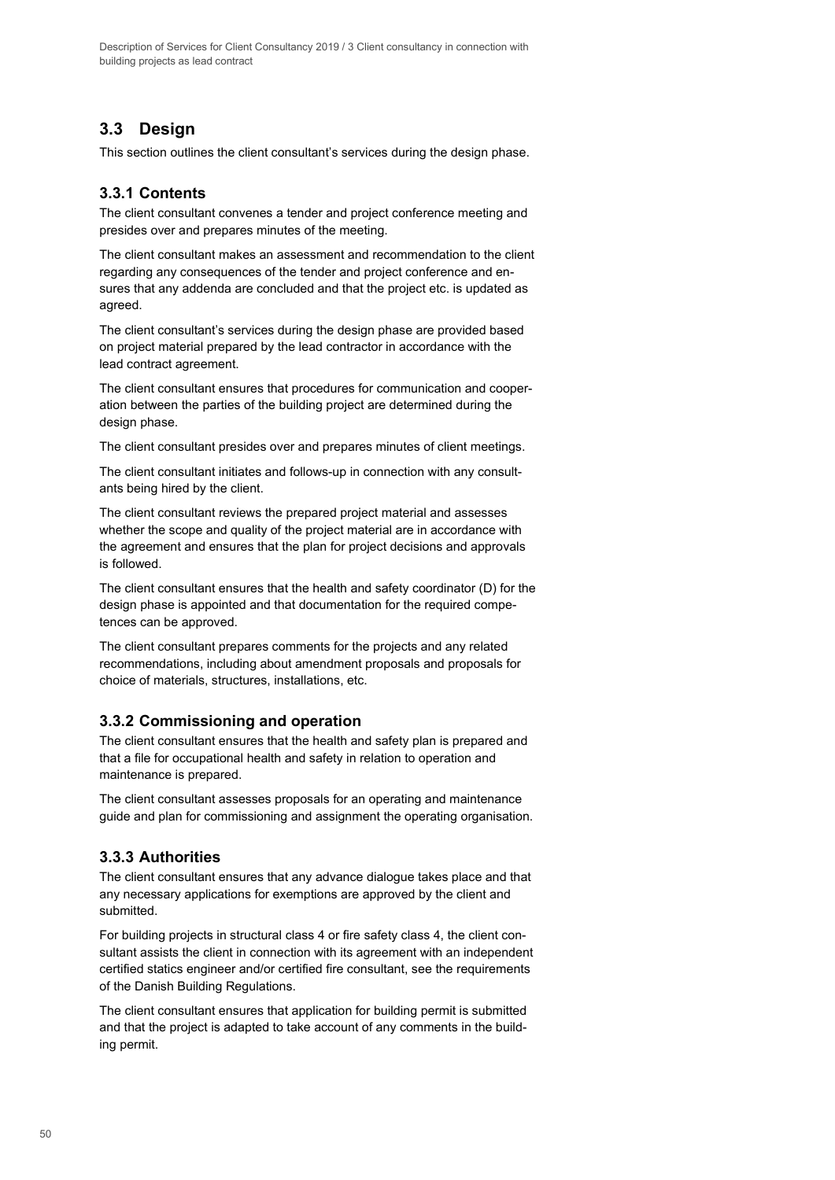## 3.3 Design

This section outlines the client consultant's services during the design phase.

### 3.3.1 Contents

The client consultant convenes a tender and project conference meeting and presides over and prepares minutes of the meeting.

The client consultant makes an assessment and recommendation to the client regarding any consequences of the tender and project conference and ensures that any addenda are concluded and that the project etc. is updated as agreed.

The client consultant's services during the design phase are provided based on project material prepared by the lead contractor in accordance with the lead contract agreement.

The client consultant ensures that procedures for communication and cooperation between the parties of the building project are determined during the design phase.

The client consultant presides over and prepares minutes of client meetings.

The client consultant initiates and follows-up in connection with any consultants being hired by the client.

The client consultant reviews the prepared project material and assesses whether the scope and quality of the project material are in accordance with the agreement and ensures that the plan for project decisions and approvals is followed.

The client consultant ensures that the health and safety coordinator (D) for the design phase is appointed and that documentation for the required competences can be approved.

The client consultant prepares comments for the projects and any related recommendations, including about amendment proposals and proposals for choice of materials, structures, installations, etc.

### 3.3.2 Commissioning and operation

The client consultant ensures that the health and safety plan is prepared and that a file for occupational health and safety in relation to operation and maintenance is prepared.

The client consultant assesses proposals for an operating and maintenance guide and plan for commissioning and assignment the operating organisation.

### 3.3.3 Authorities

The client consultant ensures that any advance dialogue takes place and that any necessary applications for exemptions are approved by the client and submitted.

For building projects in structural class 4 or fire safety class 4, the client consultant assists the client in connection with its agreement with an independent certified statics engineer and/or certified fire consultant, see the requirements of the Danish Building Regulations.

The client consultant ensures that application for building permit is submitted and that the project is adapted to take account of any comments in the building permit.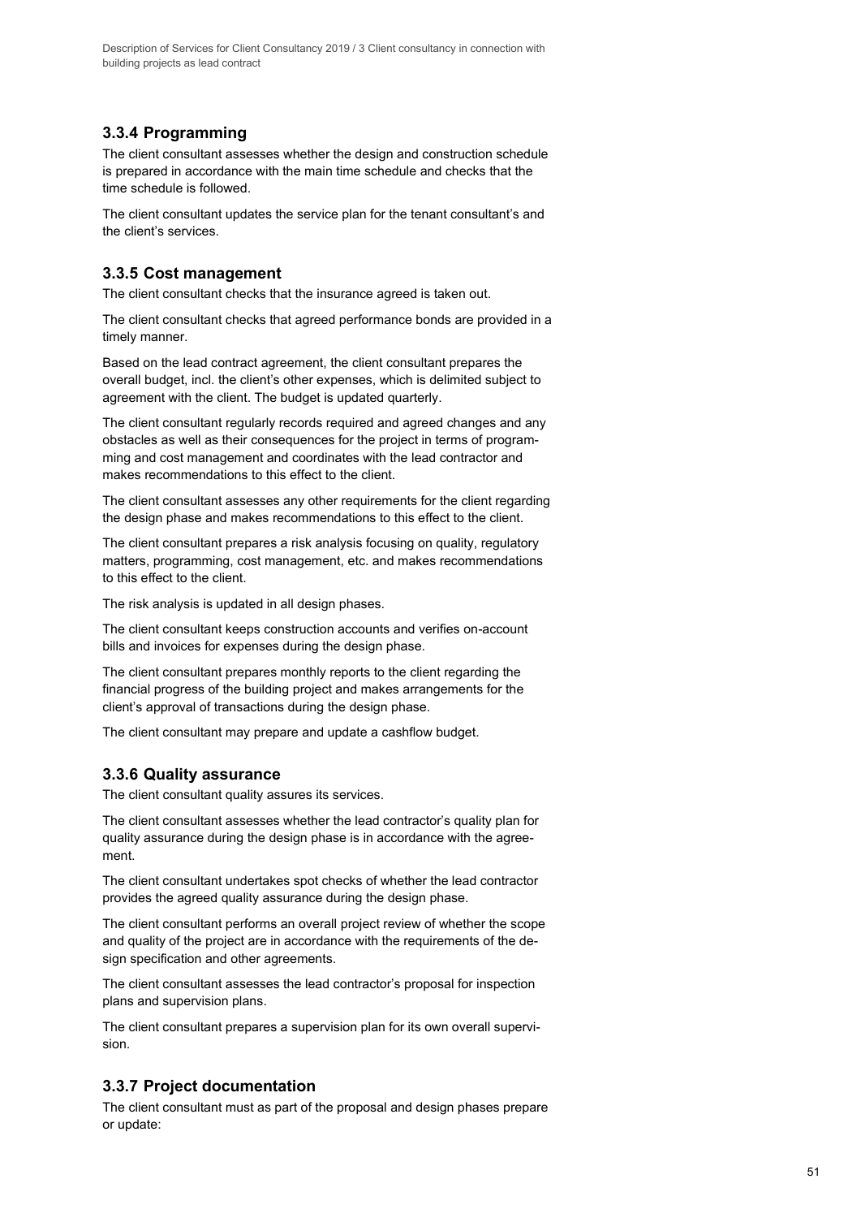### 3.3.4 Programming

The client consultant assesses whether the design and construction schedule is prepared in accordance with the main time schedule and checks that the time schedule is followed.

The client consultant updates the service plan for the tenant consultant's and the client's services.

### 3.3.5 Cost management

The client consultant checks that the insurance agreed is taken out.

The client consultant checks that agreed performance bonds are provided in a timely manner.

Based on the lead contract agreement, the client consultant prepares the overall budget, incl. the client's other expenses, which is delimited subject to agreement with the client. The budget is updated quarterly.

The client consultant regularly records required and agreed changes and any obstacles as well as their consequences for the project in terms of programming and cost management and coordinates with the lead contractor and makes recommendations to this effect to the client.

The client consultant assesses any other requirements for the client regarding the design phase and makes recommendations to this effect to the client.

The client consultant prepares a risk analysis focusing on quality, regulatory matters, programming, cost management, etc. and makes recommendations to this effect to the client.

The risk analysis is updated in all design phases.

The client consultant keeps construction accounts and verifies on-account bills and invoices for expenses during the design phase.

The client consultant prepares monthly reports to the client regarding the financial progress of the building project and makes arrangements for the client's approval of transactions during the design phase.

The client consultant may prepare and update a cashflow budget.

### 3.3.6 Quality assurance

The client consultant quality assures its services.

The client consultant assesses whether the lead contractor's quality plan for quality assurance during the design phase is in accordance with the agreement.

The client consultant undertakes spot checks of whether the lead contractor provides the agreed quality assurance during the design phase.

The client consultant performs an overall project review of whether the scope and quality of the project are in accordance with the requirements of the design specification and other agreements.

The client consultant assesses the lead contractor's proposal for inspection plans and supervision plans.

The client consultant prepares a supervision plan for its own overall supervision.

### 3.3.7 Project documentation

The client consultant must as part of the proposal and design phases prepare or update: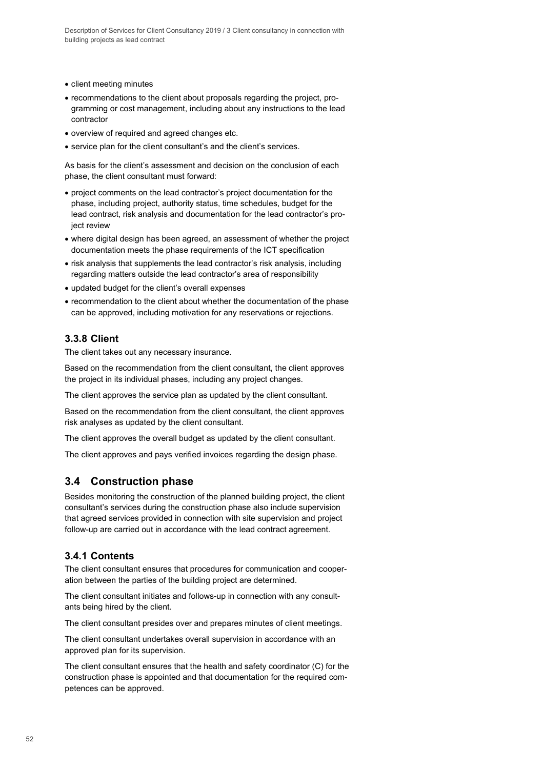- client meeting minutes
- recommendations to the client about proposals regarding the project, programming or cost management, including about any instructions to the lead contractor
- overview of required and agreed changes etc.
- service plan for the client consultant's and the client's services.

As basis for the client's assessment and decision on the conclusion of each phase, the client consultant must forward:

- project comments on the lead contractor's project documentation for the phase, including project, authority status, time schedules, budget for the lead contract, risk analysis and documentation for the lead contractor's project review
- where digital design has been agreed, an assessment of whether the project documentation meets the phase requirements of the ICT specification
- risk analysis that supplements the lead contractor's risk analysis, including regarding matters outside the lead contractor's area of responsibility
- updated budget for the client's overall expenses
- recommendation to the client about whether the documentation of the phase can be approved, including motivation for any reservations or rejections.

### 3.3.8 Client

The client takes out any necessary insurance.

Based on the recommendation from the client consultant, the client approves the project in its individual phases, including any project changes.

The client approves the service plan as updated by the client consultant.

Based on the recommendation from the client consultant, the client approves risk analyses as updated by the client consultant.

The client approves the overall budget as updated by the client consultant.

The client approves and pays verified invoices regarding the design phase.

## 3.4 Construction phase

Besides monitoring the construction of the planned building project, the client consultant's services during the construction phase also include supervision that agreed services provided in connection with site supervision and project follow-up are carried out in accordance with the lead contract agreement.

### 3.4.1 Contents

The client consultant ensures that procedures for communication and cooperation between the parties of the building project are determined.

The client consultant initiates and follows-up in connection with any consultants being hired by the client.

The client consultant presides over and prepares minutes of client meetings.

The client consultant undertakes overall supervision in accordance with an approved plan for its supervision.

The client consultant ensures that the health and safety coordinator (C) for the construction phase is appointed and that documentation for the required competences can be approved.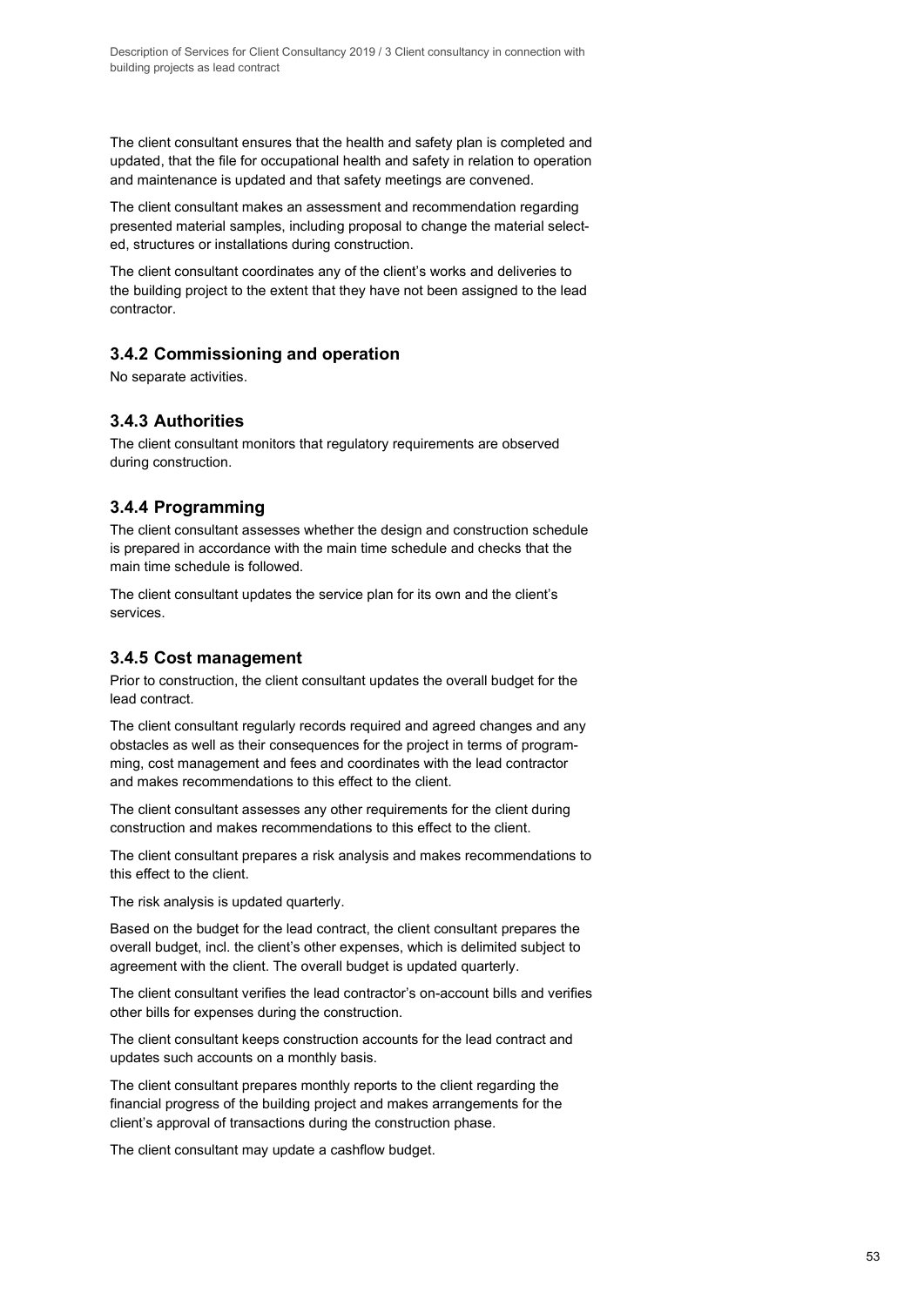The client consultant ensures that the health and safety plan is completed and updated, that the file for occupational health and safety in relation to operation and maintenance is updated and that safety meetings are convened.

The client consultant makes an assessment and recommendation regarding presented material samples, including proposal to change the material selected, structures or installations during construction.

The client consultant coordinates any of the client's works and deliveries to the building project to the extent that they have not been assigned to the lead contractor.

### 3.4.2 Commissioning and operation

No separate activities.

### 3.4.3 Authorities

The client consultant monitors that regulatory requirements are observed during construction.

### 3.4.4 Programming

The client consultant assesses whether the design and construction schedule is prepared in accordance with the main time schedule and checks that the main time schedule is followed.

The client consultant updates the service plan for its own and the client's services.

### 3.4.5 Cost management

Prior to construction, the client consultant updates the overall budget for the lead contract.

The client consultant regularly records required and agreed changes and any obstacles as well as their consequences for the project in terms of programming, cost management and fees and coordinates with the lead contractor and makes recommendations to this effect to the client.

The client consultant assesses any other requirements for the client during construction and makes recommendations to this effect to the client.

The client consultant prepares a risk analysis and makes recommendations to this effect to the client.

The risk analysis is updated quarterly.

Based on the budget for the lead contract, the client consultant prepares the overall budget, incl. the client's other expenses, which is delimited subject to agreement with the client. The overall budget is updated quarterly.

The client consultant verifies the lead contractor's on-account bills and verifies other bills for expenses during the construction.

The client consultant keeps construction accounts for the lead contract and updates such accounts on a monthly basis.

The client consultant prepares monthly reports to the client regarding the financial progress of the building project and makes arrangements for the client's approval of transactions during the construction phase.

The client consultant may update a cashflow budget.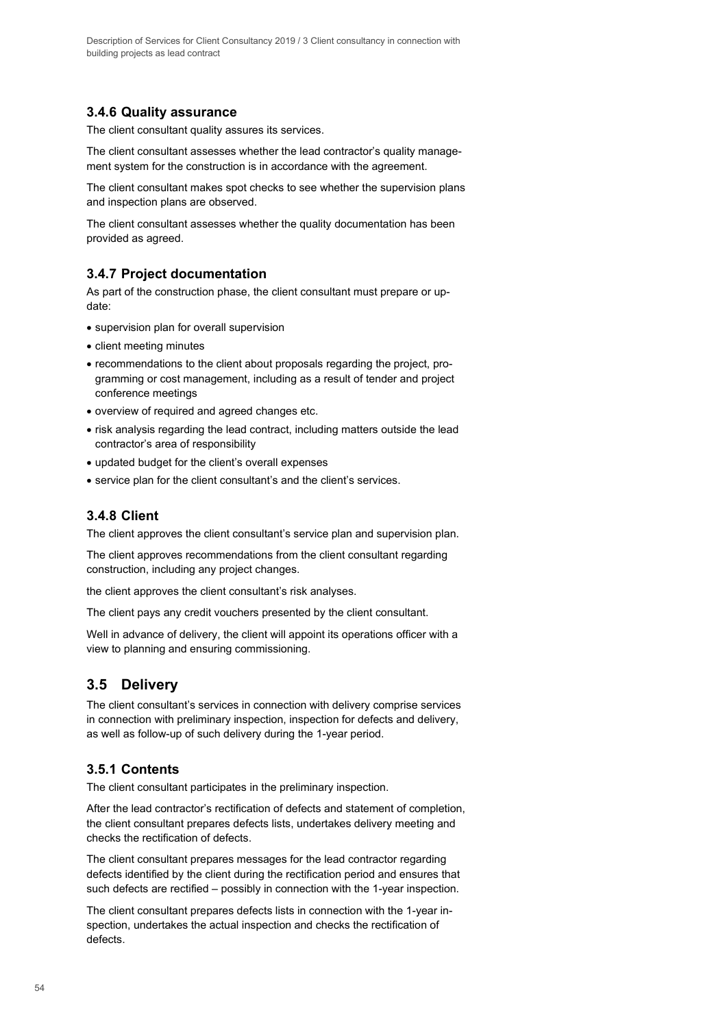### 3.4.6 Quality assurance

The client consultant quality assures its services.

The client consultant assesses whether the lead contractor's quality management system for the construction is in accordance with the agreement.

The client consultant makes spot checks to see whether the supervision plans and inspection plans are observed.

The client consultant assesses whether the quality documentation has been provided as agreed.

### 3.4.7 Project documentation

As part of the construction phase, the client consultant must prepare or update:

- supervision plan for overall supervision
- client meeting minutes
- recommendations to the client about proposals regarding the project, programming or cost management, including as a result of tender and project conference meetings
- overview of required and agreed changes etc.
- risk analysis regarding the lead contract, including matters outside the lead contractor's area of responsibility
- updated budget for the client's overall expenses
- service plan for the client consultant's and the client's services.

### 3.4.8 Client

The client approves the client consultant's service plan and supervision plan.

The client approves recommendations from the client consultant regarding construction, including any project changes.

the client approves the client consultant's risk analyses.

The client pays any credit vouchers presented by the client consultant.

Well in advance of delivery, the client will appoint its operations officer with a view to planning and ensuring commissioning.

## 3.5 Delivery

The client consultant's services in connection with delivery comprise services in connection with preliminary inspection, inspection for defects and delivery, as well as follow-up of such delivery during the 1-year period.

### 3.5.1 Contents

The client consultant participates in the preliminary inspection.

After the lead contractor's rectification of defects and statement of completion, the client consultant prepares defects lists, undertakes delivery meeting and checks the rectification of defects.

The client consultant prepares messages for the lead contractor regarding defects identified by the client during the rectification period and ensures that such defects are rectified – possibly in connection with the 1-year inspection.

The client consultant prepares defects lists in connection with the 1-year inspection, undertakes the actual inspection and checks the rectification of defects.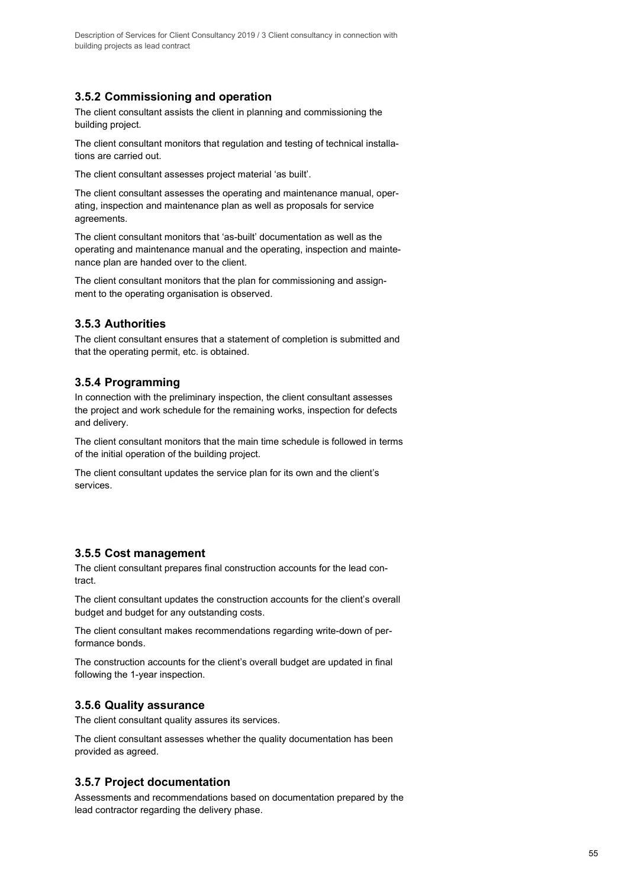### 3.5.2 Commissioning and operation

The client consultant assists the client in planning and commissioning the building project.

The client consultant monitors that regulation and testing of technical installations are carried out.

The client consultant assesses project material 'as built'.

The client consultant assesses the operating and maintenance manual, operating, inspection and maintenance plan as well as proposals for service agreements.

The client consultant monitors that 'as-built' documentation as well as the operating and maintenance manual and the operating, inspection and maintenance plan are handed over to the client.

The client consultant monitors that the plan for commissioning and assignment to the operating organisation is observed.

### 3.5.3 Authorities

The client consultant ensures that a statement of completion is submitted and that the operating permit, etc. is obtained.

### 3.5.4 Programming

In connection with the preliminary inspection, the client consultant assesses the project and work schedule for the remaining works, inspection for defects and delivery.

The client consultant monitors that the main time schedule is followed in terms of the initial operation of the building project.

The client consultant updates the service plan for its own and the client's services.

### 3.5.5 Cost management

The client consultant prepares final construction accounts for the lead contract.

The client consultant updates the construction accounts for the client's overall budget and budget for any outstanding costs.

The client consultant makes recommendations regarding write-down of performance bonds.

The construction accounts for the client's overall budget are updated in final following the 1-year inspection.

### 3.5.6 Quality assurance

The client consultant quality assures its services.

The client consultant assesses whether the quality documentation has been provided as agreed.

### 3.5.7 Project documentation

Assessments and recommendations based on documentation prepared by the lead contractor regarding the delivery phase.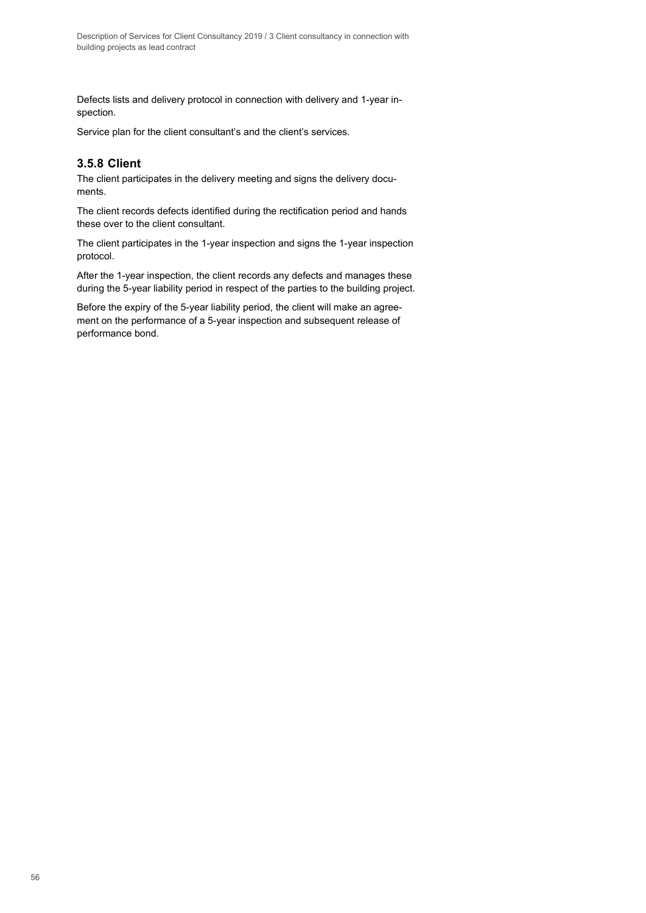Defects lists and delivery protocol in connection with delivery and 1-year inspection.

Service plan for the client consultant's and the client's services.

### 3.5.8 Client

The client participates in the delivery meeting and signs the delivery documents.

The client records defects identified during the rectification period and hands these over to the client consultant.

The client participates in the 1-year inspection and signs the 1-year inspection protocol.

After the 1-year inspection, the client records any defects and manages these during the 5-year liability period in respect of the parties to the building project.

Before the expiry of the 5-year liability period, the client will make an agreement on the performance of a 5-year inspection and subsequent release of performance bond.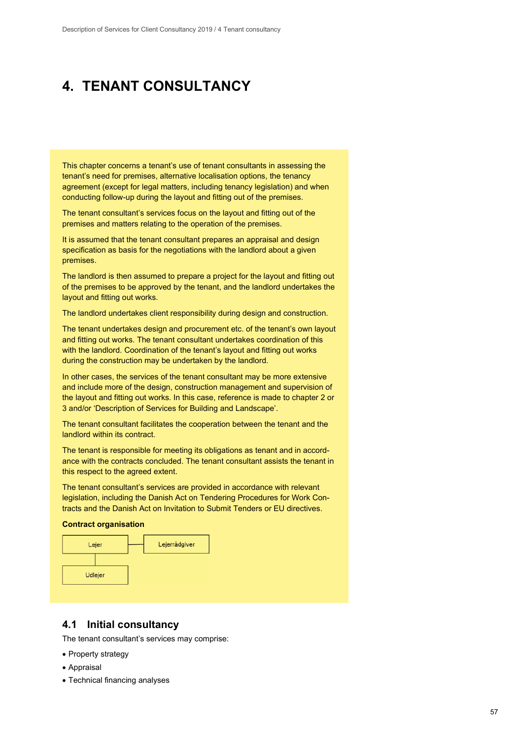# 4. TENANT CONSULTANCY

This chapter concerns a tenant's use of tenant consultants in assessing the tenant's need for premises, alternative localisation options, the tenancy agreement (except for legal matters, including tenancy legislation) and when conducting follow-up during the layout and fitting out of the premises.

The tenant consultant's services focus on the layout and fitting out of the premises and matters relating to the operation of the premises.

It is assumed that the tenant consultant prepares an appraisal and design specification as basis for the negotiations with the landlord about a given premises.

The landlord is then assumed to prepare a project for the layout and fitting out of the premises to be approved by the tenant, and the landlord undertakes the layout and fitting out works.

The landlord undertakes client responsibility during design and construction.

The tenant undertakes design and procurement etc. of the tenant's own layout and fitting out works. The tenant consultant undertakes coordination of this with the landlord. Coordination of the tenant's layout and fitting out works during the construction may be undertaken by the landlord.

In other cases, the services of the tenant consultant may be more extensive and include more of the design, construction management and supervision of the layout and fitting out works. In this case, reference is made to chapter 2 or 3 and/or 'Description of Services for Building and Landscape'.

The tenant consultant facilitates the cooperation between the tenant and the landlord within its contract.

The tenant is responsible for meeting its obligations as tenant and in accordance with the contracts concluded. The tenant consultant assists the tenant in this respect to the agreed extent.

The tenant consultant's services are provided in accordance with relevant legislation, including the Danish Act on Tendering Procedures for Work Contracts and the Danish Act on Invitation to Submit Tenders or EU directives.

**Contract organisation**

Lejer — Lejerrådgiver

Udlejer

## 4.1 Initial consultancy

The tenant consultant's services may comprise:

- Property strategy
- Appraisal
- Technical financing analyses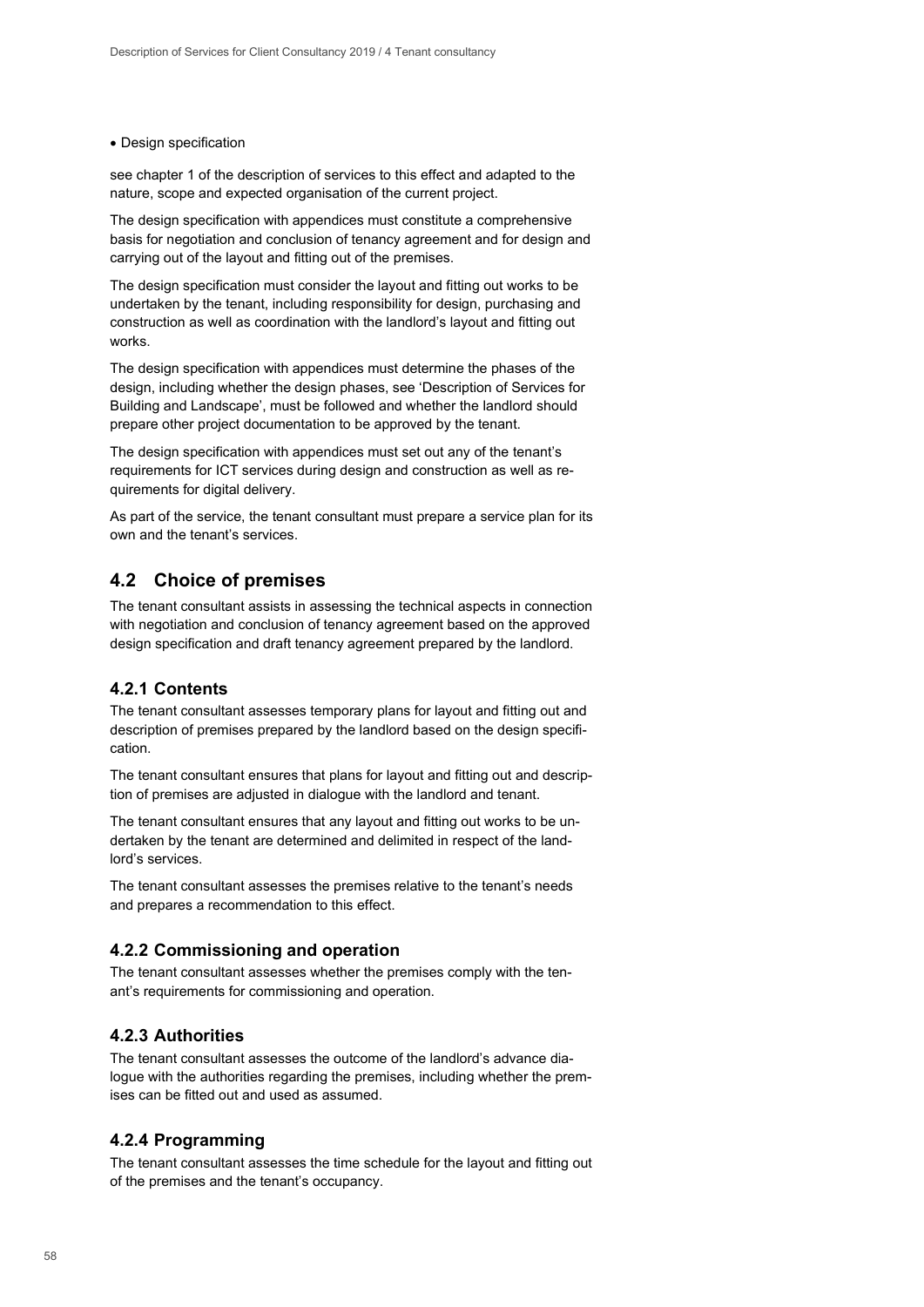- Design specification

see chapter 1 of the description of services to this effect and adapted to the nature, scope and expected organisation of the current project.

The design specification with appendices must constitute a comprehensive basis for negotiation and conclusion of tenancy agreement and for design and carrying out of the layout and fitting out of the premises.

The design specification must consider the layout and fitting out works to be undertaken by the tenant, including responsibility for design, purchasing and construction as well as coordination with the landlord's layout and fitting out works.

The design specification with appendices must determine the phases of the design, including whether the design phases, see 'Description of Services for Building and Landscape', must be followed and whether the landlord should prepare other project documentation to be approved by the tenant.

The design specification with appendices must set out any of the tenant's requirements for ICT services during design and construction as well as requirements for digital delivery.

As part of the service, the tenant consultant must prepare a service plan for its own and the tenant's services.

## 4.2 Choice of premises

The tenant consultant assists in assessing the technical aspects in connection with negotiation and conclusion of tenancy agreement based on the approved design specification and draft tenancy agreement prepared by the landlord.

### 4.2.1 Contents

The tenant consultant assesses temporary plans for layout and fitting out and description of premises prepared by the landlord based on the design specification.

The tenant consultant ensures that plans for layout and fitting out and description of premises are adjusted in dialogue with the landlord and tenant.

The tenant consultant ensures that any layout and fitting out works to be undertaken by the tenant are determined and delimited in respect of the landlord's services.

The tenant consultant assesses the premises relative to the tenant's needs and prepares a recommendation to this effect.

### 4.2.2 Commissioning and operation

The tenant consultant assesses whether the premises comply with the tenant's requirements for commissioning and operation.

### 4.2.3 Authorities

The tenant consultant assesses the outcome of the landlord's advance dialogue with the authorities regarding the premises, including whether the premises can be fitted out and used as assumed.

### 4.2.4 Programming

The tenant consultant assesses the time schedule for the layout and fitting out of the premises and the tenant's occupancy.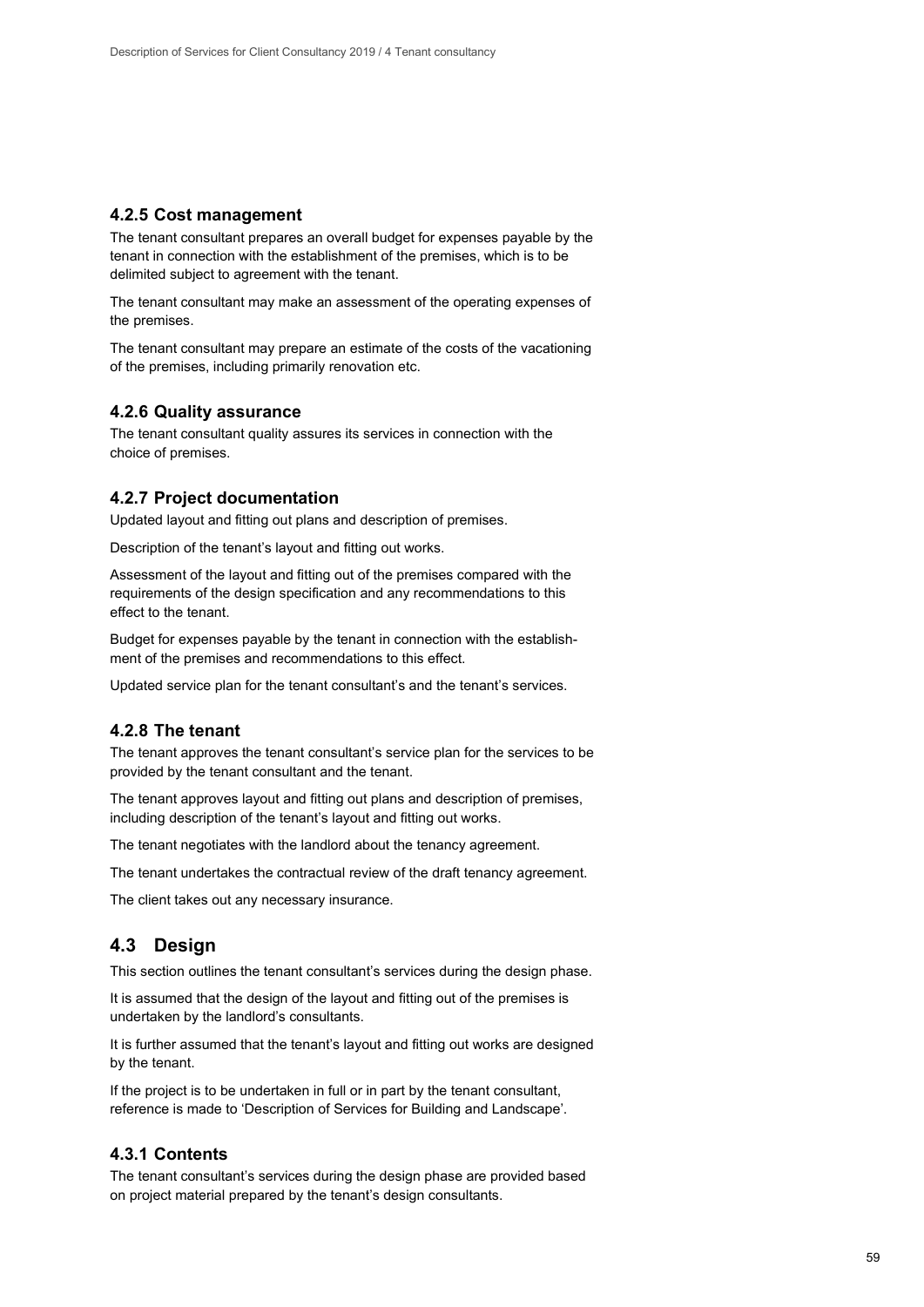### 4.2.5 Cost management

The tenant consultant prepares an overall budget for expenses payable by the tenant in connection with the establishment of the premises, which is to be delimited subject to agreement with the tenant.

The tenant consultant may make an assessment of the operating expenses of the premises.

The tenant consultant may prepare an estimate of the costs of the vacationing of the premises, including primarily renovation etc.

### 4.2.6 Quality assurance

The tenant consultant quality assures its services in connection with the choice of premises.

### 4.2.7 Project documentation

Updated layout and fitting out plans and description of premises.

Description of the tenant's layout and fitting out works.

Assessment of the layout and fitting out of the premises compared with the requirements of the design specification and any recommendations to this effect to the tenant.

Budget for expenses payable by the tenant in connection with the establishment of the premises and recommendations to this effect.

Updated service plan for the tenant consultant's and the tenant's services.

### 4.2.8 The tenant

The tenant approves the tenant consultant's service plan for the services to be provided by the tenant consultant and the tenant.

The tenant approves layout and fitting out plans and description of premises, including description of the tenant's layout and fitting out works.

The tenant negotiates with the landlord about the tenancy agreement.

The tenant undertakes the contractual review of the draft tenancy agreement.

The client takes out any necessary insurance.

## 4.3 Design

This section outlines the tenant consultant's services during the design phase.

It is assumed that the design of the layout and fitting out of the premises is undertaken by the landlord's consultants.

It is further assumed that the tenant's layout and fitting out works are designed by the tenant.

If the project is to be undertaken in full or in part by the tenant consultant, reference is made to 'Description of Services for Building and Landscape'.

### 4.3.1 Contents

The tenant consultant's services during the design phase are provided based on project material prepared by the tenant's design consultants.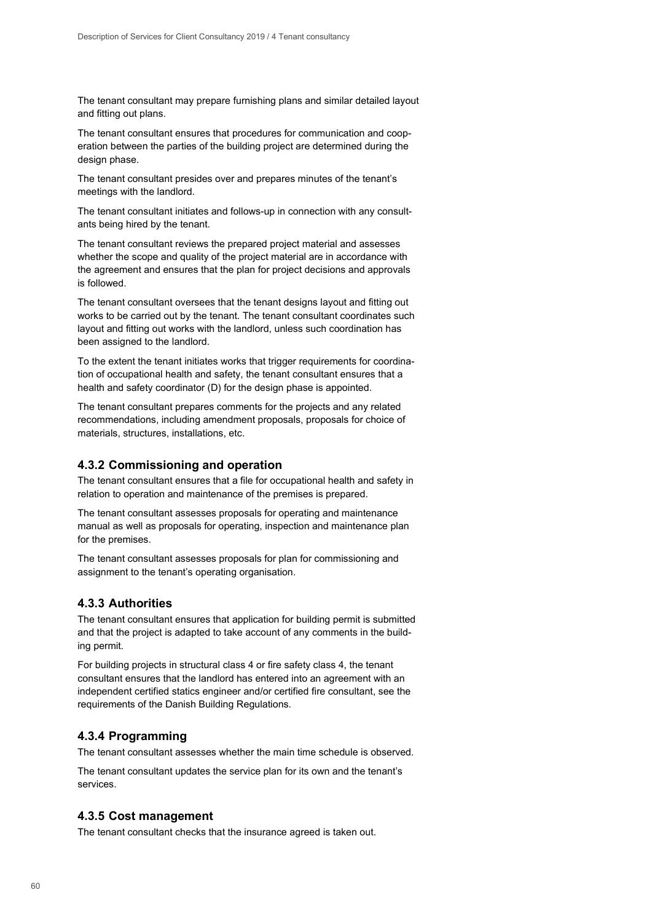The tenant consultant may prepare furnishing plans and similar detailed layout and fitting out plans.

The tenant consultant ensures that procedures for communication and cooperation between the parties of the building project are determined during the design phase.

The tenant consultant presides over and prepares minutes of the tenant's meetings with the landlord.

The tenant consultant initiates and follows-up in connection with any consultants being hired by the tenant.

The tenant consultant reviews the prepared project material and assesses whether the scope and quality of the project material are in accordance with the agreement and ensures that the plan for project decisions and approvals is followed.

The tenant consultant oversees that the tenant designs layout and fitting out works to be carried out by the tenant. The tenant consultant coordinates such layout and fitting out works with the landlord, unless such coordination has been assigned to the landlord.

To the extent the tenant initiates works that trigger requirements for coordination of occupational health and safety, the tenant consultant ensures that a health and safety coordinator (D) for the design phase is appointed.

The tenant consultant prepares comments for the projects and any related recommendations, including amendment proposals, proposals for choice of materials, structures, installations, etc.

### 4.3.2 Commissioning and operation

The tenant consultant ensures that a file for occupational health and safety in relation to operation and maintenance of the premises is prepared.

The tenant consultant assesses proposals for operating and maintenance manual as well as proposals for operating, inspection and maintenance plan for the premises.

The tenant consultant assesses proposals for plan for commissioning and assignment to the tenant's operating organisation.

### 4.3.3 Authorities

The tenant consultant ensures that application for building permit is submitted and that the project is adapted to take account of any comments in the building permit.

For building projects in structural class 4 or fire safety class 4, the tenant consultant ensures that the landlord has entered into an agreement with an independent certified statics engineer and/or certified fire consultant, see the requirements of the Danish Building Regulations.

### 4.3.4 Programming

The tenant consultant assesses whether the main time schedule is observed.

The tenant consultant updates the service plan for its own and the tenant's services.

### 4.3.5 Cost management

The tenant consultant checks that the insurance agreed is taken out.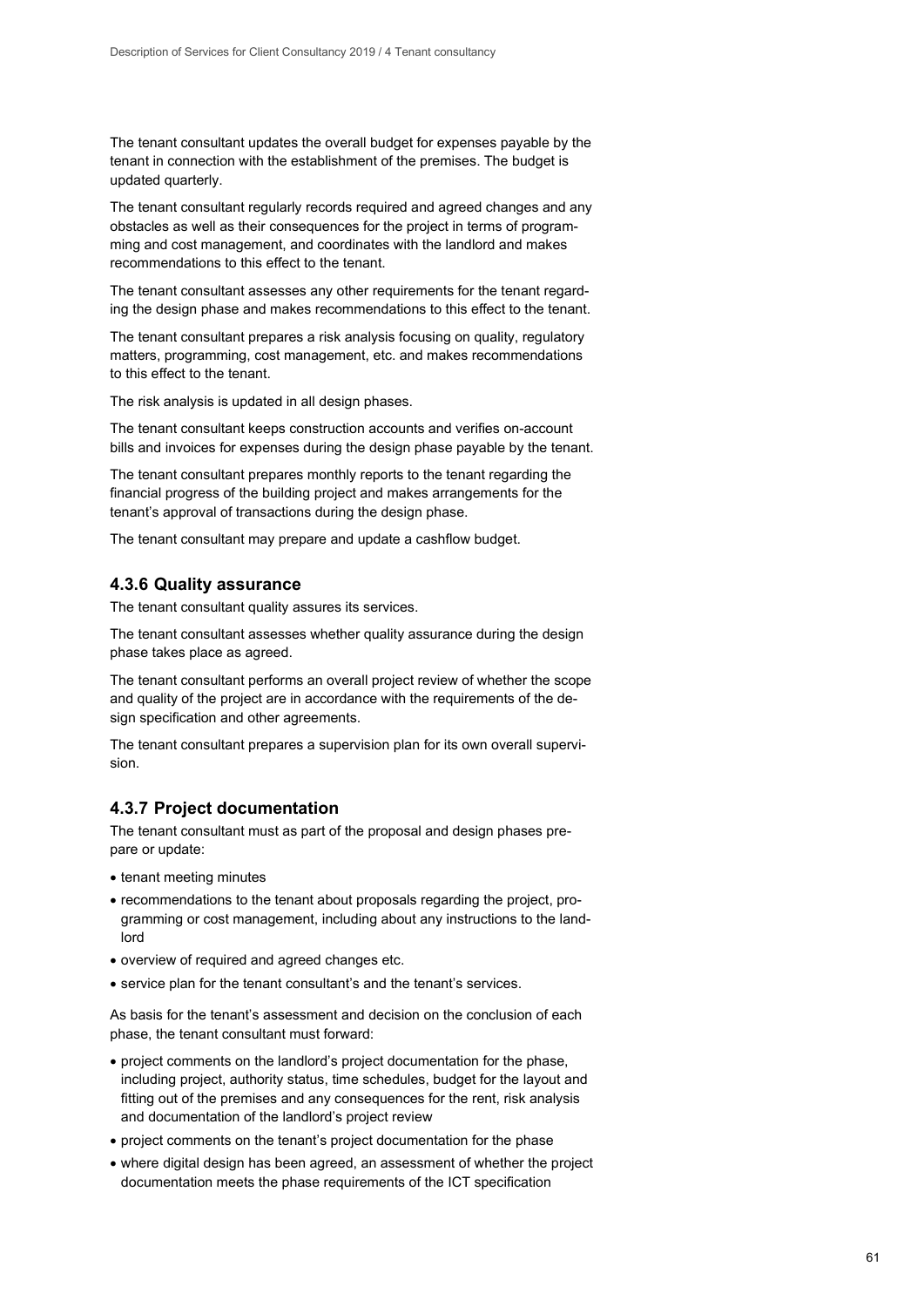The tenant consultant updates the overall budget for expenses payable by the tenant in connection with the establishment of the premises. The budget is updated quarterly.

The tenant consultant regularly records required and agreed changes and any obstacles as well as their consequences for the project in terms of programming and cost management, and coordinates with the landlord and makes recommendations to this effect to the tenant.

The tenant consultant assesses any other requirements for the tenant regarding the design phase and makes recommendations to this effect to the tenant.

The tenant consultant prepares a risk analysis focusing on quality, regulatory matters, programming, cost management, etc. and makes recommendations to this effect to the tenant.

The risk analysis is updated in all design phases.

The tenant consultant keeps construction accounts and verifies on-account bills and invoices for expenses during the design phase payable by the tenant.

The tenant consultant prepares monthly reports to the tenant regarding the financial progress of the building project and makes arrangements for the tenant's approval of transactions during the design phase.

The tenant consultant may prepare and update a cashflow budget.

### 4.3.6 Quality assurance

The tenant consultant quality assures its services.

The tenant consultant assesses whether quality assurance during the design phase takes place as agreed.

The tenant consultant performs an overall project review of whether the scope and quality of the project are in accordance with the requirements of the design specification and other agreements.

The tenant consultant prepares a supervision plan for its own overall supervision.

### 4.3.7 Project documentation

The tenant consultant must as part of the proposal and design phases prepare or update:

- tenant meeting minutes
- recommendations to the tenant about proposals regarding the project, programming or cost management, including about any instructions to the landlord
- overview of required and agreed changes etc.
- service plan for the tenant consultant's and the tenant's services.

As basis for the tenant's assessment and decision on the conclusion of each phase, the tenant consultant must forward:

- project comments on the landlord's project documentation for the phase, including project, authority status, time schedules, budget for the layout and fitting out of the premises and any consequences for the rent, risk analysis and documentation of the landlord's project review
- project comments on the tenant's project documentation for the phase
- where digital design has been agreed, an assessment of whether the project documentation meets the phase requirements of the ICT specification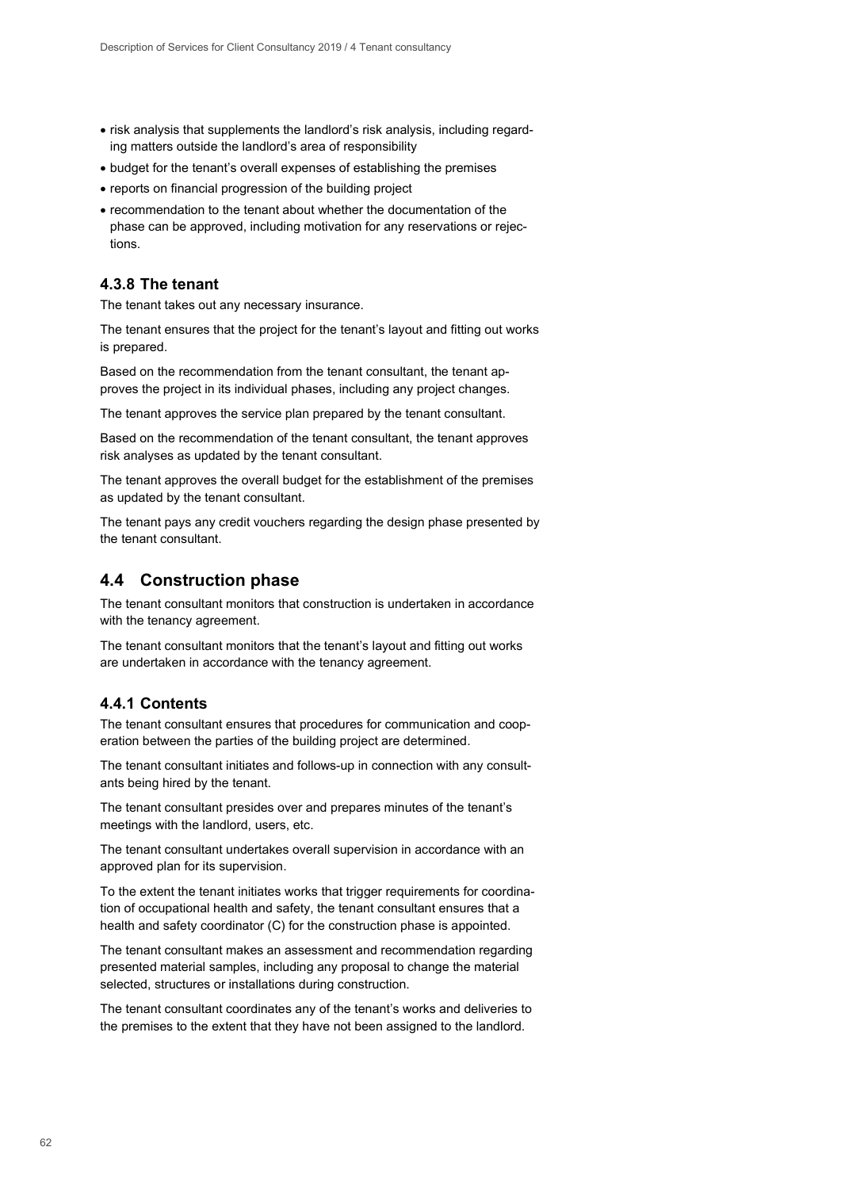- risk analysis that supplements the landlord's risk analysis, including regarding matters outside the landlord's area of responsibility
- budget for the tenant's overall expenses of establishing the premises
- reports on financial progression of the building project
- recommendation to the tenant about whether the documentation of the phase can be approved, including motivation for any reservations or rejections.

### 4.3.8 The tenant

The tenant takes out any necessary insurance.

The tenant ensures that the project for the tenant's layout and fitting out works is prepared.

Based on the recommendation from the tenant consultant, the tenant approves the project in its individual phases, including any project changes.

The tenant approves the service plan prepared by the tenant consultant.

Based on the recommendation of the tenant consultant, the tenant approves risk analyses as updated by the tenant consultant.

The tenant approves the overall budget for the establishment of the premises as updated by the tenant consultant.

The tenant pays any credit vouchers regarding the design phase presented by the tenant consultant.

## 4.4 Construction phase

The tenant consultant monitors that construction is undertaken in accordance with the tenancy agreement.

The tenant consultant monitors that the tenant's layout and fitting out works are undertaken in accordance with the tenancy agreement.

### 4.4.1 Contents

The tenant consultant ensures that procedures for communication and cooperation between the parties of the building project are determined.

The tenant consultant initiates and follows-up in connection with any consultants being hired by the tenant.

The tenant consultant presides over and prepares minutes of the tenant's meetings with the landlord, users, etc.

The tenant consultant undertakes overall supervision in accordance with an approved plan for its supervision.

To the extent the tenant initiates works that trigger requirements for coordination of occupational health and safety, the tenant consultant ensures that a health and safety coordinator (C) for the construction phase is appointed.

The tenant consultant makes an assessment and recommendation regarding presented material samples, including any proposal to change the material selected, structures or installations during construction.

The tenant consultant coordinates any of the tenant's works and deliveries to the premises to the extent that they have not been assigned to the landlord.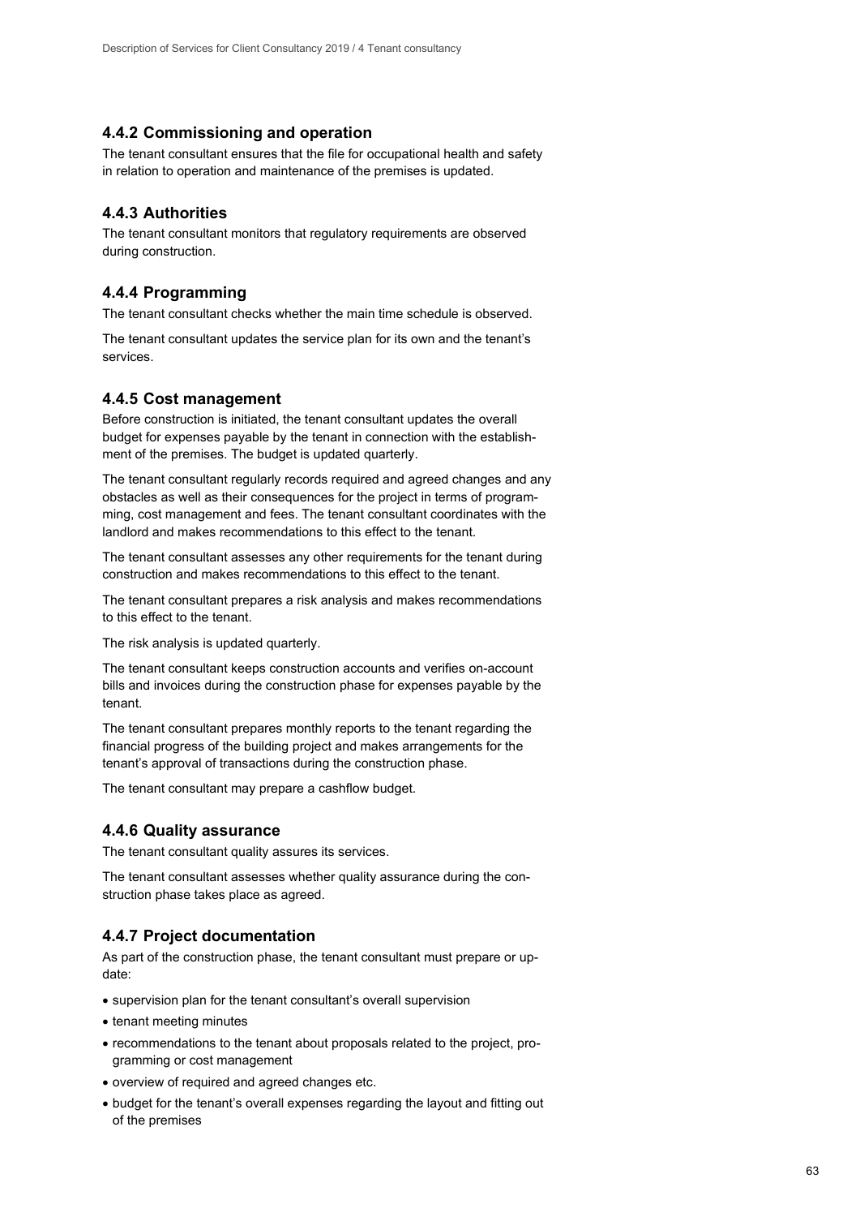### 4.4.2 Commissioning and operation

The tenant consultant ensures that the file for occupational health and safety in relation to operation and maintenance of the premises is updated.

### 4.4.3 Authorities

The tenant consultant monitors that regulatory requirements are observed during construction.

### 4.4.4 Programming

The tenant consultant checks whether the main time schedule is observed.

The tenant consultant updates the service plan for its own and the tenant's services.

### 4.4.5 Cost management

Before construction is initiated, the tenant consultant updates the overall budget for expenses payable by the tenant in connection with the establishment of the premises. The budget is updated quarterly.

The tenant consultant regularly records required and agreed changes and any obstacles as well as their consequences for the project in terms of programming, cost management and fees. The tenant consultant coordinates with the landlord and makes recommendations to this effect to the tenant.

The tenant consultant assesses any other requirements for the tenant during construction and makes recommendations to this effect to the tenant.

The tenant consultant prepares a risk analysis and makes recommendations to this effect to the tenant.

The risk analysis is updated quarterly.

The tenant consultant keeps construction accounts and verifies on-account bills and invoices during the construction phase for expenses payable by the tenant.

The tenant consultant prepares monthly reports to the tenant regarding the financial progress of the building project and makes arrangements for the tenant's approval of transactions during the construction phase.

The tenant consultant may prepare a cashflow budget.

### 4.4.6 Quality assurance

The tenant consultant quality assures its services.

The tenant consultant assesses whether quality assurance during the construction phase takes place as agreed.

### 4.4.7 Project documentation

As part of the construction phase, the tenant consultant must prepare or update:

- supervision plan for the tenant consultant's overall supervision
- tenant meeting minutes
- recommendations to the tenant about proposals related to the project, programming or cost management
- overview of required and agreed changes etc.
- budget for the tenant's overall expenses regarding the layout and fitting out of the premises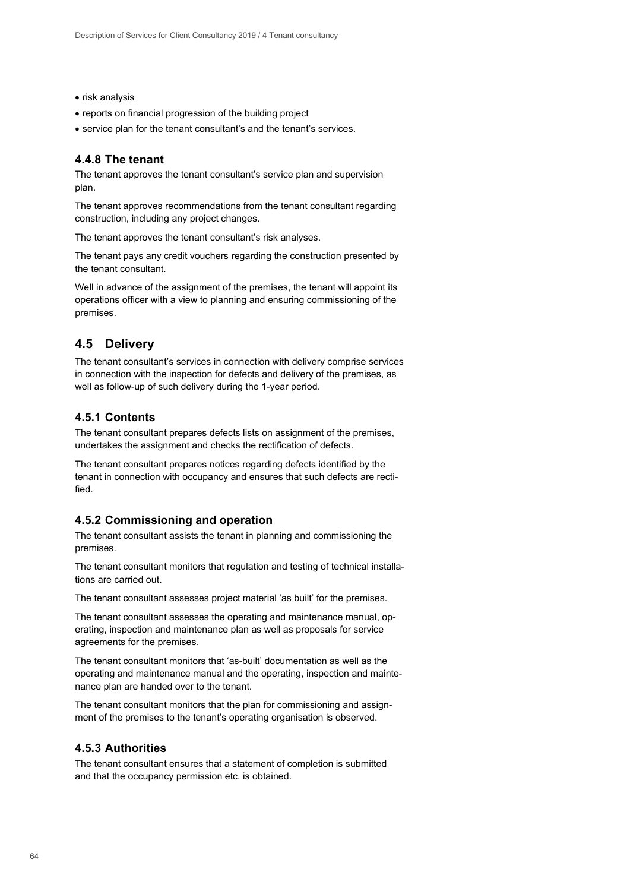- risk analysis
- reports on financial progression of the building project
- service plan for the tenant consultant's and the tenant's services.

### 4.4.8 The tenant

The tenant approves the tenant consultant's service plan and supervision plan.

The tenant approves recommendations from the tenant consultant regarding construction, including any project changes.

The tenant approves the tenant consultant's risk analyses.

The tenant pays any credit vouchers regarding the construction presented by the tenant consultant.

Well in advance of the assignment of the premises, the tenant will appoint its operations officer with a view to planning and ensuring commissioning of the premises.

## 4.5 Delivery

The tenant consultant's services in connection with delivery comprise services in connection with the inspection for defects and delivery of the premises, as well as follow-up of such delivery during the 1-year period.

### 4.5.1 Contents

The tenant consultant prepares defects lists on assignment of the premises, undertakes the assignment and checks the rectification of defects.

The tenant consultant prepares notices regarding defects identified by the tenant in connection with occupancy and ensures that such defects are rectified.

### 4.5.2 Commissioning and operation

The tenant consultant assists the tenant in planning and commissioning the premises.

The tenant consultant monitors that regulation and testing of technical installations are carried out.

The tenant consultant assesses project material 'as built' for the premises.

The tenant consultant assesses the operating and maintenance manual, operating, inspection and maintenance plan as well as proposals for service agreements for the premises.

The tenant consultant monitors that 'as-built' documentation as well as the operating and maintenance manual and the operating, inspection and maintenance plan are handed over to the tenant.

The tenant consultant monitors that the plan for commissioning and assignment of the premises to the tenant's operating organisation is observed.

### 4.5.3 Authorities

The tenant consultant ensures that a statement of completion is submitted and that the occupancy permission etc. is obtained.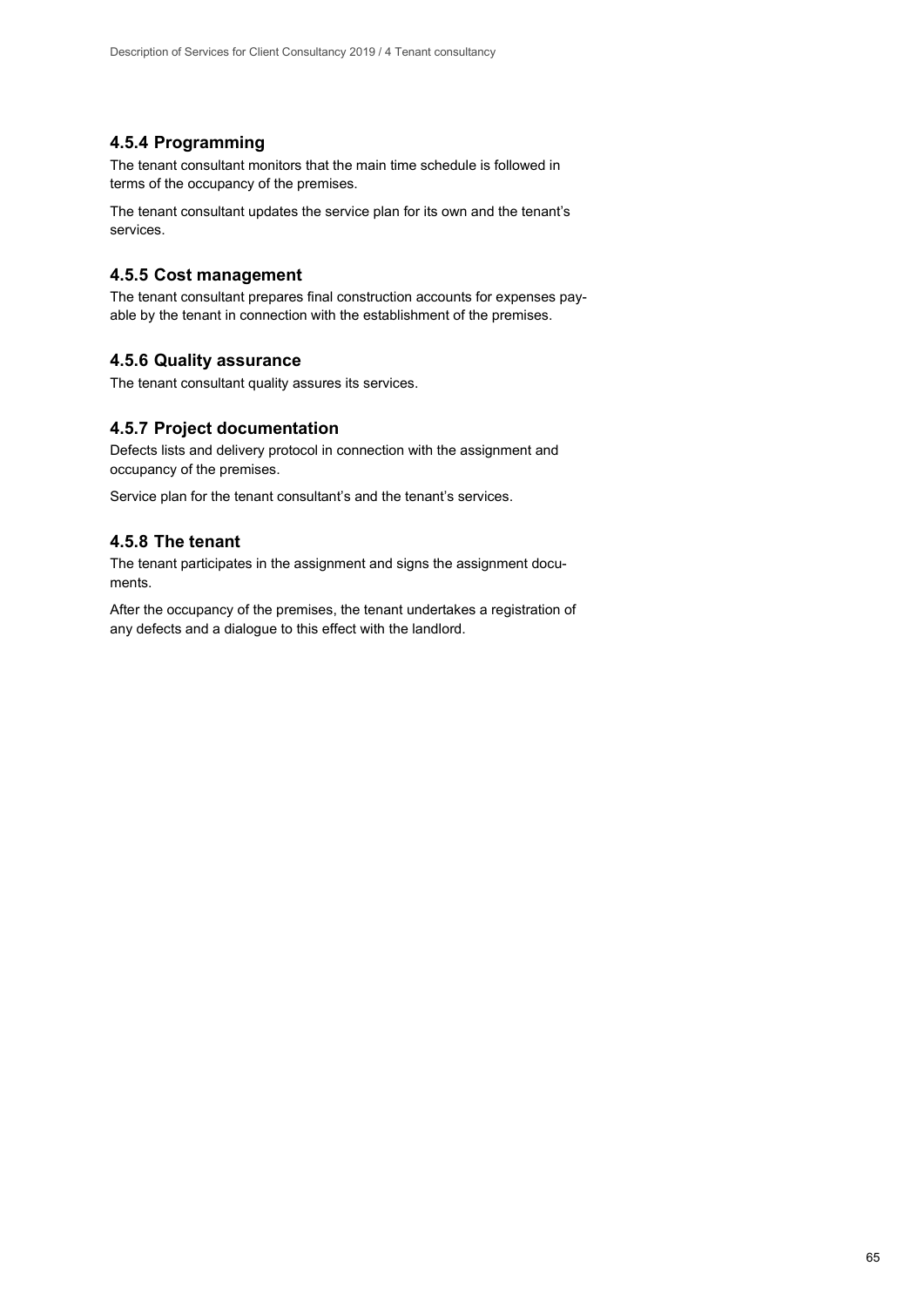### 4.5.4 Programming

The tenant consultant monitors that the main time schedule is followed in terms of the occupancy of the premises.

The tenant consultant updates the service plan for its own and the tenant's services.

### 4.5.5 Cost management

The tenant consultant prepares final construction accounts for expenses payable by the tenant in connection with the establishment of the premises.

### 4.5.6 Quality assurance

The tenant consultant quality assures its services.

### 4.5.7 Project documentation

Defects lists and delivery protocol in connection with the assignment and occupancy of the premises.

Service plan for the tenant consultant's and the tenant's services.

### 4.5.8 The tenant

The tenant participates in the assignment and signs the assignment documents.

After the occupancy of the premises, the tenant undertakes a registration of any defects and a dialogue to this effect with the landlord.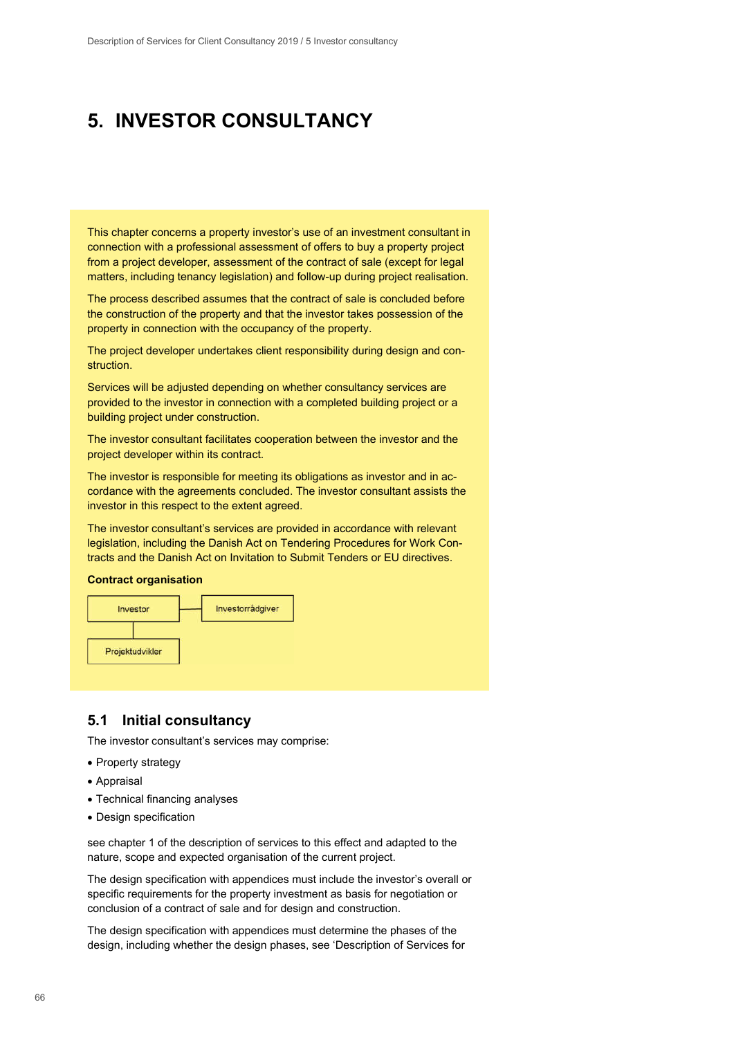# 5. INVESTOR CONSULTANCY

This chapter concerns a property investor's use of an investment consultant in connection with a professional assessment of offers to buy a property project from a project developer, assessment of the contract of sale (except for legal matters, including tenancy legislation) and follow-up during project realisation.

The process described assumes that the contract of sale is concluded before the construction of the property and that the investor takes possession of the property in connection with the occupancy of the property.

The project developer undertakes client responsibility during design and construction.

Services will be adjusted depending on whether consultancy services are provided to the investor in connection with a completed building project or a building project under construction.

The investor consultant facilitates cooperation between the investor and the project developer within its contract.

The investor is responsible for meeting its obligations as investor and in accordance with the agreements concluded. The investor consultant assists the investor in this respect to the extent agreed.

The investor consultant's services are provided in accordance with relevant legislation, including the Danish Act on Tendering Procedures for Work Contracts and the Danish Act on Invitation to Submit Tenders or EU directives.

**Contract organisation**

Investor — Investorrådgiver

Projektudvikler

## 5.1 Initial consultancy

The investor consultant's services may comprise:

- Property strategy
- Appraisal
- Technical financing analyses
- Design specification

see chapter 1 of the description of services to this effect and adapted to the nature, scope and expected organisation of the current project.

The design specification with appendices must include the investor's overall or specific requirements for the property investment as basis for negotiation or conclusion of a contract of sale and for design and construction.

The design specification with appendices must determine the phases of the design, including whether the design phases, see 'Description of Services for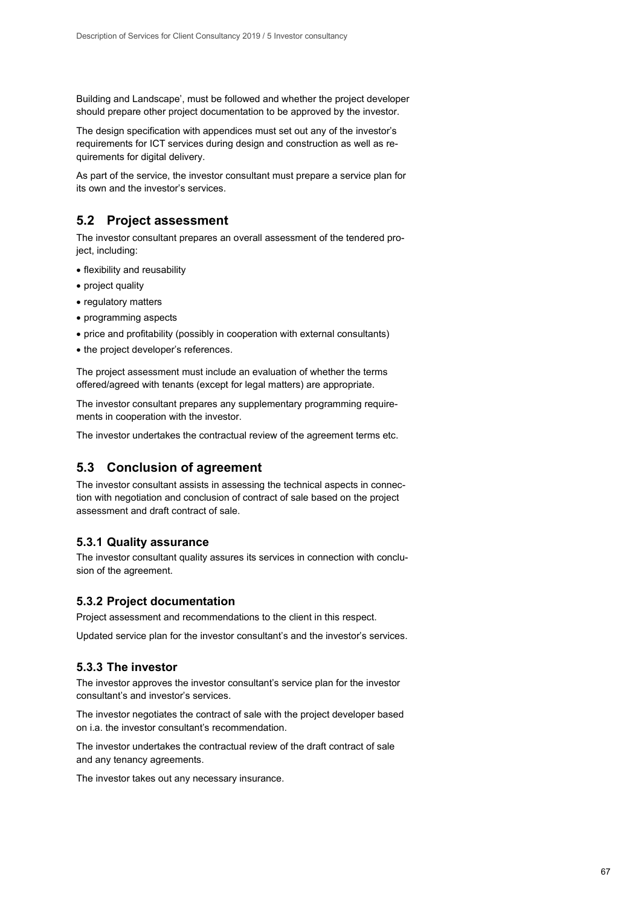Building and Landscape', must be followed and whether the project developer should prepare other project documentation to be approved by the investor.

The design specification with appendices must set out any of the investor's requirements for ICT services during design and construction as well as requirements for digital delivery.

As part of the service, the investor consultant must prepare a service plan for its own and the investor's services.

## 5.2 Project assessment

The investor consultant prepares an overall assessment of the tendered project, including:

- flexibility and reusability
- project quality
- regulatory matters
- programming aspects
- price and profitability (possibly in cooperation with external consultants)
- the project developer's references.

The project assessment must include an evaluation of whether the terms offered/agreed with tenants (except for legal matters) are appropriate.

The investor consultant prepares any supplementary programming requirements in cooperation with the investor.

The investor undertakes the contractual review of the agreement terms etc.

## 5.3 Conclusion of agreement

The investor consultant assists in assessing the technical aspects in connection with negotiation and conclusion of contract of sale based on the project assessment and draft contract of sale.

### 5.3.1 Quality assurance

The investor consultant quality assures its services in connection with conclusion of the agreement.

### 5.3.2 Project documentation

Project assessment and recommendations to the client in this respect.

Updated service plan for the investor consultant's and the investor's services.

### 5.3.3 The investor

The investor approves the investor consultant's service plan for the investor consultant's and investor's services.

The investor negotiates the contract of sale with the project developer based on i.a. the investor consultant's recommendation.

The investor undertakes the contractual review of the draft contract of sale and any tenancy agreements.

The investor takes out any necessary insurance.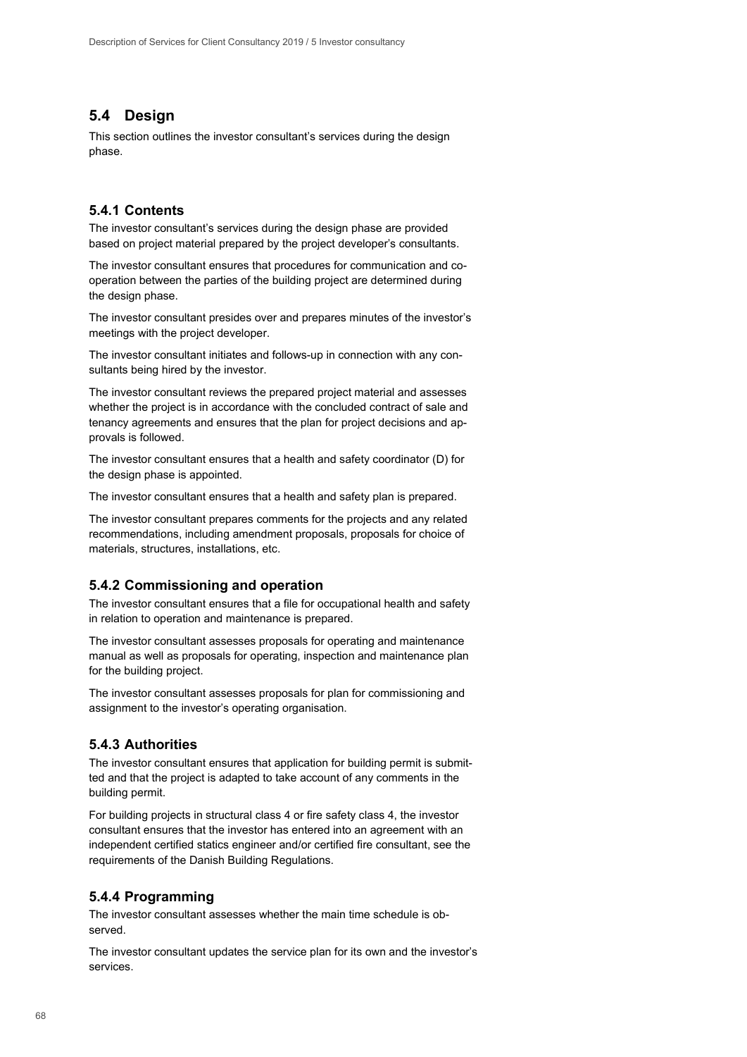## 5.4 Design

This section outlines the investor consultant's services during the design phase.

### 5.4.1 Contents

The investor consultant's services during the design phase are provided based on project material prepared by the project developer's consultants.

The investor consultant ensures that procedures for communication and co-operation between the parties of the building project are determined during the design phase.

The investor consultant presides over and prepares minutes of the investor's meetings with the project developer.

The investor consultant initiates and follows-up in connection with any consultants being hired by the investor.

The investor consultant reviews the prepared project material and assesses whether the project is in accordance with the concluded contract of sale and tenancy agreements and ensures that the plan for project decisions and approvals is followed.

The investor consultant ensures that a health and safety coordinator (D) for the design phase is appointed.

The investor consultant ensures that a health and safety plan is prepared.

The investor consultant prepares comments for the projects and any related recommendations, including amendment proposals, proposals for choice of materials, structures, installations, etc.

### 5.4.2 Commissioning and operation

The investor consultant ensures that a file for occupational health and safety in relation to operation and maintenance is prepared.

The investor consultant assesses proposals for operating and maintenance manual as well as proposals for operating, inspection and maintenance plan for the building project.

The investor consultant assesses proposals for plan for commissioning and assignment to the investor's operating organisation.

### 5.4.3 Authorities

The investor consultant ensures that application for building permit is submitted and that the project is adapted to take account of any comments in the building permit.

For building projects in structural class 4 or fire safety class 4, the investor consultant ensures that the investor has entered into an agreement with an independent certified statics engineer and/or certified fire consultant, see the requirements of the Danish Building Regulations.

### 5.4.4 Programming

The investor consultant assesses whether the main time schedule is observed.

The investor consultant updates the service plan for its own and the investor's services.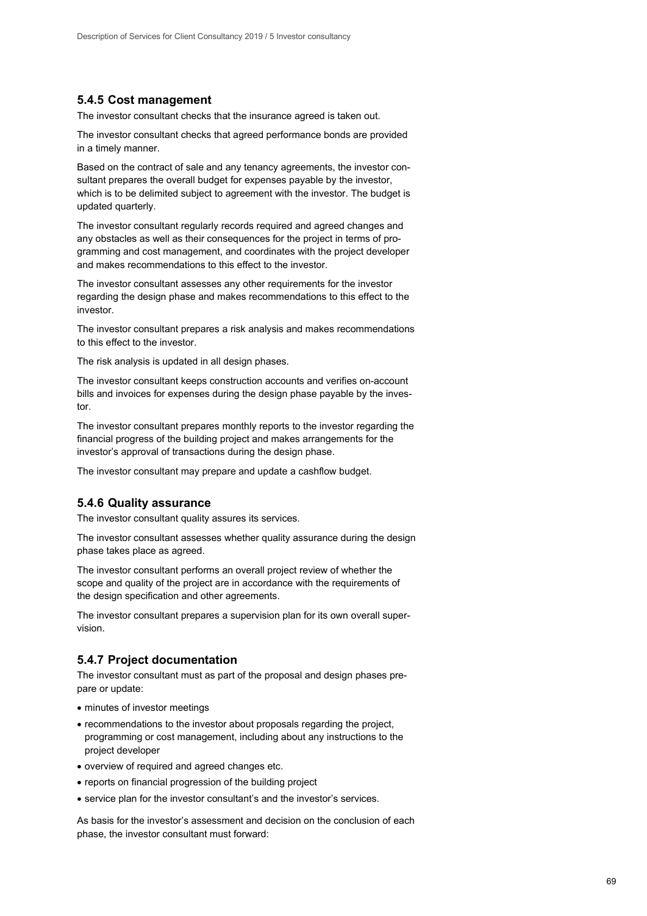### 5.4.5 Cost management

The investor consultant checks that the insurance agreed is taken out.

The investor consultant checks that agreed performance bonds are provided in a timely manner.

Based on the contract of sale and any tenancy agreements, the investor consultant prepares the overall budget for expenses payable by the investor, which is to be delimited subject to agreement with the investor. The budget is updated quarterly.

The investor consultant regularly records required and agreed changes and any obstacles as well as their consequences for the project in terms of programming and cost management, and coordinates with the project developer and makes recommendations to this effect to the investor.

The investor consultant assesses any other requirements for the investor regarding the design phase and makes recommendations to this effect to the investor.

The investor consultant prepares a risk analysis and makes recommendations to this effect to the investor.

The risk analysis is updated in all design phases.

The investor consultant keeps construction accounts and verifies on-account bills and invoices for expenses during the design phase payable by the investor.

The investor consultant prepares monthly reports to the investor regarding the financial progress of the building project and makes arrangements for the investor's approval of transactions during the design phase.

The investor consultant may prepare and update a cashflow budget.

### 5.4.6 Quality assurance

The investor consultant quality assures its services.

The investor consultant assesses whether quality assurance during the design phase takes place as agreed.

The investor consultant performs an overall project review of whether the scope and quality of the project are in accordance with the requirements of the design specification and other agreements.

The investor consultant prepares a supervision plan for its own overall supervision.

### 5.4.7 Project documentation

The investor consultant must as part of the proposal and design phases prepare or update:

- minutes of investor meetings
- recommendations to the investor about proposals regarding the project, programming or cost management, including about any instructions to the project developer
- overview of required and agreed changes etc.
- reports on financial progression of the building project
- service plan for the investor consultant's and the investor's services.

As basis for the investor's assessment and decision on the conclusion of each phase, the investor consultant must forward: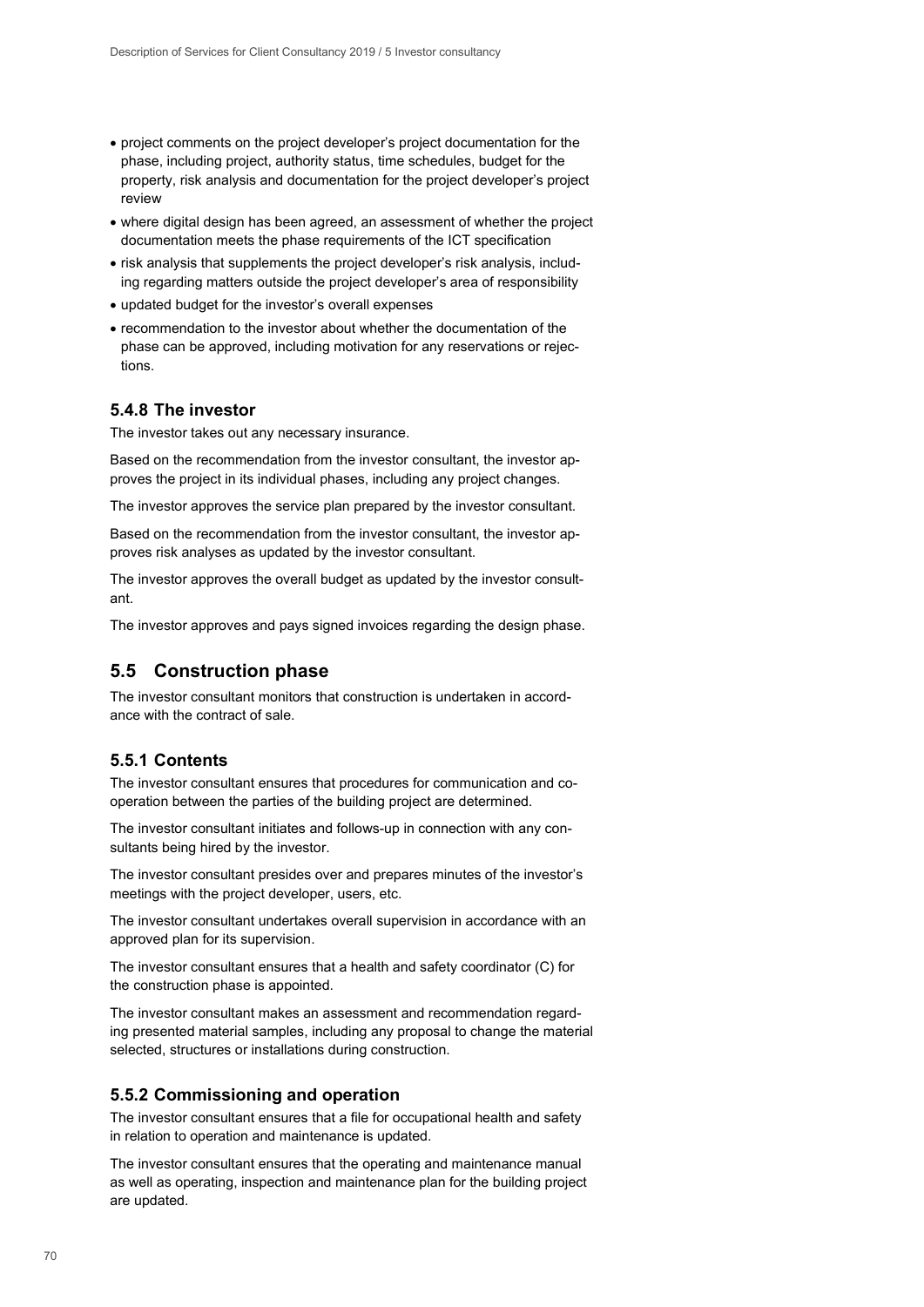- project comments on the project developer's project documentation for the phase, including project, authority status, time schedules, budget for the property, risk analysis and documentation for the project developer's project review
- where digital design has been agreed, an assessment of whether the project documentation meets the phase requirements of the ICT specification
- risk analysis that supplements the project developer's risk analysis, including regarding matters outside the project developer's area of responsibility
- updated budget for the investor's overall expenses
- recommendation to the investor about whether the documentation of the phase can be approved, including motivation for any reservations or rejections.

### 5.4.8 The investor

The investor takes out any necessary insurance.

Based on the recommendation from the investor consultant, the investor approves the project in its individual phases, including any project changes.

The investor approves the service plan prepared by the investor consultant.

Based on the recommendation from the investor consultant, the investor approves risk analyses as updated by the investor consultant.

The investor approves the overall budget as updated by the investor consultant.

The investor approves and pays signed invoices regarding the design phase.

## 5.5 Construction phase

The investor consultant monitors that construction is undertaken in accordance with the contract of sale.

### 5.5.1 Contents

The investor consultant ensures that procedures for communication and cooperation between the parties of the building project are determined.

The investor consultant initiates and follows-up in connection with any consultants being hired by the investor.

The investor consultant presides over and prepares minutes of the investor's meetings with the project developer, users, etc.

The investor consultant undertakes overall supervision in accordance with an approved plan for its supervision.

The investor consultant ensures that a health and safety coordinator (C) for the construction phase is appointed.

The investor consultant makes an assessment and recommendation regarding presented material samples, including any proposal to change the material selected, structures or installations during construction.

### 5.5.2 Commissioning and operation

The investor consultant ensures that a file for occupational health and safety in relation to operation and maintenance is updated.

The investor consultant ensures that the operating and maintenance manual as well as operating, inspection and maintenance plan for the building project are updated.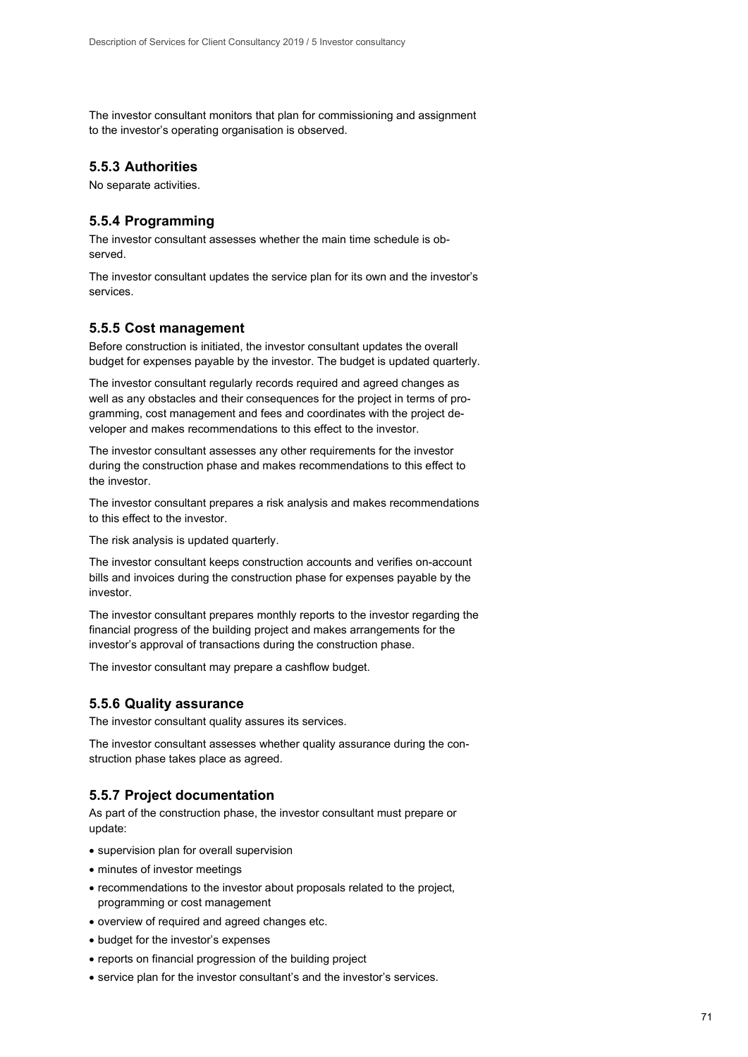The investor consultant monitors that plan for commissioning and assignment to the investor's operating organisation is observed.

### 5.5.3 Authorities

No separate activities.

### 5.5.4 Programming

The investor consultant assesses whether the main time schedule is observed.

The investor consultant updates the service plan for its own and the investor's services.

### 5.5.5 Cost management

Before construction is initiated, the investor consultant updates the overall budget for expenses payable by the investor. The budget is updated quarterly.

The investor consultant regularly records required and agreed changes as well as any obstacles and their consequences for the project in terms of programming, cost management and fees and coordinates with the project developer and makes recommendations to this effect to the investor.

The investor consultant assesses any other requirements for the investor during the construction phase and makes recommendations to this effect to the investor.

The investor consultant prepares a risk analysis and makes recommendations to this effect to the investor.

The risk analysis is updated quarterly.

The investor consultant keeps construction accounts and verifies on-account bills and invoices during the construction phase for expenses payable by the investor.

The investor consultant prepares monthly reports to the investor regarding the financial progress of the building project and makes arrangements for the investor's approval of transactions during the construction phase.

The investor consultant may prepare a cashflow budget.

### 5.5.6 Quality assurance

The investor consultant quality assures its services.

The investor consultant assesses whether quality assurance during the construction phase takes place as agreed.

### 5.5.7 Project documentation

As part of the construction phase, the investor consultant must prepare or update:

- supervision plan for overall supervision
- minutes of investor meetings
- recommendations to the investor about proposals related to the project, programming or cost management
- overview of required and agreed changes etc.
- budget for the investor's expenses
- reports on financial progression of the building project
- service plan for the investor consultant's and the investor's services.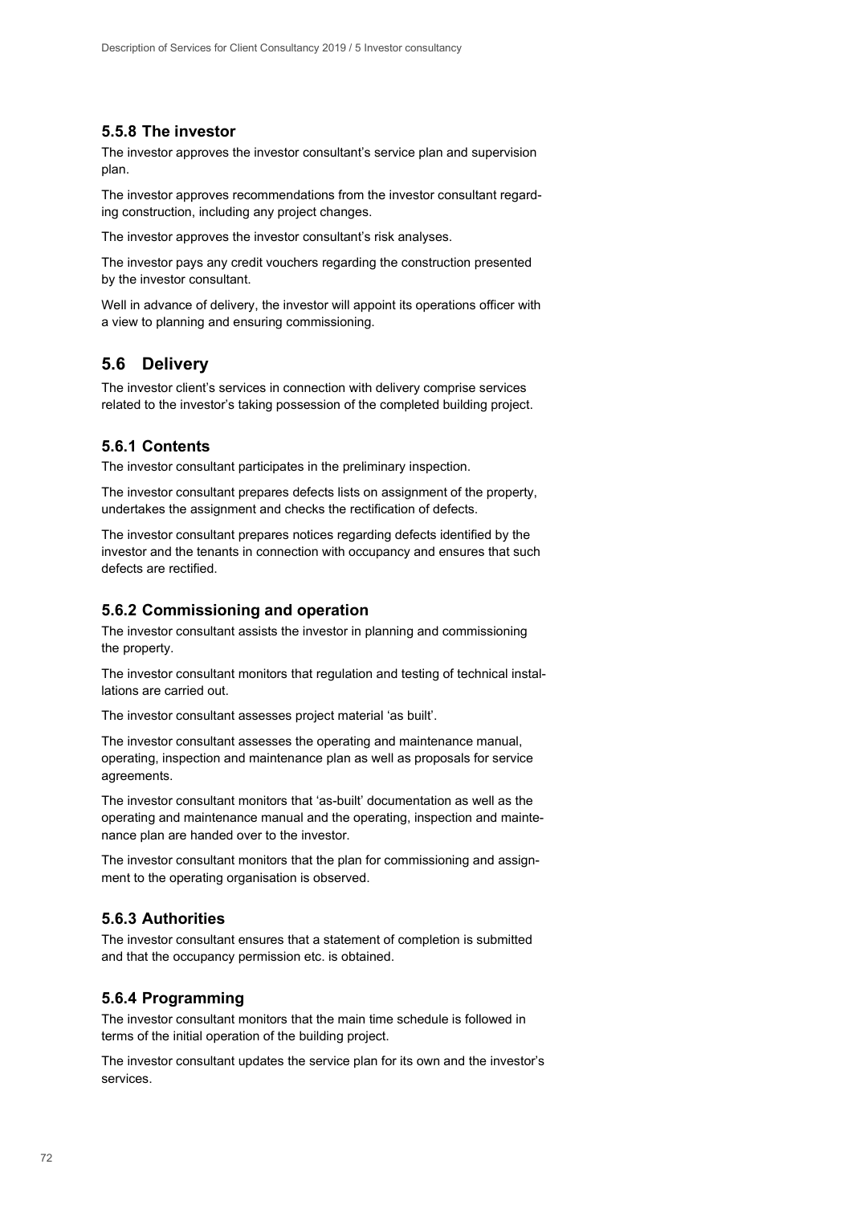### 5.5.8 The investor

The investor approves the investor consultant's service plan and supervision plan.

The investor approves recommendations from the investor consultant regarding construction, including any project changes.

The investor approves the investor consultant's risk analyses.

The investor pays any credit vouchers regarding the construction presented by the investor consultant.

Well in advance of delivery, the investor will appoint its operations officer with a view to planning and ensuring commissioning.

## 5.6 Delivery

The investor client's services in connection with delivery comprise services related to the investor's taking possession of the completed building project.

### 5.6.1 Contents

The investor consultant participates in the preliminary inspection.

The investor consultant prepares defects lists on assignment of the property, undertakes the assignment and checks the rectification of defects.

The investor consultant prepares notices regarding defects identified by the investor and the tenants in connection with occupancy and ensures that such defects are rectified.

### 5.6.2 Commissioning and operation

The investor consultant assists the investor in planning and commissioning the property.

The investor consultant monitors that regulation and testing of technical installations are carried out.

The investor consultant assesses project material 'as built'.

The investor consultant assesses the operating and maintenance manual, operating, inspection and maintenance plan as well as proposals for service agreements.

The investor consultant monitors that 'as-built' documentation as well as the operating and maintenance manual and the operating, inspection and maintenance plan are handed over to the investor.

The investor consultant monitors that the plan for commissioning and assignment to the operating organisation is observed.

### 5.6.3 Authorities

The investor consultant ensures that a statement of completion is submitted and that the occupancy permission etc. is obtained.

### 5.6.4 Programming

The investor consultant monitors that the main time schedule is followed in terms of the initial operation of the building project.

The investor consultant updates the service plan for its own and the investor's services.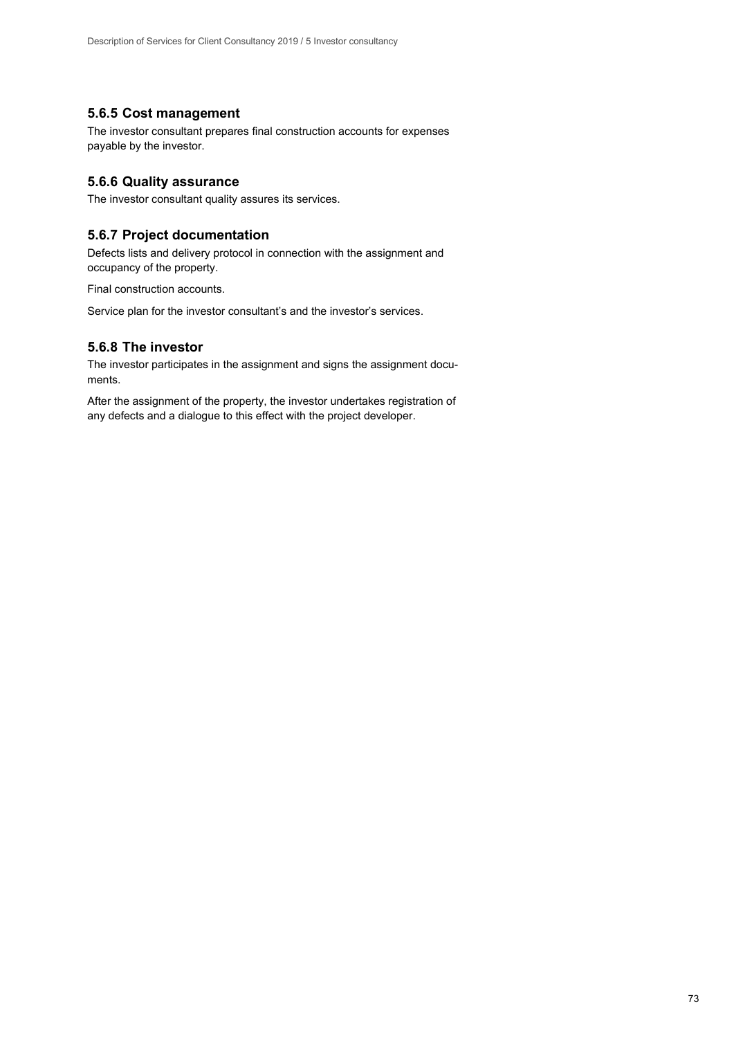### 5.6.5 Cost management

The investor consultant prepares final construction accounts for expenses payable by the investor.

### 5.6.6 Quality assurance

The investor consultant quality assures its services.

### 5.6.7 Project documentation

Defects lists and delivery protocol in connection with the assignment and occupancy of the property.

Final construction accounts.

Service plan for the investor consultant's and the investor's services.

### 5.6.8 The investor

The investor participates in the assignment and signs the assignment documents.

After the assignment of the property, the investor undertakes registration of any defects and a dialogue to this effect with the project developer.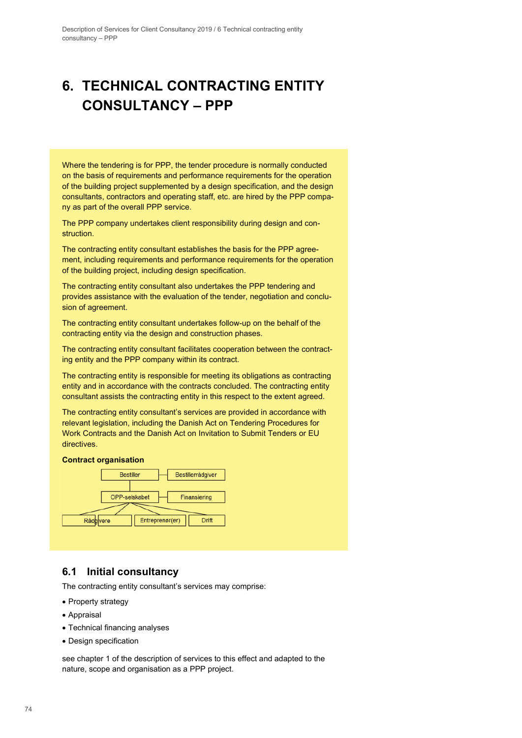# 6. TECHNICAL CONTRACTING ENTITY CONSULTANCY – PPP

Where the tendering is for PPP, the tender procedure is normally conducted on the basis of requirements and performance requirements for the operation of the building project supplemented by a design specification, and the design consultants, contractors and operating staff, etc. are hired by the PPP company as part of the overall PPP service.

The PPP company undertakes client responsibility during design and construction.

The contracting entity consultant establishes the basis for the PPP agreement, including requirements and performance requirements for the operation of the building project, including design specification.

The contracting entity consultant also undertakes the PPP tendering and provides assistance with the evaluation of the tender, negotiation and conclusion of agreement.

The contracting entity consultant undertakes follow-up on the behalf of the contracting entity via the design and construction phases.

The contracting entity consultant facilitates cooperation between the contracting entity and the PPP company within its contract.

The contracting entity is responsible for meeting its obligations as contracting entity and in accordance with the contracts concluded. The contracting entity consultant assists the contracting entity in this respect to the extent agreed.

The contracting entity consultant's services are provided in accordance with relevant legislation, including the Danish Act on Tendering Procedures for Work Contracts and the Danish Act on Invitation to Submit Tenders or EU directives.

**Contract organisation**

Bestiller — Bestillerrådgiver

OPP-selskabet — Finansiering

Rådgivere | Entreprenør(er) | Drift

## 6.1 Initial consultancy

The contracting entity consultant's services may comprise:

- Property strategy
- Appraisal
- Technical financing analyses
- Design specification

see chapter 1 of the description of services to this effect and adapted to the nature, scope and organisation as a PPP project.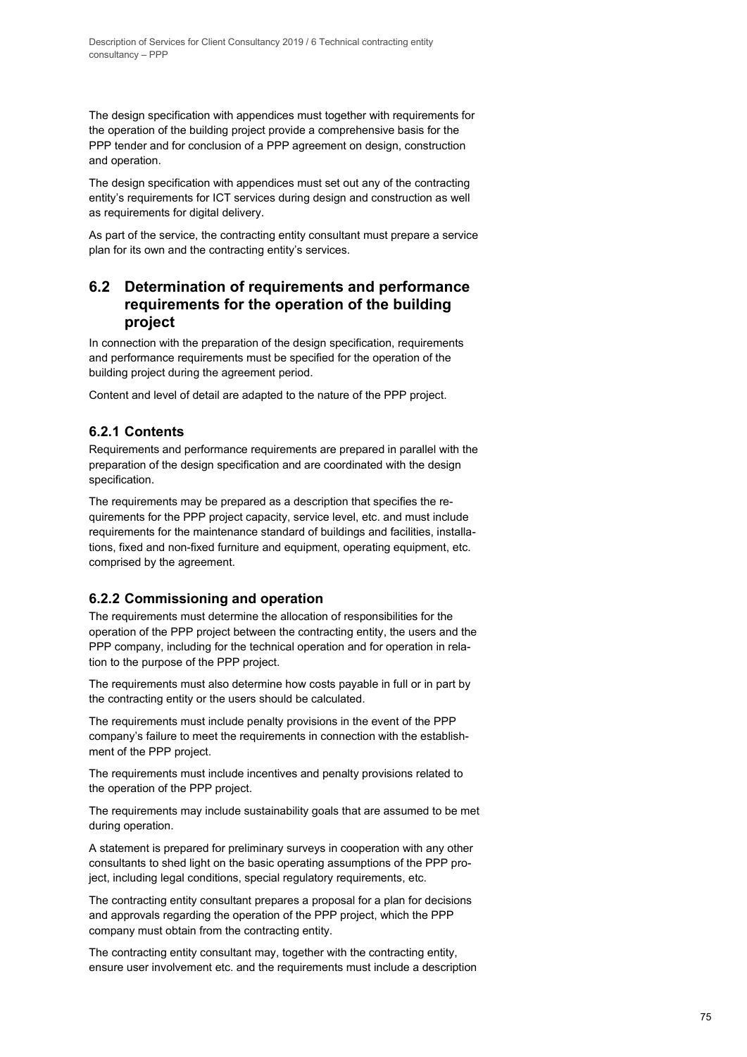The design specification with appendices must together with requirements for the operation of the building project provide a comprehensive basis for the PPP tender and for conclusion of a PPP agreement on design, construction and operation.

The design specification with appendices must set out any of the contracting entity's requirements for ICT services during design and construction as well as requirements for digital delivery.

As part of the service, the contracting entity consultant must prepare a service plan for its own and the contracting entity's services.

## 6.2 Determination of requirements and performance requirements for the operation of the building project

In connection with the preparation of the design specification, requirements and performance requirements must be specified for the operation of the building project during the agreement period.

Content and level of detail are adapted to the nature of the PPP project.

### 6.2.1 Contents

Requirements and performance requirements are prepared in parallel with the preparation of the design specification and are coordinated with the design specification.

The requirements may be prepared as a description that specifies the requirements for the PPP project capacity, service level, etc. and must include requirements for the maintenance standard of buildings and facilities, installations, fixed and non-fixed furniture and equipment, operating equipment, etc. comprised by the agreement.

### 6.2.2 Commissioning and operation

The requirements must determine the allocation of responsibilities for the operation of the PPP project between the contracting entity, the users and the PPP company, including for the technical operation and for operation in relation to the purpose of the PPP project.

The requirements must also determine how costs payable in full or in part by the contracting entity or the users should be calculated.

The requirements must include penalty provisions in the event of the PPP company's failure to meet the requirements in connection with the establishment of the PPP project.

The requirements must include incentives and penalty provisions related to the operation of the PPP project.

The requirements may include sustainability goals that are assumed to be met during operation.

A statement is prepared for preliminary surveys in cooperation with any other consultants to shed light on the basic operating assumptions of the PPP project, including legal conditions, special regulatory requirements, etc.

The contracting entity consultant prepares a proposal for a plan for decisions and approvals regarding the operation of the PPP project, which the PPP company must obtain from the contracting entity.

The contracting entity consultant may, together with the contracting entity, ensure user involvement etc. and the requirements must include a description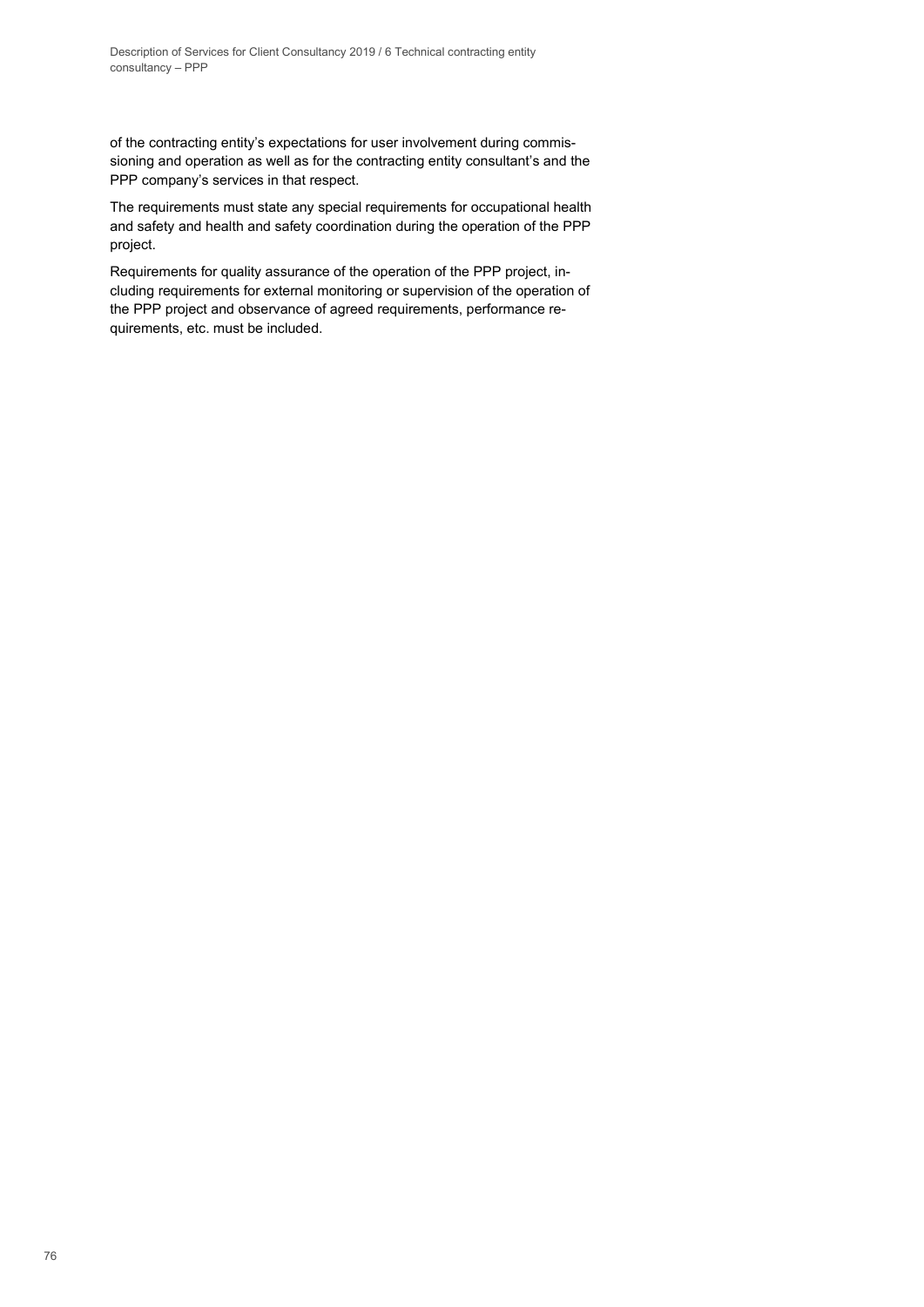of the contracting entity's expectations for user involvement during commissioning and operation as well as for the contracting entity consultant's and the PPP company's services in that respect.

The requirements must state any special requirements for occupational health and safety and health and safety coordination during the operation of the PPP project.

Requirements for quality assurance of the operation of the PPP project, including requirements for external monitoring or supervision of the operation of the PPP project and observance of agreed requirements, performance requirements, etc. must be included.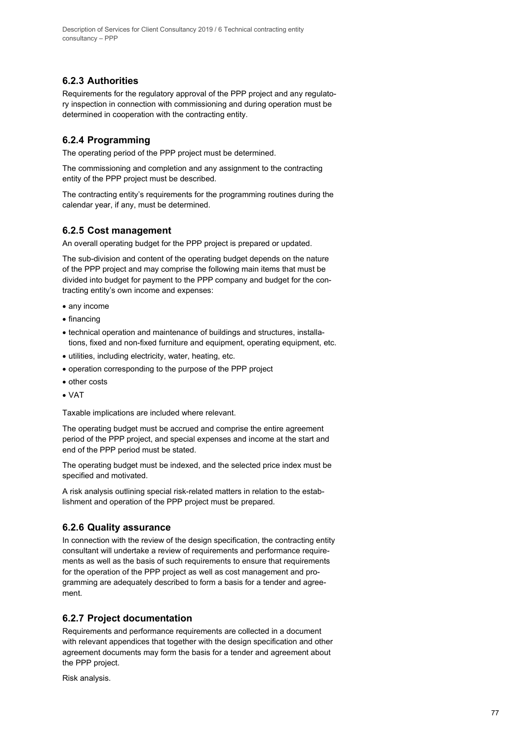### 6.2.3 Authorities

Requirements for the regulatory approval of the PPP project and any regulatory inspection in connection with commissioning and during operation must be determined in cooperation with the contracting entity.

### 6.2.4 Programming

The operating period of the PPP project must be determined.

The commissioning and completion and any assignment to the contracting entity of the PPP project must be described.

The contracting entity's requirements for the programming routines during the calendar year, if any, must be determined.

### 6.2.5 Cost management

An overall operating budget for the PPP project is prepared or updated.

The sub-division and content of the operating budget depends on the nature of the PPP project and may comprise the following main items that must be divided into budget for payment to the PPP company and budget for the contracting entity's own income and expenses:

- any income
- financing
- technical operation and maintenance of buildings and structures, installations, fixed and non-fixed furniture and equipment, operating equipment, etc.
- utilities, including electricity, water, heating, etc.
- operation corresponding to the purpose of the PPP project
- other costs
- VAT

Taxable implications are included where relevant.

The operating budget must be accrued and comprise the entire agreement period of the PPP project, and special expenses and income at the start and end of the PPP period must be stated.

The operating budget must be indexed, and the selected price index must be specified and motivated.

A risk analysis outlining special risk-related matters in relation to the establishment and operation of the PPP project must be prepared.

### 6.2.6 Quality assurance

In connection with the review of the design specification, the contracting entity consultant will undertake a review of requirements and performance requirements as well as the basis of such requirements to ensure that requirements for the operation of the PPP project as well as cost management and programming are adequately described to form a basis for a tender and agreement.

### 6.2.7 Project documentation

Requirements and performance requirements are collected in a document with relevant appendices that together with the design specification and other agreement documents may form the basis for a tender and agreement about the PPP project.

Risk analysis.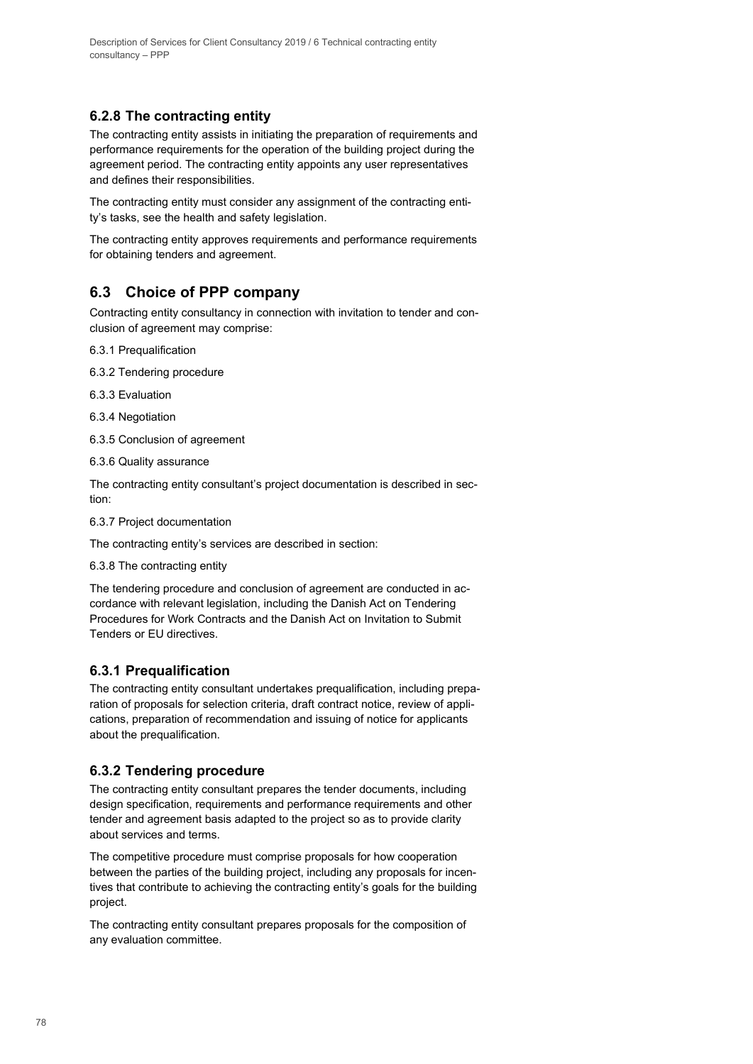### 6.2.8 The contracting entity

The contracting entity assists in initiating the preparation of requirements and performance requirements for the operation of the building project during the agreement period. The contracting entity appoints any user representatives and defines their responsibilities.

The contracting entity must consider any assignment of the contracting entity's tasks, see the health and safety legislation.

The contracting entity approves requirements and performance requirements for obtaining tenders and agreement.

## 6.3 Choice of PPP company

Contracting entity consultancy in connection with invitation to tender and conclusion of agreement may comprise:

6.3.1 Prequalification

6.3.2 Tendering procedure

6.3.3 Evaluation

6.3.4 Negotiation

6.3.5 Conclusion of agreement

6.3.6 Quality assurance

The contracting entity consultant's project documentation is described in section:

6.3.7 Project documentation

The contracting entity's services are described in section:

6.3.8 The contracting entity

The tendering procedure and conclusion of agreement are conducted in accordance with relevant legislation, including the Danish Act on Tendering Procedures for Work Contracts and the Danish Act on Invitation to Submit Tenders or EU directives.

### 6.3.1 Prequalification

The contracting entity consultant undertakes prequalification, including preparation of proposals for selection criteria, draft contract notice, review of applications, preparation of recommendation and issuing of notice for applicants about the prequalification.

### 6.3.2 Tendering procedure

The contracting entity consultant prepares the tender documents, including design specification, requirements and performance requirements and other tender and agreement basis adapted to the project so as to provide clarity about services and terms.

The competitive procedure must comprise proposals for how cooperation between the parties of the building project, including any proposals for incentives that contribute to achieving the contracting entity's goals for the building project.

The contracting entity consultant prepares proposals for the composition of any evaluation committee.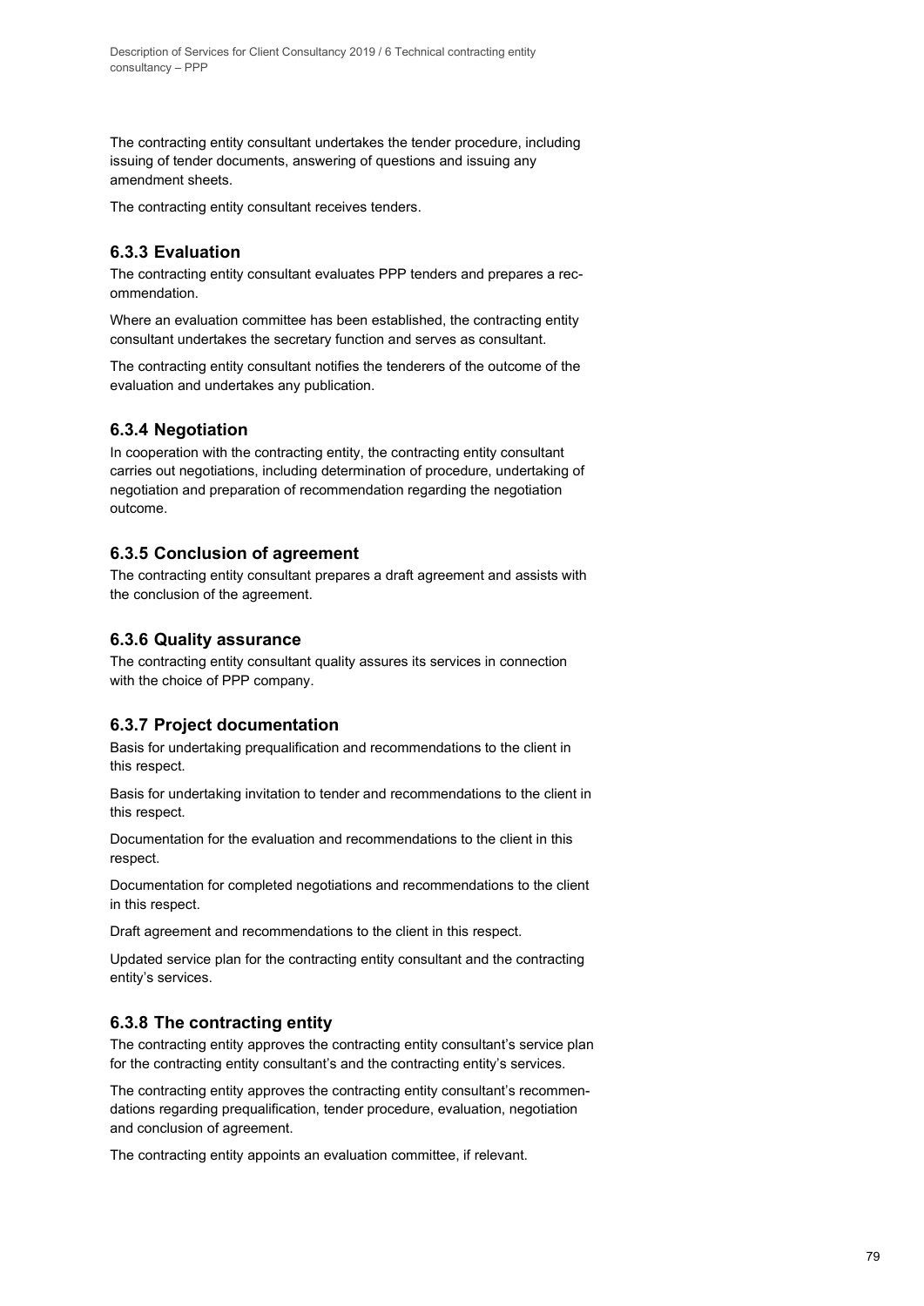The contracting entity consultant undertakes the tender procedure, including issuing of tender documents, answering of questions and issuing any amendment sheets.

The contracting entity consultant receives tenders.

### 6.3.3 Evaluation

The contracting entity consultant evaluates PPP tenders and prepares a recommendation.

Where an evaluation committee has been established, the contracting entity consultant undertakes the secretary function and serves as consultant.

The contracting entity consultant notifies the tenderers of the outcome of the evaluation and undertakes any publication.

### 6.3.4 Negotiation

In cooperation with the contracting entity, the contracting entity consultant carries out negotiations, including determination of procedure, undertaking of negotiation and preparation of recommendation regarding the negotiation outcome.

### 6.3.5 Conclusion of agreement

The contracting entity consultant prepares a draft agreement and assists with the conclusion of the agreement.

### 6.3.6 Quality assurance

The contracting entity consultant quality assures its services in connection with the choice of PPP company.

### 6.3.7 Project documentation

Basis for undertaking prequalification and recommendations to the client in this respect.

Basis for undertaking invitation to tender and recommendations to the client in this respect.

Documentation for the evaluation and recommendations to the client in this respect.

Documentation for completed negotiations and recommendations to the client in this respect.

Draft agreement and recommendations to the client in this respect.

Updated service plan for the contracting entity consultant and the contracting entity's services.

### 6.3.8 The contracting entity

The contracting entity approves the contracting entity consultant's service plan for the contracting entity consultant's and the contracting entity's services.

The contracting entity approves the contracting entity consultant's recommendations regarding prequalification, tender procedure, evaluation, negotiation and conclusion of agreement.

The contracting entity appoints an evaluation committee, if relevant.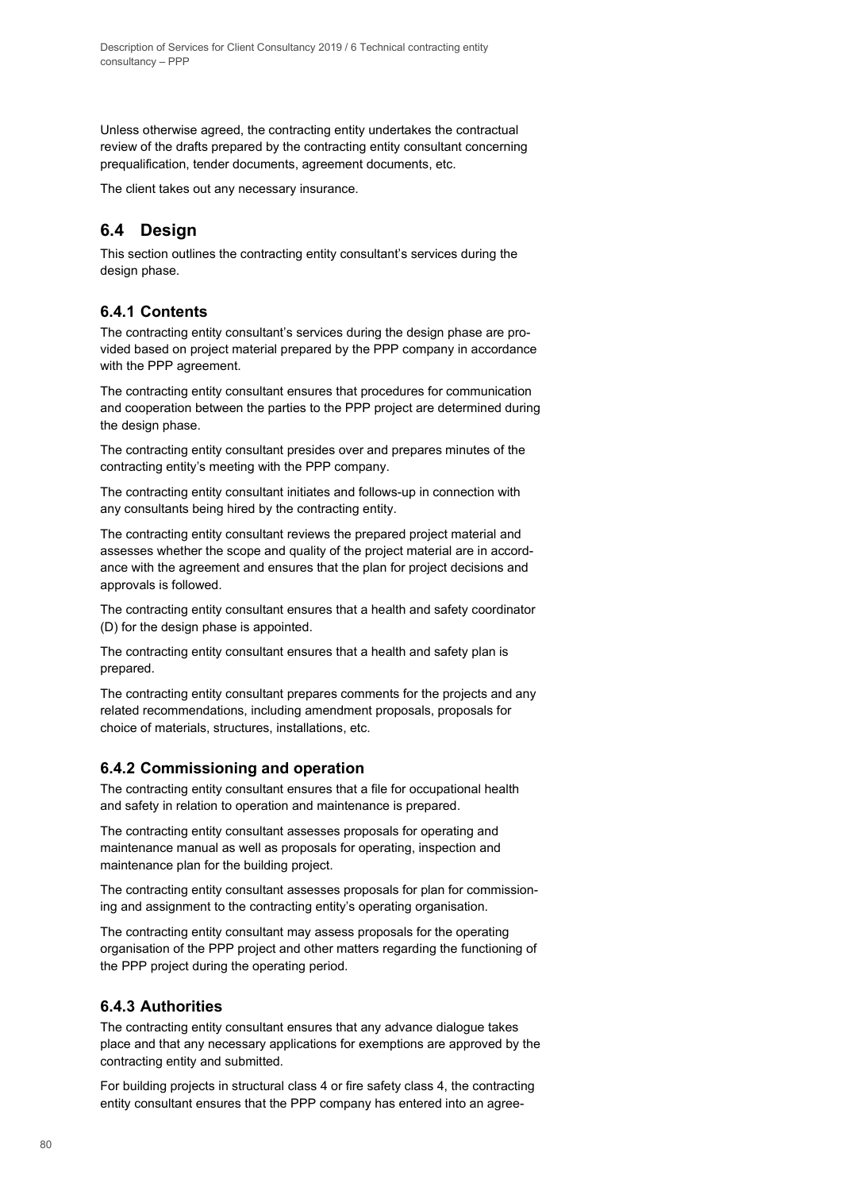Unless otherwise agreed, the contracting entity undertakes the contractual review of the drafts prepared by the contracting entity consultant concerning prequalification, tender documents, agreement documents, etc.

The client takes out any necessary insurance.

## 6.4 Design

This section outlines the contracting entity consultant's services during the design phase.

### 6.4.1 Contents

The contracting entity consultant's services during the design phase are provided based on project material prepared by the PPP company in accordance with the PPP agreement.

The contracting entity consultant ensures that procedures for communication and cooperation between the parties to the PPP project are determined during the design phase.

The contracting entity consultant presides over and prepares minutes of the contracting entity's meeting with the PPP company.

The contracting entity consultant initiates and follows-up in connection with any consultants being hired by the contracting entity.

The contracting entity consultant reviews the prepared project material and assesses whether the scope and quality of the project material are in accordance with the agreement and ensures that the plan for project decisions and approvals is followed.

The contracting entity consultant ensures that a health and safety coordinator (D) for the design phase is appointed.

The contracting entity consultant ensures that a health and safety plan is prepared.

The contracting entity consultant prepares comments for the projects and any related recommendations, including amendment proposals, proposals for choice of materials, structures, installations, etc.

### 6.4.2 Commissioning and operation

The contracting entity consultant ensures that a file for occupational health and safety in relation to operation and maintenance is prepared.

The contracting entity consultant assesses proposals for operating and maintenance manual as well as proposals for operating, inspection and maintenance plan for the building project.

The contracting entity consultant assesses proposals for plan for commissioning and assignment to the contracting entity's operating organisation.

The contracting entity consultant may assess proposals for the operating organisation of the PPP project and other matters regarding the functioning of the PPP project during the operating period.

### 6.4.3 Authorities

The contracting entity consultant ensures that any advance dialogue takes place and that any necessary applications for exemptions are approved by the contracting entity and submitted.

For building projects in structural class 4 or fire safety class 4, the contracting entity consultant ensures that the PPP company has entered into an agree-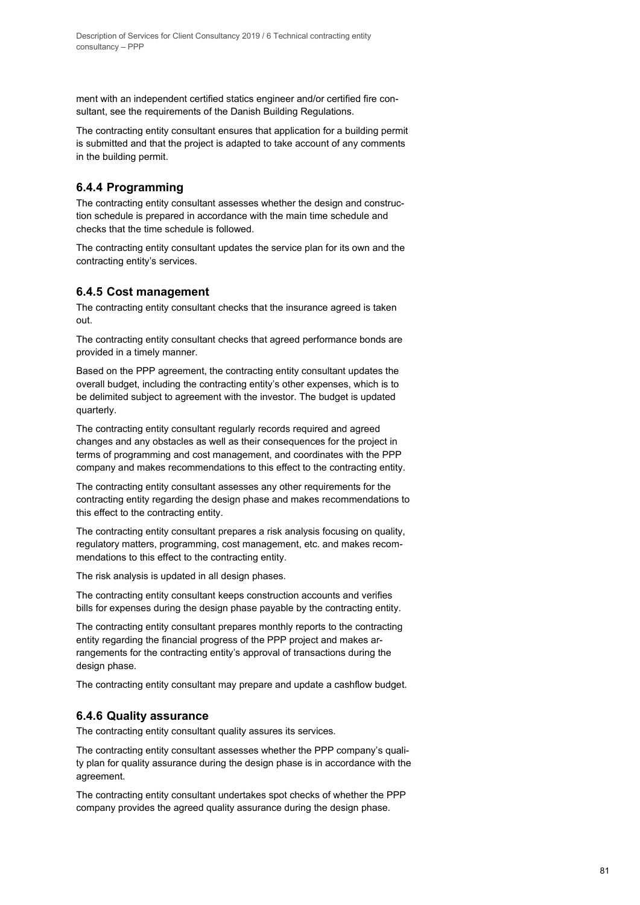ment with an independent certified statics engineer and/or certified fire consultant, see the requirements of the Danish Building Regulations.

The contracting entity consultant ensures that application for a building permit is submitted and that the project is adapted to take account of any comments in the building permit.

### 6.4.4 Programming

The contracting entity consultant assesses whether the design and construction schedule is prepared in accordance with the main time schedule and checks that the time schedule is followed.

The contracting entity consultant updates the service plan for its own and the contracting entity's services.

### 6.4.5 Cost management

The contracting entity consultant checks that the insurance agreed is taken out.

The contracting entity consultant checks that agreed performance bonds are provided in a timely manner.

Based on the PPP agreement, the contracting entity consultant updates the overall budget, including the contracting entity's other expenses, which is to be delimited subject to agreement with the investor. The budget is updated quarterly.

The contracting entity consultant regularly records required and agreed changes and any obstacles as well as their consequences for the project in terms of programming and cost management, and coordinates with the PPP company and makes recommendations to this effect to the contracting entity.

The contracting entity consultant assesses any other requirements for the contracting entity regarding the design phase and makes recommendations to this effect to the contracting entity.

The contracting entity consultant prepares a risk analysis focusing on quality, regulatory matters, programming, cost management, etc. and makes recommendations to this effect to the contracting entity.

The risk analysis is updated in all design phases.

The contracting entity consultant keeps construction accounts and verifies bills for expenses during the design phase payable by the contracting entity.

The contracting entity consultant prepares monthly reports to the contracting entity regarding the financial progress of the PPP project and makes arrangements for the contracting entity's approval of transactions during the design phase.

The contracting entity consultant may prepare and update a cashflow budget.

### 6.4.6 Quality assurance

The contracting entity consultant quality assures its services.

The contracting entity consultant assesses whether the PPP company's quality plan for quality assurance during the design phase is in accordance with the agreement.

The contracting entity consultant undertakes spot checks of whether the PPP company provides the agreed quality assurance during the design phase.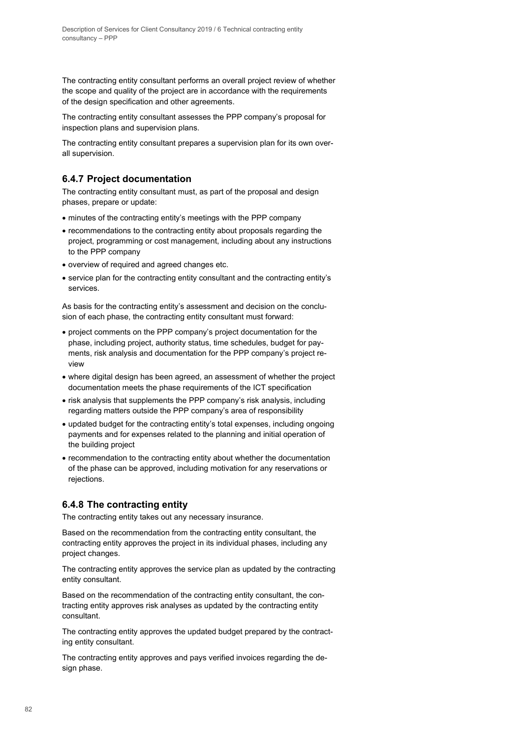The contracting entity consultant performs an overall project review of whether the scope and quality of the project are in accordance with the requirements of the design specification and other agreements.

The contracting entity consultant assesses the PPP company's proposal for inspection plans and supervision plans.

The contracting entity consultant prepares a supervision plan for its own overall supervision.

### 6.4.7 Project documentation

The contracting entity consultant must, as part of the proposal and design phases, prepare or update:

- minutes of the contracting entity's meetings with the PPP company
- recommendations to the contracting entity about proposals regarding the project, programming or cost management, including about any instructions to the PPP company
- overview of required and agreed changes etc.
- service plan for the contracting entity consultant and the contracting entity's services.

As basis for the contracting entity's assessment and decision on the conclusion of each phase, the contracting entity consultant must forward:

- project comments on the PPP company's project documentation for the phase, including project, authority status, time schedules, budget for payments, risk analysis and documentation for the PPP company's project review
- where digital design has been agreed, an assessment of whether the project documentation meets the phase requirements of the ICT specification
- risk analysis that supplements the PPP company's risk analysis, including regarding matters outside the PPP company's area of responsibility
- updated budget for the contracting entity's total expenses, including ongoing payments and for expenses related to the planning and initial operation of the building project
- recommendation to the contracting entity about whether the documentation of the phase can be approved, including motivation for any reservations or rejections.

### 6.4.8 The contracting entity

The contracting entity takes out any necessary insurance.

Based on the recommendation from the contracting entity consultant, the contracting entity approves the project in its individual phases, including any project changes.

The contracting entity approves the service plan as updated by the contracting entity consultant.

Based on the recommendation of the contracting entity consultant, the contracting entity approves risk analyses as updated by the contracting entity consultant.

The contracting entity approves the updated budget prepared by the contracting entity consultant.

The contracting entity approves and pays verified invoices regarding the design phase.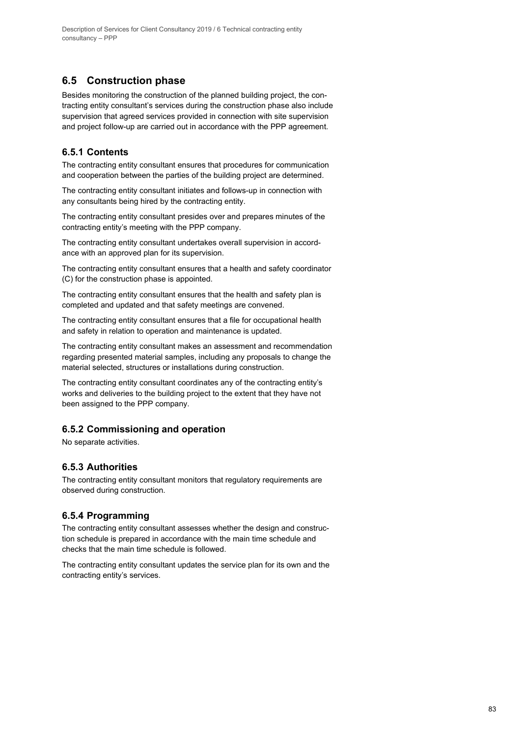## 6.5 Construction phase

Besides monitoring the construction of the planned building project, the contracting entity consultant's services during the construction phase also include supervision that agreed services provided in connection with site supervision and project follow-up are carried out in accordance with the PPP agreement.

### 6.5.1 Contents

The contracting entity consultant ensures that procedures for communication and cooperation between the parties of the building project are determined.

The contracting entity consultant initiates and follows-up in connection with any consultants being hired by the contracting entity.

The contracting entity consultant presides over and prepares minutes of the contracting entity's meeting with the PPP company.

The contracting entity consultant undertakes overall supervision in accordance with an approved plan for its supervision.

The contracting entity consultant ensures that a health and safety coordinator (C) for the construction phase is appointed.

The contracting entity consultant ensures that the health and safety plan is completed and updated and that safety meetings are convened.

The contracting entity consultant ensures that a file for occupational health and safety in relation to operation and maintenance is updated.

The contracting entity consultant makes an assessment and recommendation regarding presented material samples, including any proposals to change the material selected, structures or installations during construction.

The contracting entity consultant coordinates any of the contracting entity's works and deliveries to the building project to the extent that they have not been assigned to the PPP company.

### 6.5.2 Commissioning and operation

No separate activities.

### 6.5.3 Authorities

The contracting entity consultant monitors that regulatory requirements are observed during construction.

### 6.5.4 Programming

The contracting entity consultant assesses whether the design and construction schedule is prepared in accordance with the main time schedule and checks that the main time schedule is followed.

The contracting entity consultant updates the service plan for its own and the contracting entity's services.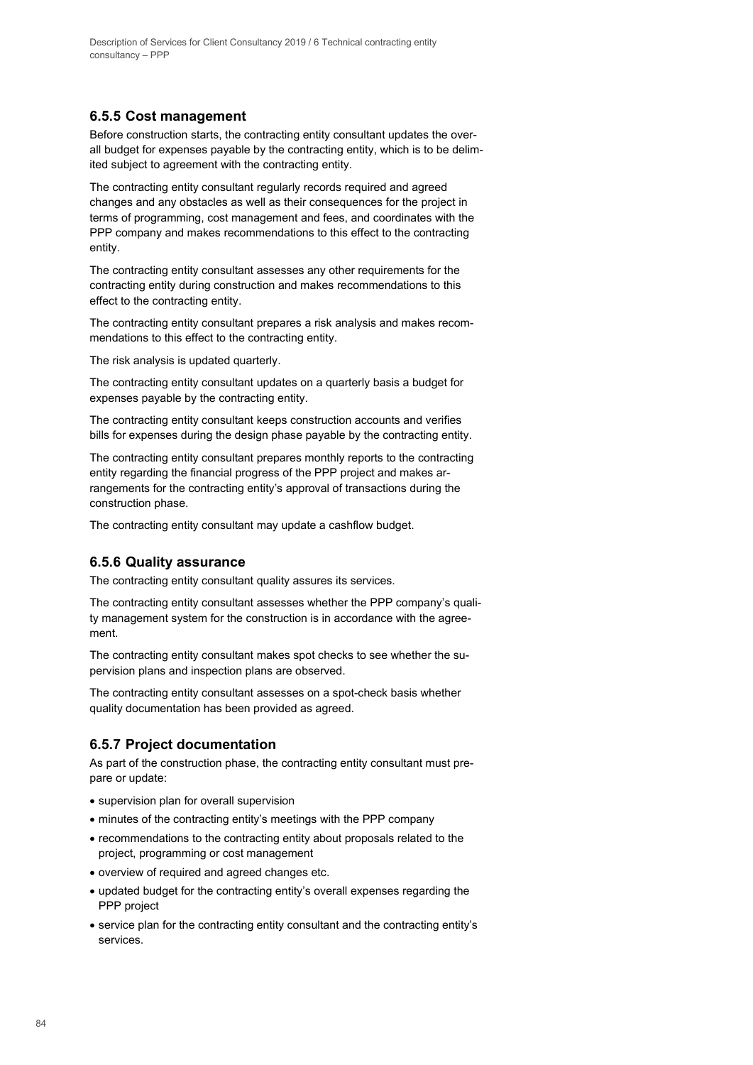### 6.5.5 Cost management

Before construction starts, the contracting entity consultant updates the overall budget for expenses payable by the contracting entity, which is to be delimited subject to agreement with the contracting entity.

The contracting entity consultant regularly records required and agreed changes and any obstacles as well as their consequences for the project in terms of programming, cost management and fees, and coordinates with the PPP company and makes recommendations to this effect to the contracting entity.

The contracting entity consultant assesses any other requirements for the contracting entity during construction and makes recommendations to this effect to the contracting entity.

The contracting entity consultant prepares a risk analysis and makes recommendations to this effect to the contracting entity.

The risk analysis is updated quarterly.

The contracting entity consultant updates on a quarterly basis a budget for expenses payable by the contracting entity.

The contracting entity consultant keeps construction accounts and verifies bills for expenses during the design phase payable by the contracting entity.

The contracting entity consultant prepares monthly reports to the contracting entity regarding the financial progress of the PPP project and makes arrangements for the contracting entity's approval of transactions during the construction phase.

The contracting entity consultant may update a cashflow budget.

### 6.5.6 Quality assurance

The contracting entity consultant quality assures its services.

The contracting entity consultant assesses whether the PPP company's quality management system for the construction is in accordance with the agreement.

The contracting entity consultant makes spot checks to see whether the supervision plans and inspection plans are observed.

The contracting entity consultant assesses on a spot-check basis whether quality documentation has been provided as agreed.

### 6.5.7 Project documentation

As part of the construction phase, the contracting entity consultant must prepare or update:

- supervision plan for overall supervision
- minutes of the contracting entity's meetings with the PPP company
- recommendations to the contracting entity about proposals related to the project, programming or cost management
- overview of required and agreed changes etc.
- updated budget for the contracting entity's overall expenses regarding the PPP project
- service plan for the contracting entity consultant and the contracting entity's services.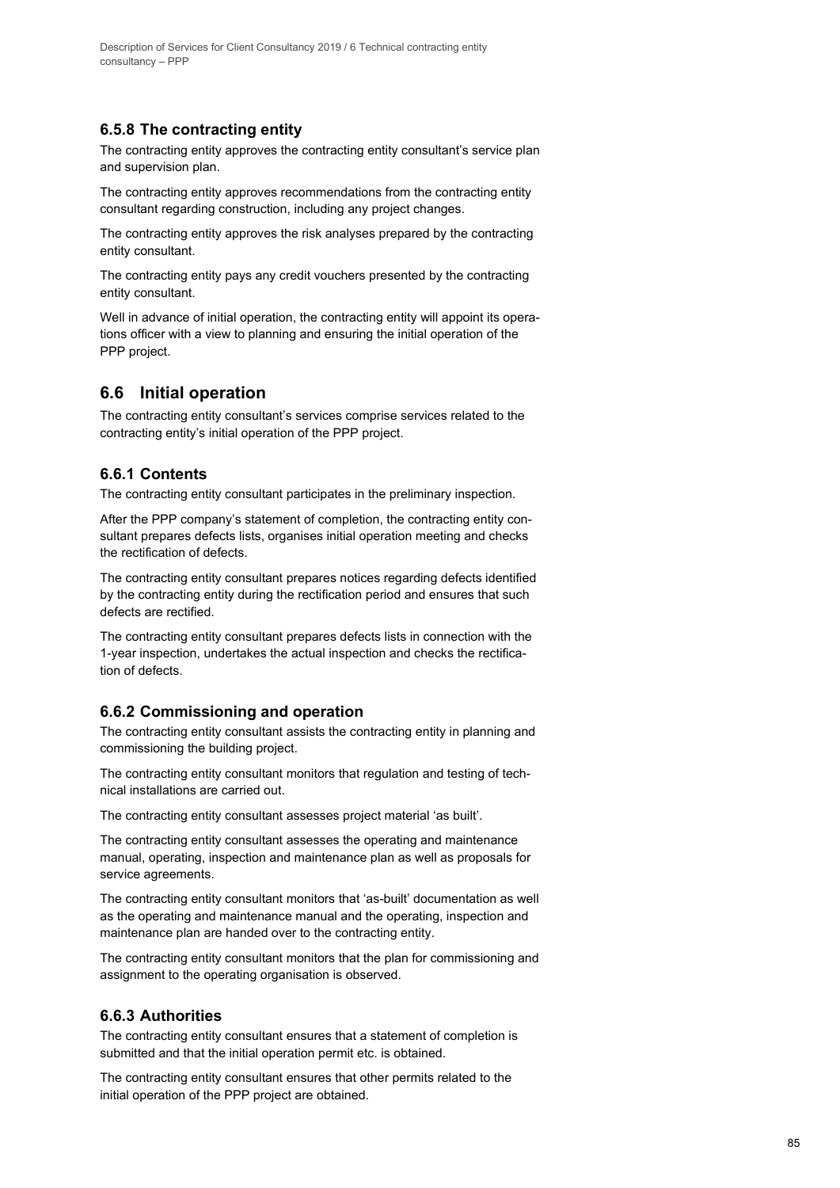### 6.5.8 The contracting entity

The contracting entity approves the contracting entity consultant's service plan and supervision plan.

The contracting entity approves recommendations from the contracting entity consultant regarding construction, including any project changes.

The contracting entity approves the risk analyses prepared by the contracting entity consultant.

The contracting entity pays any credit vouchers presented by the contracting entity consultant.

Well in advance of initial operation, the contracting entity will appoint its operations officer with a view to planning and ensuring the initial operation of the PPP project.

## 6.6 Initial operation

The contracting entity consultant's services comprise services related to the contracting entity's initial operation of the PPP project.

### 6.6.1 Contents

The contracting entity consultant participates in the preliminary inspection.

After the PPP company's statement of completion, the contracting entity consultant prepares defects lists, organises initial operation meeting and checks the rectification of defects.

The contracting entity consultant prepares notices regarding defects identified by the contracting entity during the rectification period and ensures that such defects are rectified.

The contracting entity consultant prepares defects lists in connection with the 1-year inspection, undertakes the actual inspection and checks the rectification of defects.

### 6.6.2 Commissioning and operation

The contracting entity consultant assists the contracting entity in planning and commissioning the building project.

The contracting entity consultant monitors that regulation and testing of technical installations are carried out.

The contracting entity consultant assesses project material 'as built'.

The contracting entity consultant assesses the operating and maintenance manual, operating, inspection and maintenance plan as well as proposals for service agreements.

The contracting entity consultant monitors that 'as-built' documentation as well as the operating and maintenance manual and the operating, inspection and maintenance plan are handed over to the contracting entity.

The contracting entity consultant monitors that the plan for commissioning and assignment to the operating organisation is observed.

### 6.6.3 Authorities

The contracting entity consultant ensures that a statement of completion is submitted and that the initial operation permit etc. is obtained.

The contracting entity consultant ensures that other permits related to the initial operation of the PPP project are obtained.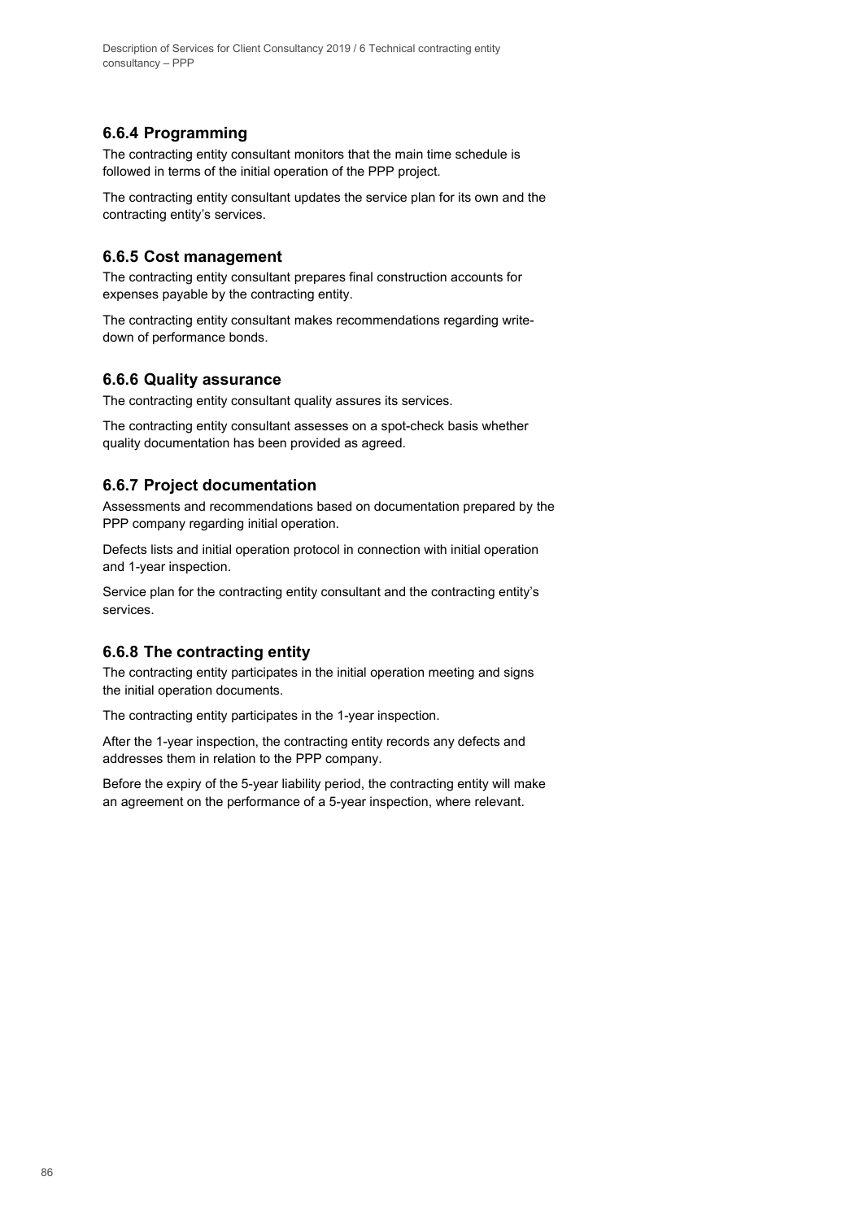### 6.6.4 Programming

The contracting entity consultant monitors that the main time schedule is followed in terms of the initial operation of the PPP project.

The contracting entity consultant updates the service plan for its own and the contracting entity's services.

### 6.6.5 Cost management

The contracting entity consultant prepares final construction accounts for expenses payable by the contracting entity.

The contracting entity consultant makes recommendations regarding write-down of performance bonds.

### 6.6.6 Quality assurance

The contracting entity consultant quality assures its services.

The contracting entity consultant assesses on a spot-check basis whether quality documentation has been provided as agreed.

### 6.6.7 Project documentation

Assessments and recommendations based on documentation prepared by the PPP company regarding initial operation.

Defects lists and initial operation protocol in connection with initial operation and 1-year inspection.

Service plan for the contracting entity consultant and the contracting entity's services.

### 6.6.8 The contracting entity

The contracting entity participates in the initial operation meeting and signs the initial operation documents.

The contracting entity participates in the 1-year inspection.

After the 1-year inspection, the contracting entity records any defects and addresses them in relation to the PPP company.

Before the expiry of the 5-year liability period, the contracting entity will make an agreement on the performance of a 5-year inspection, where relevant.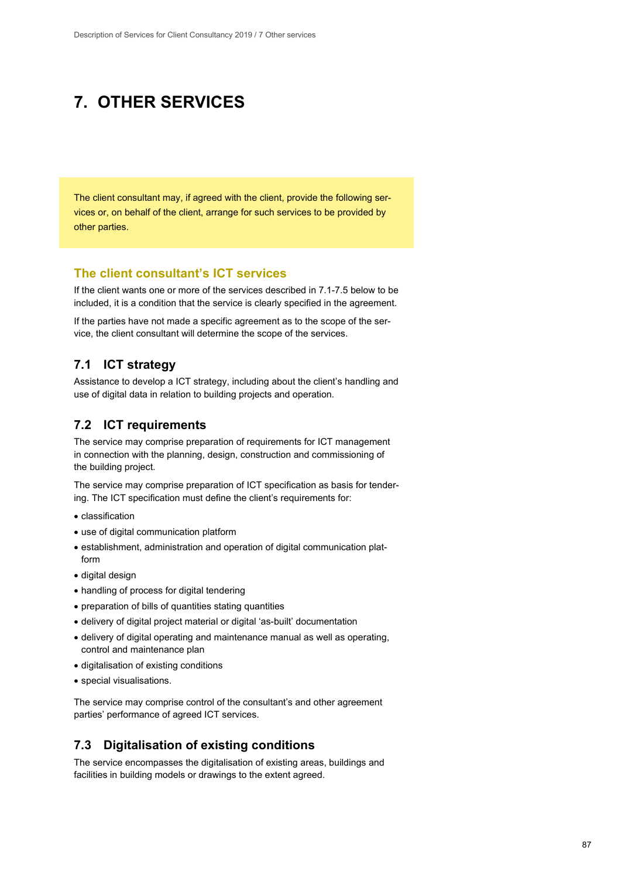# 7. OTHER SERVICES

The client consultant may, if agreed with the client, provide the following services or, on behalf of the client, arrange for such services to be provided by other parties.

### The client consultant's ICT services

If the client wants one or more of the services described in 7.1-7.5 below to be included, it is a condition that the service is clearly specified in the agreement.

If the parties have not made a specific agreement as to the scope of the service, the client consultant will determine the scope of the services.

## 7.1 ICT strategy

Assistance to develop a ICT strategy, including about the client's handling and use of digital data in relation to building projects and operation.

## 7.2 ICT requirements

The service may comprise preparation of requirements for ICT management in connection with the planning, design, construction and commissioning of the building project.

The service may comprise preparation of ICT specification as basis for tendering. The ICT specification must define the client's requirements for:

- classification
- use of digital communication platform
- establishment, administration and operation of digital communication platform
- digital design
- handling of process for digital tendering
- preparation of bills of quantities stating quantities
- delivery of digital project material or digital 'as-built' documentation
- delivery of digital operating and maintenance manual as well as operating, control and maintenance plan
- digitalisation of existing conditions
- special visualisations.

The service may comprise control of the consultant's and other agreement parties' performance of agreed ICT services.

## 7.3 Digitalisation of existing conditions

The service encompasses the digitalisation of existing areas, buildings and facilities in building models or drawings to the extent agreed.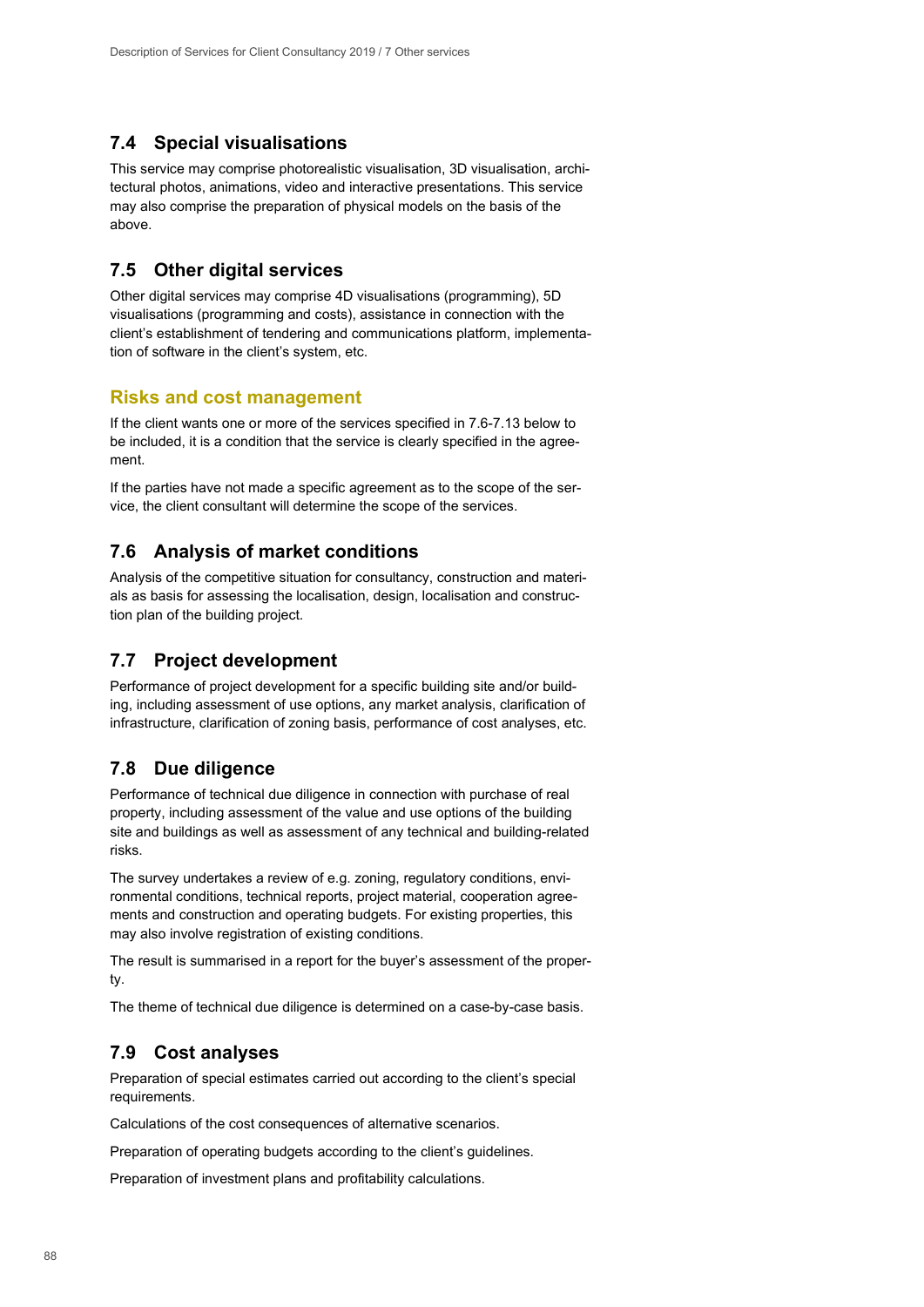## 7.4 Special visualisations

This service may comprise photorealistic visualisation, 3D visualisation, architectural photos, animations, video and interactive presentations. This service may also comprise the preparation of physical models on the basis of the above.

## 7.5 Other digital services

Other digital services may comprise 4D visualisations (programming), 5D visualisations (programming and costs), assistance in connection with the client's establishment of tendering and communications platform, implementation of software in the client's system, etc.

### Risks and cost management

If the client wants one or more of the services specified in 7.6-7.13 below to be included, it is a condition that the service is clearly specified in the agreement.

If the parties have not made a specific agreement as to the scope of the service, the client consultant will determine the scope of the services.

## 7.6 Analysis of market conditions

Analysis of the competitive situation for consultancy, construction and materials as basis for assessing the localisation, design, localisation and construction plan of the building project.

## 7.7 Project development

Performance of project development for a specific building site and/or building, including assessment of use options, any market analysis, clarification of infrastructure, clarification of zoning basis, performance of cost analyses, etc.

## 7.8 Due diligence

Performance of technical due diligence in connection with purchase of real property, including assessment of the value and use options of the building site and buildings as well as assessment of any technical and building-related risks.

The survey undertakes a review of e.g. zoning, regulatory conditions, environmental conditions, technical reports, project material, cooperation agreements and construction and operating budgets. For existing properties, this may also involve registration of existing conditions.

The result is summarised in a report for the buyer's assessment of the property.

The theme of technical due diligence is determined on a case-by-case basis.

## 7.9 Cost analyses

Preparation of special estimates carried out according to the client's special requirements.

Calculations of the cost consequences of alternative scenarios.

Preparation of operating budgets according to the client's guidelines.

Preparation of investment plans and profitability calculations.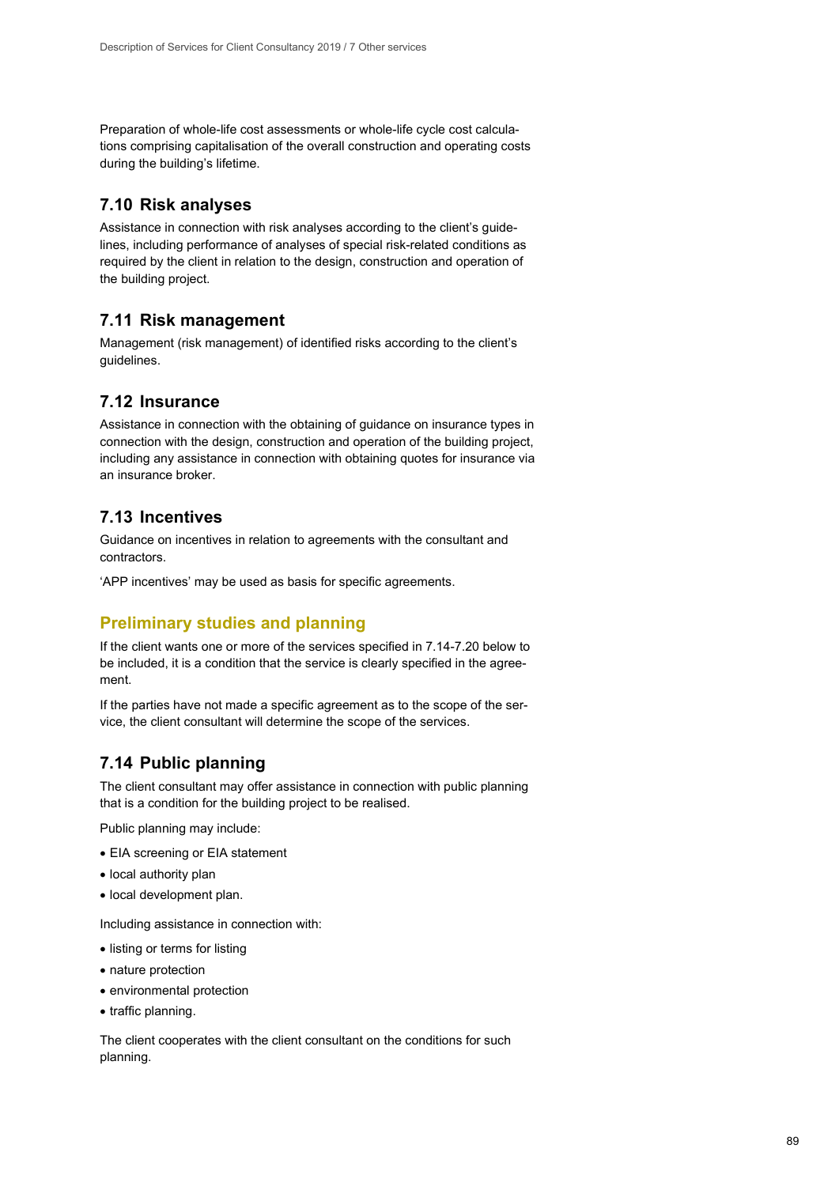Preparation of whole-life cost assessments or whole-life cycle cost calculations comprising capitalisation of the overall construction and operating costs during the building's lifetime.

## 7.10 Risk analyses

Assistance in connection with risk analyses according to the client's guidelines, including performance of analyses of special risk-related conditions as required by the client in relation to the design, construction and operation of the building project.

## 7.11 Risk management

Management (risk management) of identified risks according to the client's guidelines.

## 7.12 Insurance

Assistance in connection with the obtaining of guidance on insurance types in connection with the design, construction and operation of the building project, including any assistance in connection with obtaining quotes for insurance via an insurance broker.

## 7.13 Incentives

Guidance on incentives in relation to agreements with the consultant and contractors.

'APP incentives' may be used as basis for specific agreements.

### Preliminary studies and planning

If the client wants one or more of the services specified in 7.14-7.20 below to be included, it is a condition that the service is clearly specified in the agreement.

If the parties have not made a specific agreement as to the scope of the service, the client consultant will determine the scope of the services.

## 7.14 Public planning

The client consultant may offer assistance in connection with public planning that is a condition for the building project to be realised.

Public planning may include:

- EIA screening or EIA statement
- local authority plan
- local development plan.

Including assistance in connection with:

- listing or terms for listing
- nature protection
- environmental protection
- traffic planning.

The client cooperates with the client consultant on the conditions for such planning.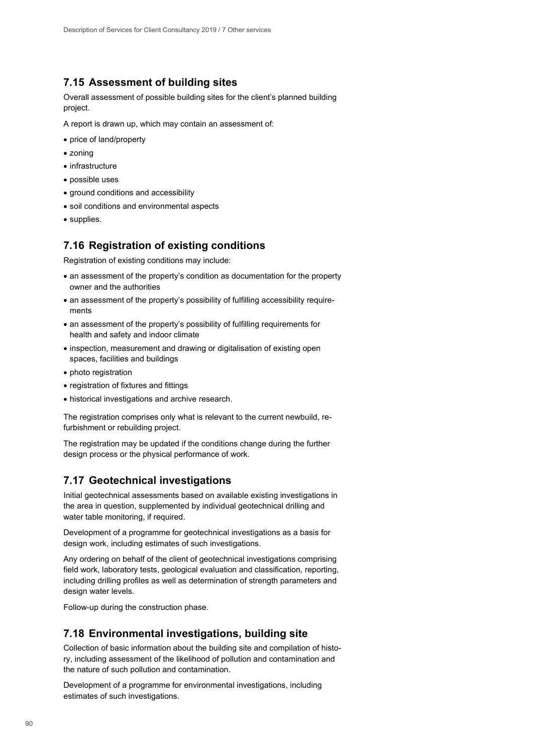## 7.15 Assessment of building sites

Overall assessment of possible building sites for the client's planned building project.

A report is drawn up, which may contain an assessment of:

- price of land/property
- zoning
- infrastructure
- possible uses
- ground conditions and accessibility
- soil conditions and environmental aspects
- supplies.

## 7.16 Registration of existing conditions

Registration of existing conditions may include:

- an assessment of the property's condition as documentation for the property owner and the authorities
- an assessment of the property's possibility of fulfilling accessibility requirements
- an assessment of the property's possibility of fulfilling requirements for health and safety and indoor climate
- inspection, measurement and drawing or digitalisation of existing open spaces, facilities and buildings
- photo registration
- registration of fixtures and fittings
- historical investigations and archive research.

The registration comprises only what is relevant to the current newbuild, refurbishment or rebuilding project.

The registration may be updated if the conditions change during the further design process or the physical performance of work.

## 7.17 Geotechnical investigations

Initial geotechnical assessments based on available existing investigations in the area in question, supplemented by individual geotechnical drilling and water table monitoring, if required.

Development of a programme for geotechnical investigations as a basis for design work, including estimates of such investigations.

Any ordering on behalf of the client of geotechnical investigations comprising field work, laboratory tests, geological evaluation and classification, reporting, including drilling profiles as well as determination of strength parameters and design water levels.

Follow-up during the construction phase.

## 7.18 Environmental investigations, building site

Collection of basic information about the building site and compilation of history, including assessment of the likelihood of pollution and contamination and the nature of such pollution and contamination.

Development of a programme for environmental investigations, including estimates of such investigations.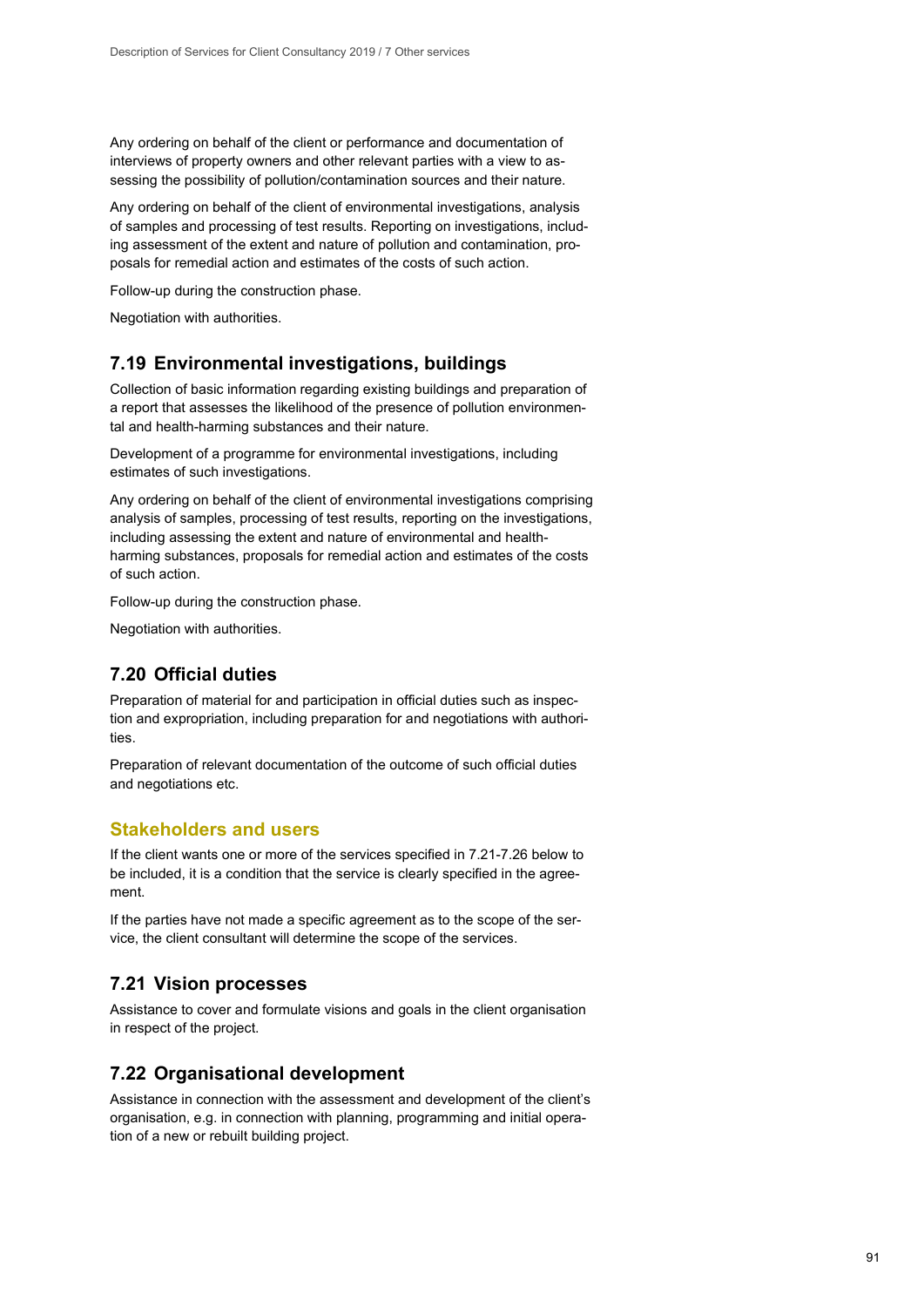Any ordering on behalf of the client or performance and documentation of interviews of property owners and other relevant parties with a view to assessing the possibility of pollution/contamination sources and their nature.

Any ordering on behalf of the client of environmental investigations, analysis of samples and processing of test results. Reporting on investigations, including assessment of the extent and nature of pollution and contamination, proposals for remedial action and estimates of the costs of such action.

Follow-up during the construction phase.

Negotiation with authorities.

### 7.19 Environmental investigations, buildings

Collection of basic information regarding existing buildings and preparation of a report that assesses the likelihood of the presence of pollution environmental and health-harming substances and their nature.

Development of a programme for environmental investigations, including estimates of such investigations.

Any ordering on behalf of the client of environmental investigations comprising analysis of samples, processing of test results, reporting on the investigations, including assessing the extent and nature of environmental and health-harming substances, proposals for remedial action and estimates of the costs of such action.

Follow-up during the construction phase.

Negotiation with authorities.

### 7.20 Official duties

Preparation of material for and participation in official duties such as inspection and expropriation, including preparation for and negotiations with authorities.

Preparation of relevant documentation of the outcome of such official duties and negotiations etc.

## Stakeholders and users

If the client wants one or more of the services specified in 7.21-7.26 below to be included, it is a condition that the service is clearly specified in the agreement.

If the parties have not made a specific agreement as to the scope of the service, the client consultant will determine the scope of the services.

### 7.21 Vision processes

Assistance to cover and formulate visions and goals in the client organisation in respect of the project.

### 7.22 Organisational development

Assistance in connection with the assessment and development of the client's organisation, e.g. in connection with planning, programming and initial operation of a new or rebuilt building project.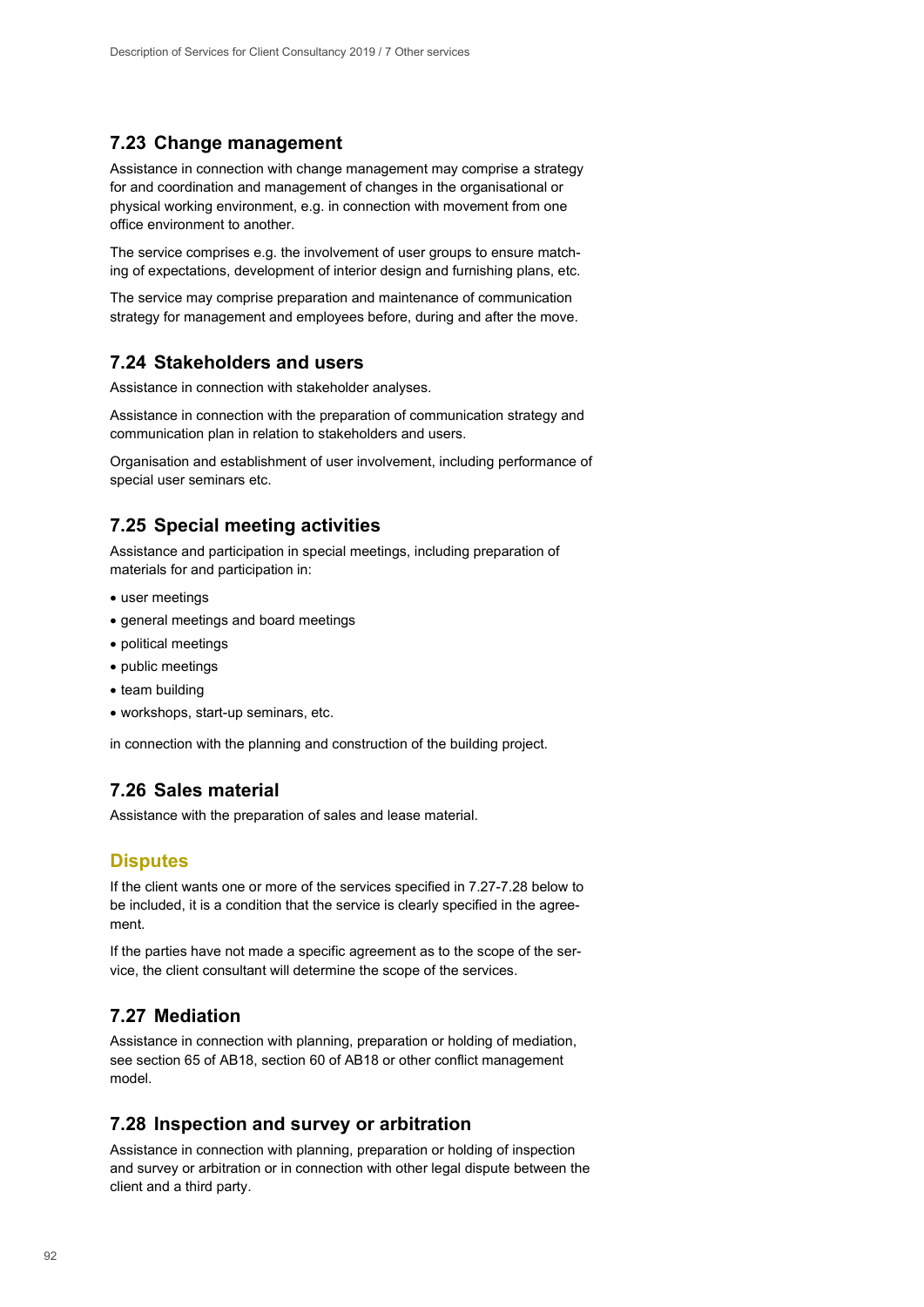## 7.23 Change management

Assistance in connection with change management may comprise a strategy for and coordination and management of changes in the organisational or physical working environment, e.g. in connection with movement from one office environment to another.

The service comprises e.g. the involvement of user groups to ensure matching of expectations, development of interior design and furnishing plans, etc.

The service may comprise preparation and maintenance of communication strategy for management and employees before, during and after the move.

## 7.24 Stakeholders and users

Assistance in connection with stakeholder analyses.

Assistance in connection with the preparation of communication strategy and communication plan in relation to stakeholders and users.

Organisation and establishment of user involvement, including performance of special user seminars etc.

## 7.25 Special meeting activities

Assistance and participation in special meetings, including preparation of materials for and participation in:

- user meetings
- general meetings and board meetings
- political meetings
- public meetings
- team building
- workshops, start-up seminars, etc.

in connection with the planning and construction of the building project.

## 7.26 Sales material

Assistance with the preparation of sales and lease material.

## Disputes

If the client wants one or more of the services specified in 7.27-7.28 below to be included, it is a condition that the service is clearly specified in the agreement.

If the parties have not made a specific agreement as to the scope of the service, the client consultant will determine the scope of the services.

## 7.27 Mediation

Assistance in connection with planning, preparation or holding of mediation, see section 65 of AB18, section 60 of AB18 or other conflict management model.

## 7.28 Inspection and survey or arbitration

Assistance in connection with planning, preparation or holding of inspection and survey or arbitration or in connection with other legal dispute between the client and a third party.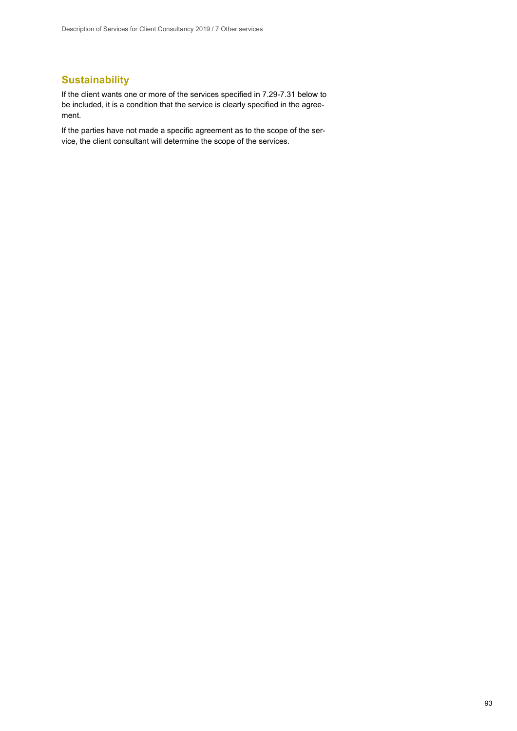## Sustainability

If the client wants one or more of the services specified in 7.29-7.31 below to be included, it is a condition that the service is clearly specified in the agreement.

If the parties have not made a specific agreement as to the scope of the service, the client consultant will determine the scope of the services.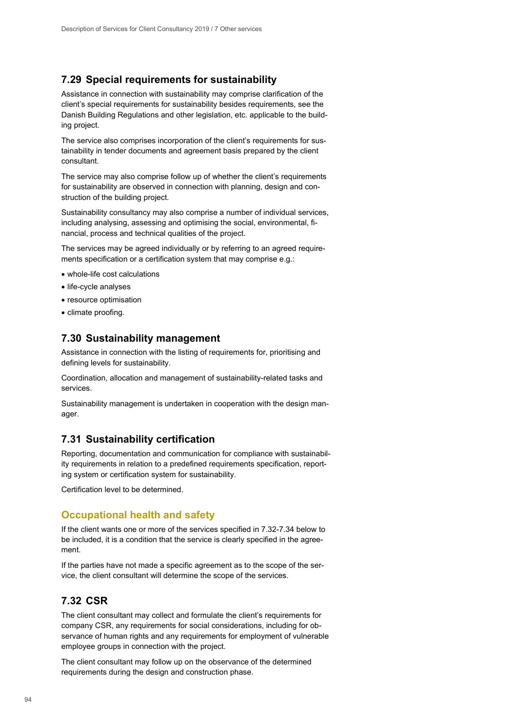## 7.29 Special requirements for sustainability

Assistance in connection with sustainability may comprise clarification of the client's special requirements for sustainability besides requirements, see the Danish Building Regulations and other legislation, etc. applicable to the building project.

The service also comprises incorporation of the client's requirements for sustainability in tender documents and agreement basis prepared by the client consultant.

The service may also comprise follow up of whether the client's requirements for sustainability are observed in connection with planning, design and construction of the building project.

Sustainability consultancy may also comprise a number of individual services, including analysing, assessing and optimising the social, environmental, financial, process and technical qualities of the project.

The services may be agreed individually or by referring to an agreed requirements specification or a certification system that may comprise e.g.:

- whole-life cost calculations
- life-cycle analyses
- resource optimisation
- climate proofing.

## 7.30 Sustainability management

Assistance in connection with the listing of requirements for, prioritising and defining levels for sustainability.

Coordination, allocation and management of sustainability-related tasks and services.

Sustainability management is undertaken in cooperation with the design manager.

## 7.31 Sustainability certification

Reporting, documentation and communication for compliance with sustainability requirements in relation to a predefined requirements specification, reporting system or certification system for sustainability.

Certification level to be determined.

## Occupational health and safety

If the client wants one or more of the services specified in 7.32-7.34 below to be included, it is a condition that the service is clearly specified in the agreement.

If the parties have not made a specific agreement as to the scope of the service, the client consultant will determine the scope of the services.

## 7.32 CSR

The client consultant may collect and formulate the client's requirements for company CSR, any requirements for social considerations, including for observance of human rights and any requirements for employment of vulnerable employee groups in connection with the project.

The client consultant may follow up on the observance of the determined requirements during the design and construction phase.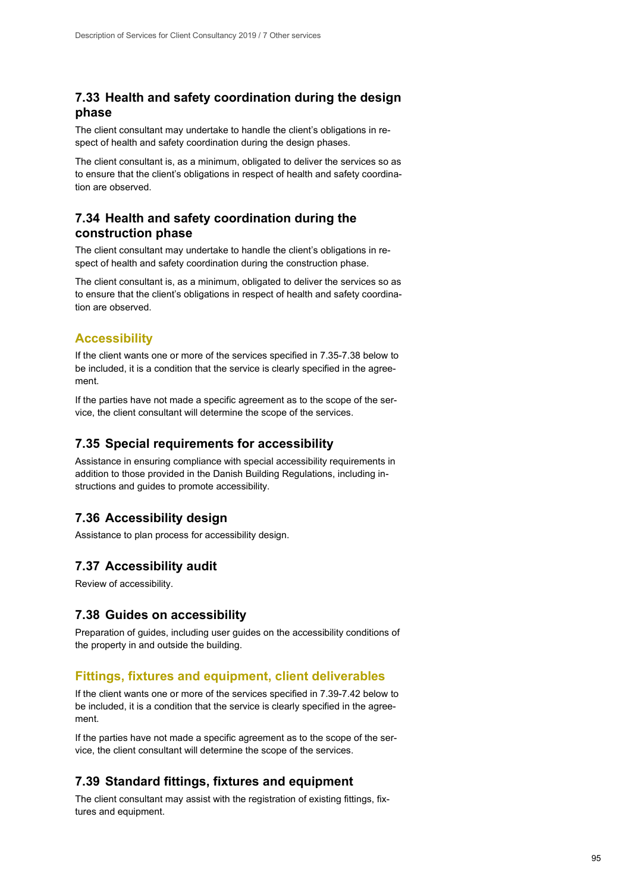## 7.33 Health and safety coordination during the design phase

The client consultant may undertake to handle the client's obligations in respect of health and safety coordination during the design phases.

The client consultant is, as a minimum, obligated to deliver the services so as to ensure that the client's obligations in respect of health and safety coordination are observed.

## 7.34 Health and safety coordination during the construction phase

The client consultant may undertake to handle the client's obligations in respect of health and safety coordination during the construction phase.

The client consultant is, as a minimum, obligated to deliver the services so as to ensure that the client's obligations in respect of health and safety coordination are observed.

### Accessibility

If the client wants one or more of the services specified in 7.35-7.38 below to be included, it is a condition that the service is clearly specified in the agreement.

If the parties have not made a specific agreement as to the scope of the service, the client consultant will determine the scope of the services.

## 7.35 Special requirements for accessibility

Assistance in ensuring compliance with special accessibility requirements in addition to those provided in the Danish Building Regulations, including instructions and guides to promote accessibility.

## 7.36 Accessibility design

Assistance to plan process for accessibility design.

## 7.37 Accessibility audit

Review of accessibility.

## 7.38 Guides on accessibility

Preparation of guides, including user guides on the accessibility conditions of the property in and outside the building.

### Fittings, fixtures and equipment, client deliverables

If the client wants one or more of the services specified in 7.39-7.42 below to be included, it is a condition that the service is clearly specified in the agreement.

If the parties have not made a specific agreement as to the scope of the service, the client consultant will determine the scope of the services.

## 7.39 Standard fittings, fixtures and equipment

The client consultant may assist with the registration of existing fittings, fixtures and equipment.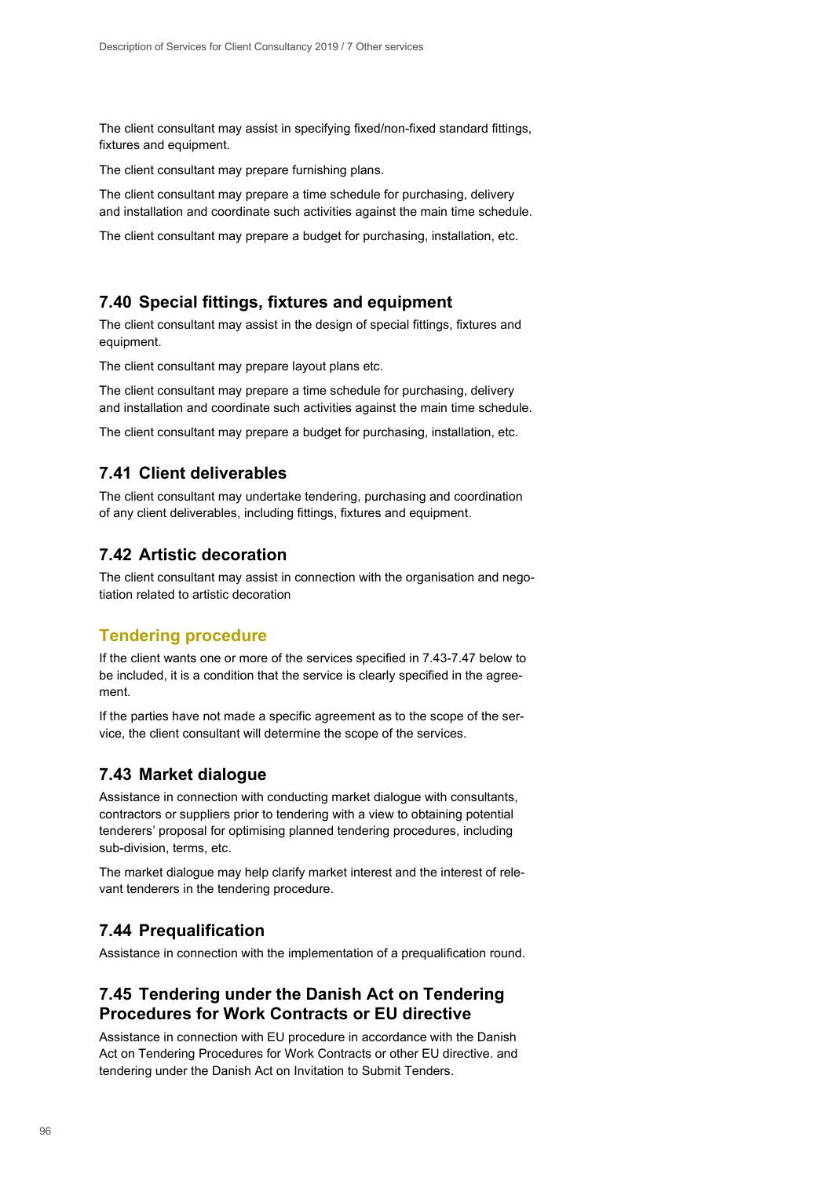The client consultant may assist in specifying fixed/non-fixed standard fittings, fixtures and equipment.

The client consultant may prepare furnishing plans.

The client consultant may prepare a time schedule for purchasing, delivery and installation and coordinate such activities against the main time schedule.

The client consultant may prepare a budget for purchasing, installation, etc.

### 7.40 Special fittings, fixtures and equipment

The client consultant may assist in the design of special fittings, fixtures and equipment.

The client consultant may prepare layout plans etc.

The client consultant may prepare a time schedule for purchasing, delivery and installation and coordinate such activities against the main time schedule.

The client consultant may prepare a budget for purchasing, installation, etc.

### 7.41 Client deliverables

The client consultant may undertake tendering, purchasing and coordination of any client deliverables, including fittings, fixtures and equipment.

### 7.42 Artistic decoration

The client consultant may assist in connection with the organisation and negotiation related to artistic decoration

## Tendering procedure

If the client wants one or more of the services specified in 7.43-7.47 below to be included, it is a condition that the service is clearly specified in the agreement.

If the parties have not made a specific agreement as to the scope of the service, the client consultant will determine the scope of the services.

### 7.43 Market dialogue

Assistance in connection with conducting market dialogue with consultants, contractors or suppliers prior to tendering with a view to obtaining potential tenderers' proposal for optimising planned tendering procedures, including sub-division, terms, etc.

The market dialogue may help clarify market interest and the interest of relevant tenderers in the tendering procedure.

### 7.44 Prequalification

Assistance in connection with the implementation of a prequalification round.

### 7.45 Tendering under the Danish Act on Tendering Procedures for Work Contracts or EU directive

Assistance in connection with EU procedure in accordance with the Danish Act on Tendering Procedures for Work Contracts or other EU directive. and tendering under the Danish Act on Invitation to Submit Tenders.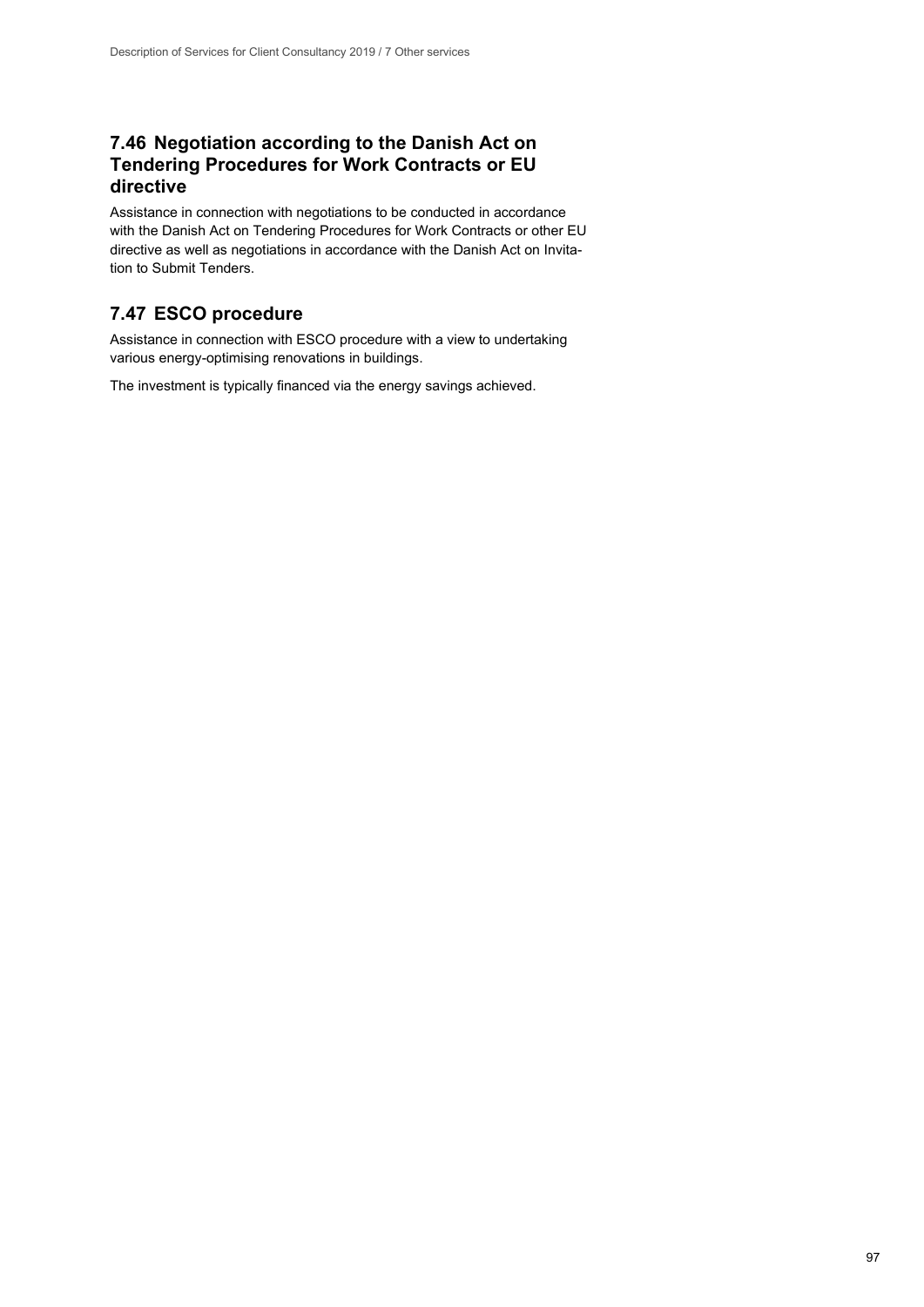## 7.46 Negotiation according to the Danish Act on Tendering Procedures for Work Contracts or EU directive

Assistance in connection with negotiations to be conducted in accordance with the Danish Act on Tendering Procedures for Work Contracts or other EU directive as well as negotiations in accordance with the Danish Act on Invitation to Submit Tenders.

## 7.47 ESCO procedure

Assistance in connection with ESCO procedure with a view to undertaking various energy-optimising renovations in buildings.

The investment is typically financed via the energy savings achieved.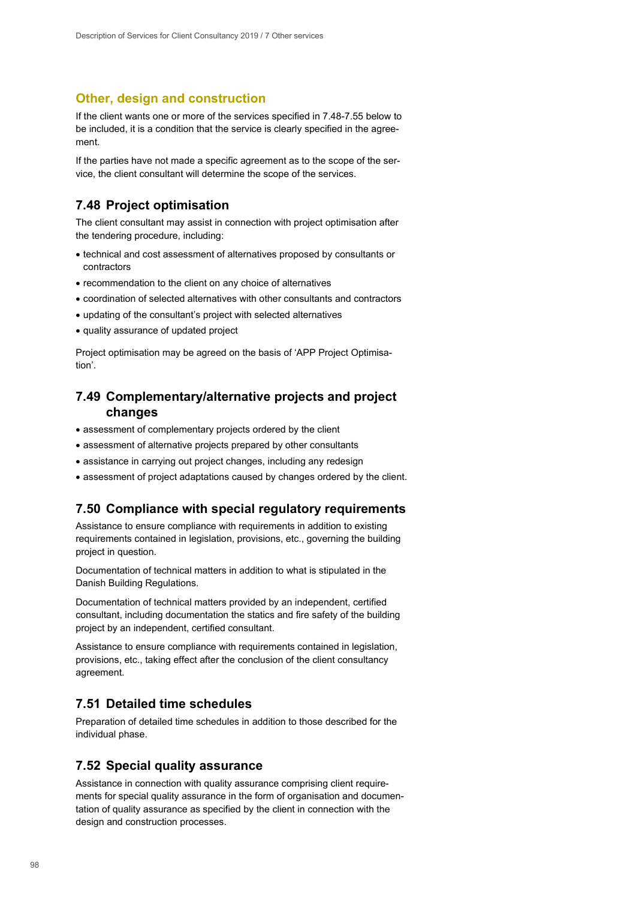## Other, design and construction

If the client wants one or more of the services specified in 7.48-7.55 below to be included, it is a condition that the service is clearly specified in the agreement.

If the parties have not made a specific agreement as to the scope of the service, the client consultant will determine the scope of the services.

### 7.48 Project optimisation

The client consultant may assist in connection with project optimisation after the tendering procedure, including:

- technical and cost assessment of alternatives proposed by consultants or contractors
- recommendation to the client on any choice of alternatives
- coordination of selected alternatives with other consultants and contractors
- updating of the consultant's project with selected alternatives
- quality assurance of updated project

Project optimisation may be agreed on the basis of 'APP Project Optimisation'.

### 7.49 Complementary/alternative projects and project changes

- assessment of complementary projects ordered by the client
- assessment of alternative projects prepared by other consultants
- assistance in carrying out project changes, including any redesign
- assessment of project adaptations caused by changes ordered by the client.

### 7.50 Compliance with special regulatory requirements

Assistance to ensure compliance with requirements in addition to existing requirements contained in legislation, provisions, etc., governing the building project in question.

Documentation of technical matters in addition to what is stipulated in the Danish Building Regulations.

Documentation of technical matters provided by an independent, certified consultant, including documentation the statics and fire safety of the building project by an independent, certified consultant.

Assistance to ensure compliance with requirements contained in legislation, provisions, etc., taking effect after the conclusion of the client consultancy agreement.

### 7.51 Detailed time schedules

Preparation of detailed time schedules in addition to those described for the individual phase.

### 7.52 Special quality assurance

Assistance in connection with quality assurance comprising client requirements for special quality assurance in the form of organisation and documentation of quality assurance as specified by the client in connection with the design and construction processes.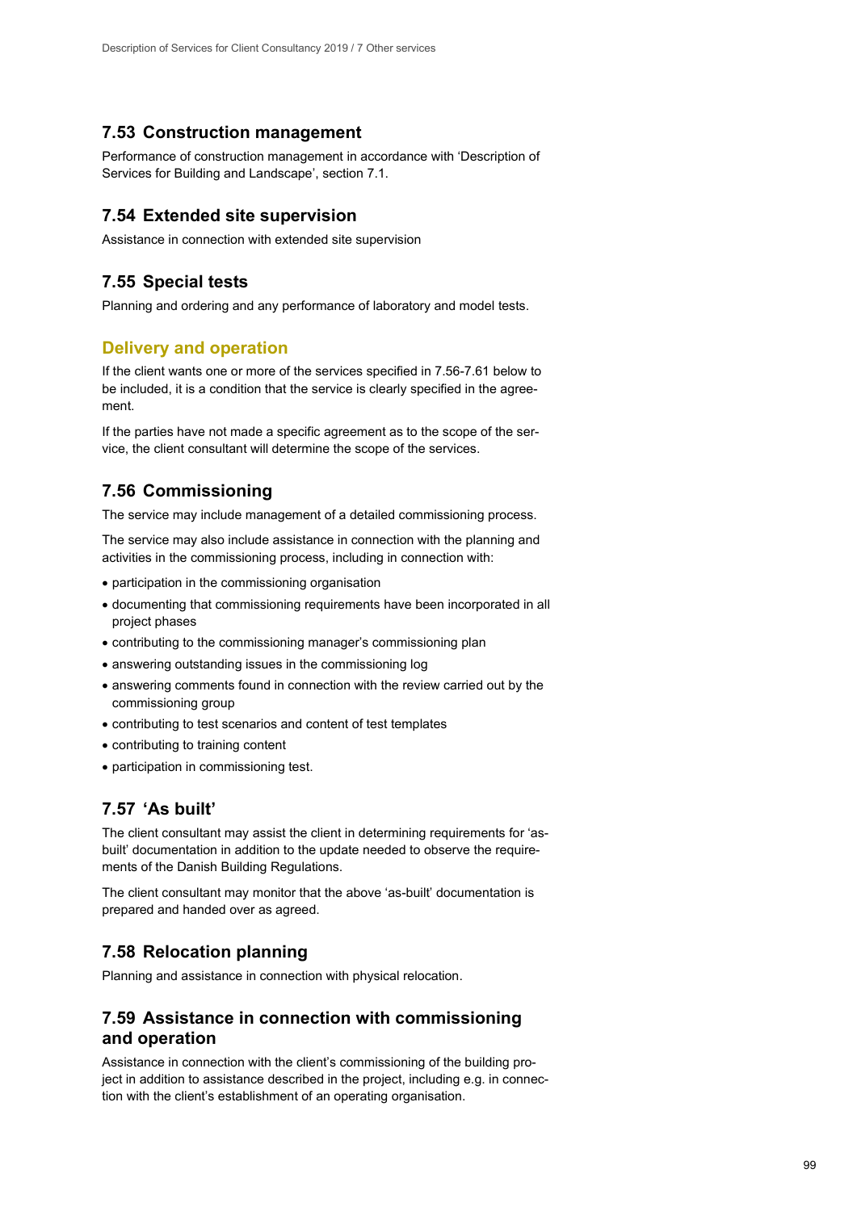## 7.53 Construction management

Performance of construction management in accordance with 'Description of Services for Building and Landscape', section 7.1.

## 7.54 Extended site supervision

Assistance in connection with extended site supervision

## 7.55 Special tests

Planning and ordering and any performance of laboratory and model tests.

### Delivery and operation

If the client wants one or more of the services specified in 7.56-7.61 below to be included, it is a condition that the service is clearly specified in the agreement.

If the parties have not made a specific agreement as to the scope of the service, the client consultant will determine the scope of the services.

## 7.56 Commissioning

The service may include management of a detailed commissioning process.

The service may also include assistance in connection with the planning and activities in the commissioning process, including in connection with:

- participation in the commissioning organisation
- documenting that commissioning requirements have been incorporated in all project phases
- contributing to the commissioning manager's commissioning plan
- answering outstanding issues in the commissioning log
- answering comments found in connection with the review carried out by the commissioning group
- contributing to test scenarios and content of test templates
- contributing to training content
- participation in commissioning test.

## 7.57 'As built'

The client consultant may assist the client in determining requirements for 'as-built' documentation in addition to the update needed to observe the requirements of the Danish Building Regulations.

The client consultant may monitor that the above 'as-built' documentation is prepared and handed over as agreed.

## 7.58 Relocation planning

Planning and assistance in connection with physical relocation.

## 7.59 Assistance in connection with commissioning and operation

Assistance in connection with the client's commissioning of the building project in addition to assistance described in the project, including e.g. in connection with the client's establishment of an operating organisation.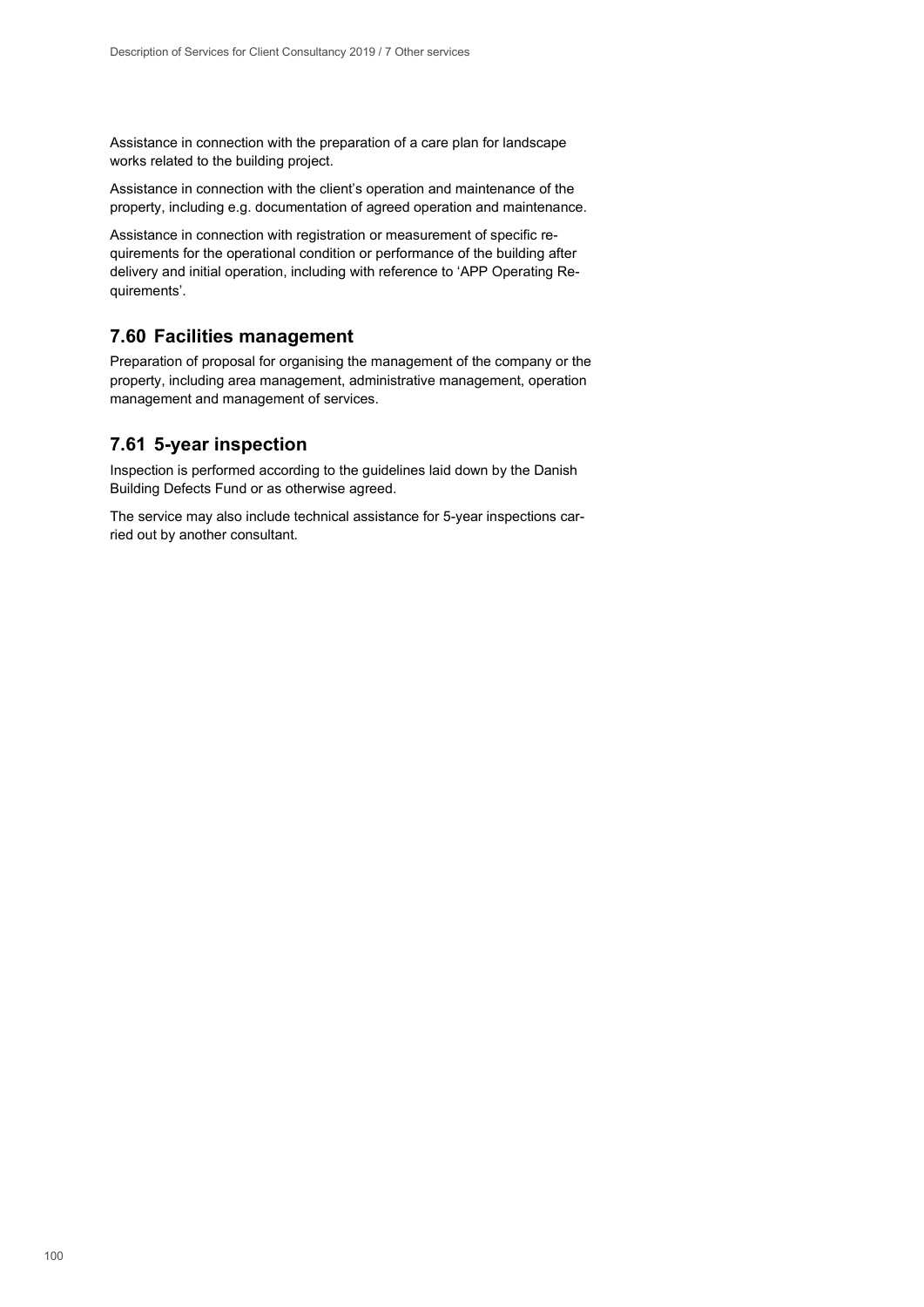Assistance in connection with the preparation of a care plan for landscape works related to the building project.

Assistance in connection with the client's operation and maintenance of the property, including e.g. documentation of agreed operation and maintenance.

Assistance in connection with registration or measurement of specific requirements for the operational condition or performance of the building after delivery and initial operation, including with reference to 'APP Operating Requirements'.

## 7.60 Facilities management

Preparation of proposal for organising the management of the company or the property, including area management, administrative management, operation management and management of services.

## 7.61 5-year inspection

Inspection is performed according to the guidelines laid down by the Danish Building Defects Fund or as otherwise agreed.

The service may also include technical assistance for 5-year inspections carried out by another consultant.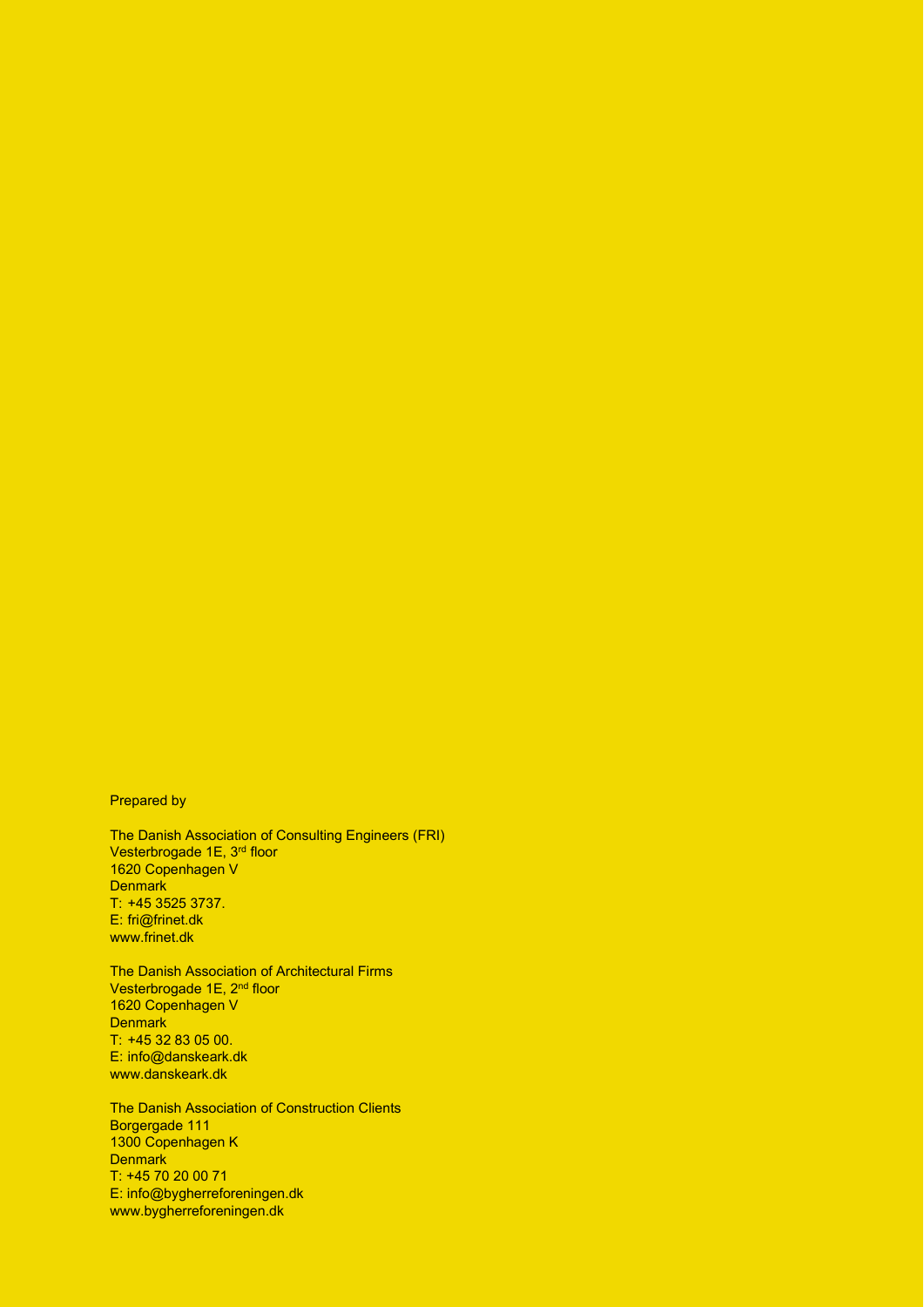Prepared by

The Danish Association of Consulting Engineers (FRI)
Vesterbrogade 1E, 3rd floor
1620 Copenhagen V
Denmark
T: +45 3525 3737.
E: fri@frinet.dk
www.frinet.dk

The Danish Association of Architectural Firms
Vesterbrogade 1E, 2nd floor
1620 Copenhagen V
Denmark
T: +45 32 83 05 00.
E: info@danskeark.dk
www.danskeark.dk

The Danish Association of Construction Clients
Borgergade 111
1300 Copenhagen K
Denmark
T: +45 70 20 00 71
E: info@bygherreforeningen.dk
www.bygherreforeningen.dk